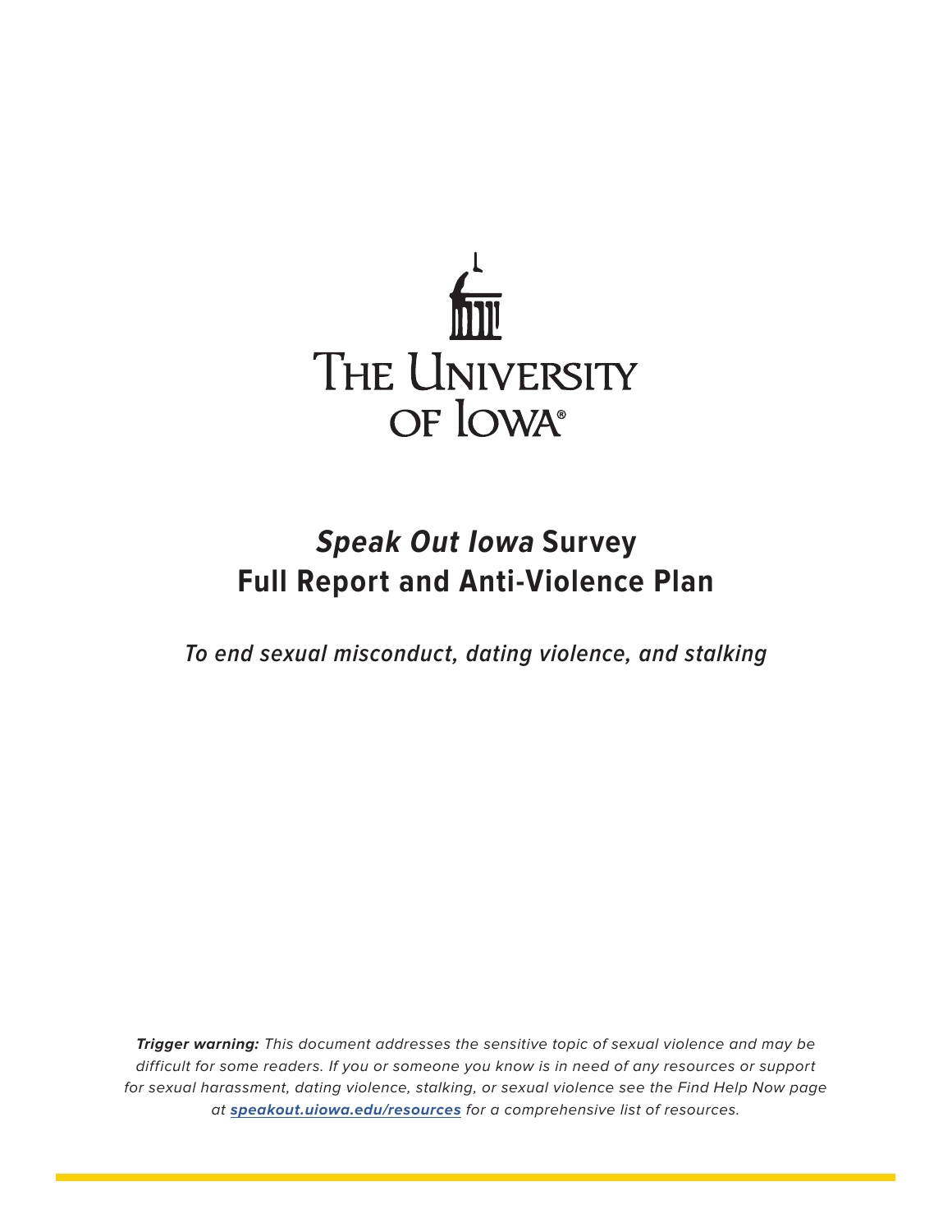THE UNIVERSITY OF IOWA®

# *Speak Out Iowa* Survey
# Full Report and Anti-Violence Plan

*To end sexual misconduct, dating violence, and stalking*

***Trigger warning:*** *This document addresses the sensitive topic of sexual violence and may be difficult for some readers. If you or someone you know is in need of any resources or support for sexual harassment, dating violence, stalking, or sexual violence see the Find Help Now page at* ***speakout.uiowa.edu/resources*** *for a comprehensive list of resources.*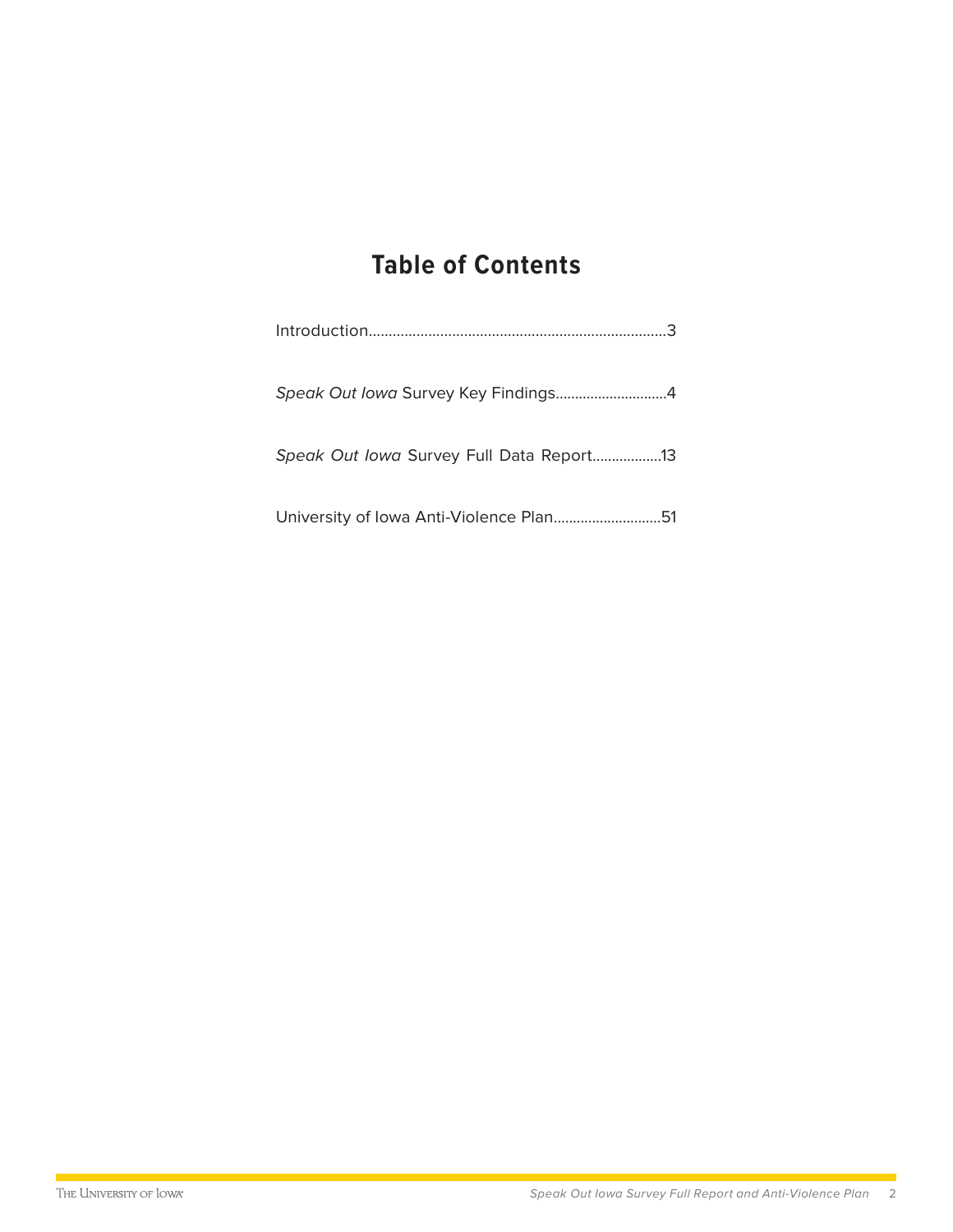# Table of Contents

Introduction.........................................................................3

*Speak Out Iowa* Survey Key Findings.............................4

*Speak Out Iowa* Survey Full Data Report..................13

University of Iowa Anti-Violence Plan............................51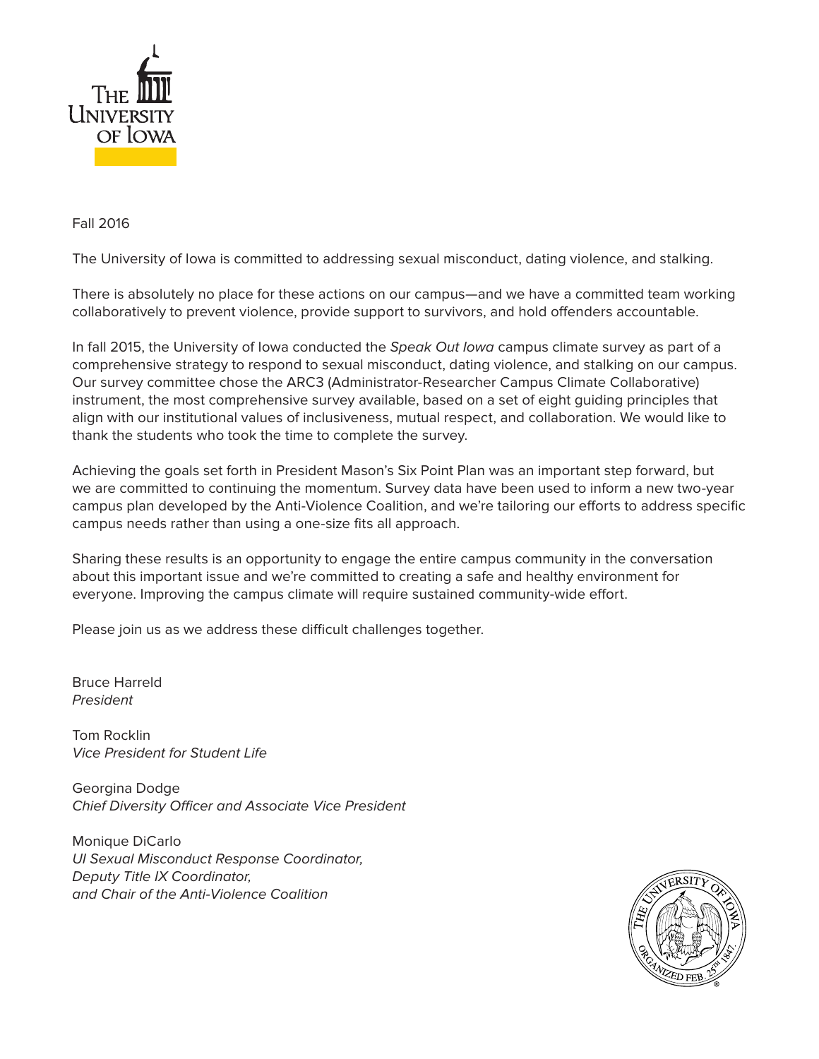Fall 2016

The University of Iowa is committed to addressing sexual misconduct, dating violence, and stalking.

There is absolutely no place for these actions on our campus—and we have a committed team working collaboratively to prevent violence, provide support to survivors, and hold offenders accountable.

In fall 2015, the University of Iowa conducted the *Speak Out Iowa* campus climate survey as part of a comprehensive strategy to respond to sexual misconduct, dating violence, and stalking on our campus. Our survey committee chose the ARC3 (Administrator-Researcher Campus Climate Collaborative) instrument, the most comprehensive survey available, based on a set of eight guiding principles that align with our institutional values of inclusiveness, mutual respect, and collaboration. We would like to thank the students who took the time to complete the survey.

Achieving the goals set forth in President Mason's Six Point Plan was an important step forward, but we are committed to continuing the momentum. Survey data have been used to inform a new two-year campus plan developed by the Anti-Violence Coalition, and we're tailoring our efforts to address specific campus needs rather than using a one-size fits all approach.

Sharing these results is an opportunity to engage the entire campus community in the conversation about this important issue and we're committed to creating a safe and healthy environment for everyone. Improving the campus climate will require sustained community-wide effort.

Please join us as we address these difficult challenges together.

Bruce Harreld
*President*

Tom Rocklin
*Vice President for Student Life*

Georgina Dodge
*Chief Diversity Officer and Associate Vice President*

Monique DiCarlo
*UI Sexual Misconduct Response Coordinator,*
*Deputy Title IX Coordinator,*
*and Chair of the Anti-Violence Coalition*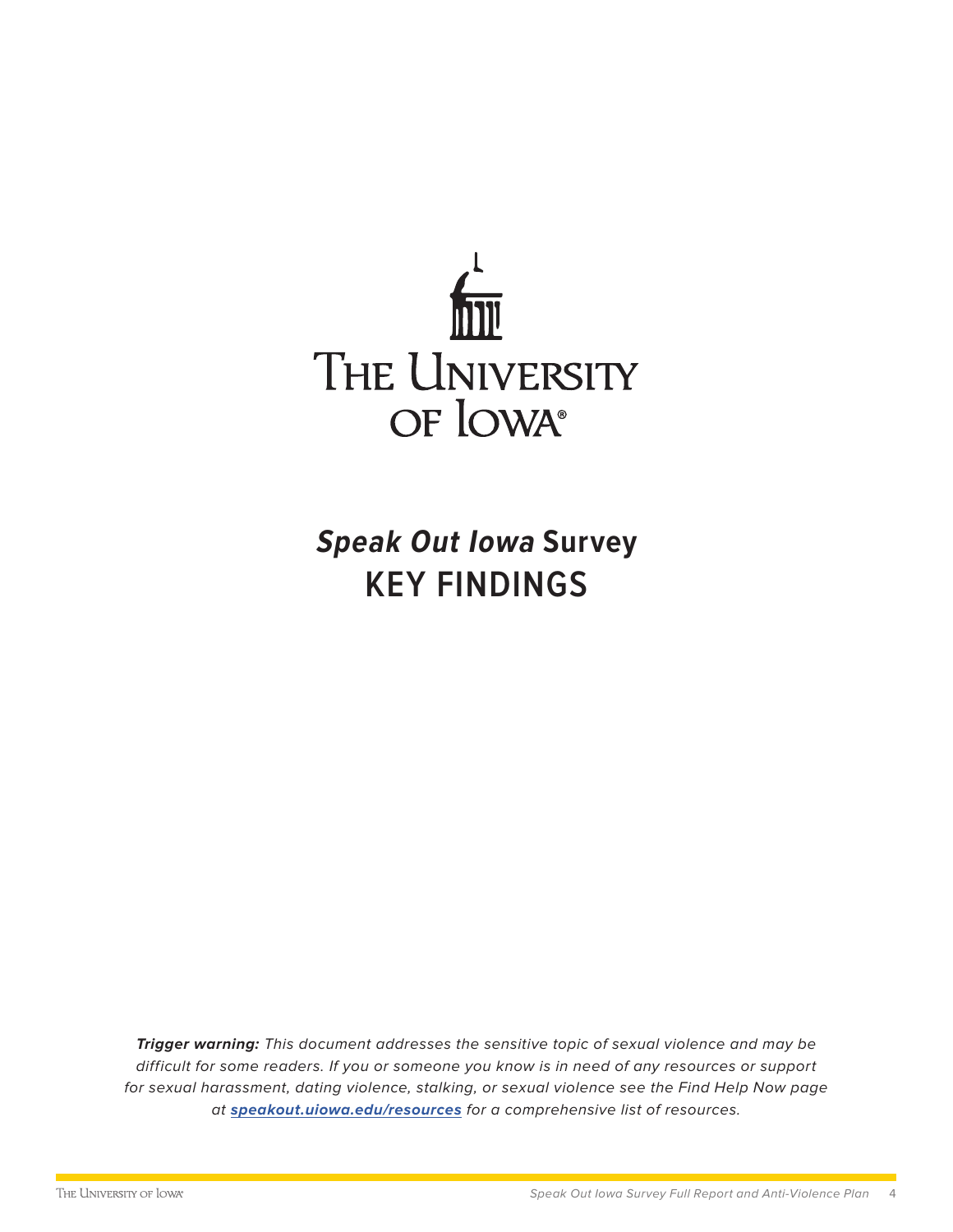THE UNIVERSITY OF IOWA

# *Speak Out Iowa* Survey KEY FINDINGS

***Trigger warning:*** *This document addresses the sensitive topic of sexual violence and may be difficult for some readers. If you or someone you know is in need of any resources or support for sexual harassment, dating violence, stalking, or sexual violence see the Find Help Now page at* ***speakout.uiowa.edu/resources*** *for a comprehensive list of resources.*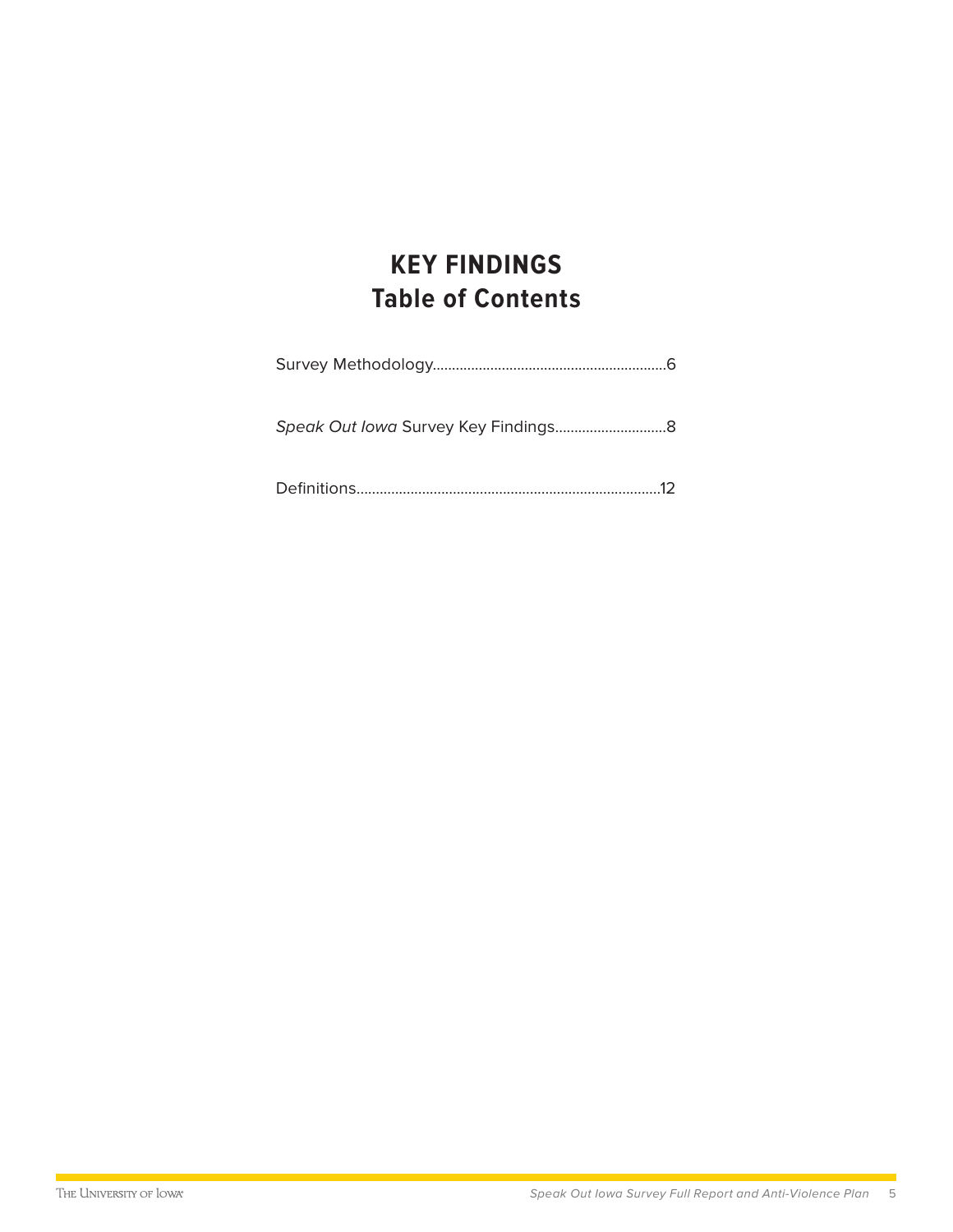# KEY FINDINGS
## Table of Contents

Survey Methodology............................................................6

*Speak Out Iowa* Survey Key Findings.............................8

Definitions..............................................................................12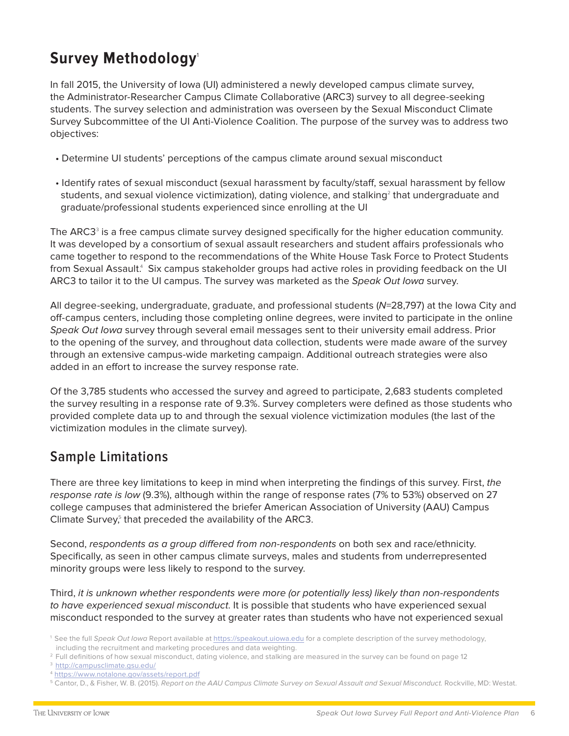## Survey Methodology[1]

In fall 2015, the University of Iowa (UI) administered a newly developed campus climate survey, the Administrator-Researcher Campus Climate Collaborative (ARC3) survey to all degree-seeking students. The survey selection and administration was overseen by the Sexual Misconduct Climate Survey Subcommittee of the UI Anti-Violence Coalition. The purpose of the survey was to address two objectives:

- Determine UI students' perceptions of the campus climate around sexual misconduct
- Identify rates of sexual misconduct (sexual harassment by faculty/staff, sexual harassment by fellow students, and sexual violence victimization), dating violence, and stalking[2] that undergraduate and graduate/professional students experienced since enrolling at the UI

The ARC3[3] is a free campus climate survey designed specifically for the higher education community. It was developed by a consortium of sexual assault researchers and student affairs professionals who came together to respond to the recommendations of the White House Task Force to Protect Students from Sexual Assault.[4] Six campus stakeholder groups had active roles in providing feedback on the UI ARC3 to tailor it to the UI campus. The survey was marketed as the *Speak Out Iowa* survey.

All degree-seeking, undergraduate, graduate, and professional students (*N*=28,797) at the Iowa City and off-campus centers, including those completing online degrees, were invited to participate in the online *Speak Out Iowa* survey through several email messages sent to their university email address. Prior to the opening of the survey, and throughout data collection, students were made aware of the survey through an extensive campus-wide marketing campaign. Additional outreach strategies were also added in an effort to increase the survey response rate.

Of the 3,785 students who accessed the survey and agreed to participate, 2,683 students completed the survey resulting in a response rate of 9.3%. Survey completers were defined as those students who provided complete data up to and through the sexual violence victimization modules (the last of the victimization modules in the climate survey).

## Sample Limitations

There are three key limitations to keep in mind when interpreting the findings of this survey. First, *the response rate is low* (9.3%), although within the range of response rates (7% to 53%) observed on 27 college campuses that administered the briefer American Association of University (AAU) Campus Climate Survey,[5] that preceded the availability of the ARC3.

Second, *respondents as a group differed from non-respondents* on both sex and race/ethnicity. Specifically, as seen in other campus climate surveys, males and students from underrepresented minority groups were less likely to respond to the survey.

Third, *it is unknown whether respondents were more (or potentially less) likely than non-respondents to have experienced sexual misconduct*. It is possible that students who have experienced sexual misconduct responded to the survey at greater rates than students who have not experienced sexual

[1] See the full *Speak Out Iowa* Report available at https://speakout.uiowa.edu for a complete description of the survey methodology, including the recruitment and marketing procedures and data weighting.

[2] Full definitions of how sexual misconduct, dating violence, and stalking are measured in the survey can be found on page 12

[3] http://campusclimate.gsu.edu/

[4] https://www.notalone.gov/assets/report.pdf

[5] Cantor, D., & Fisher, W. B. (2015). *Report on the AAU Campus Climate Survey on Sexual Assault and Sexual Misconduct.* Rockville, MD: Westat.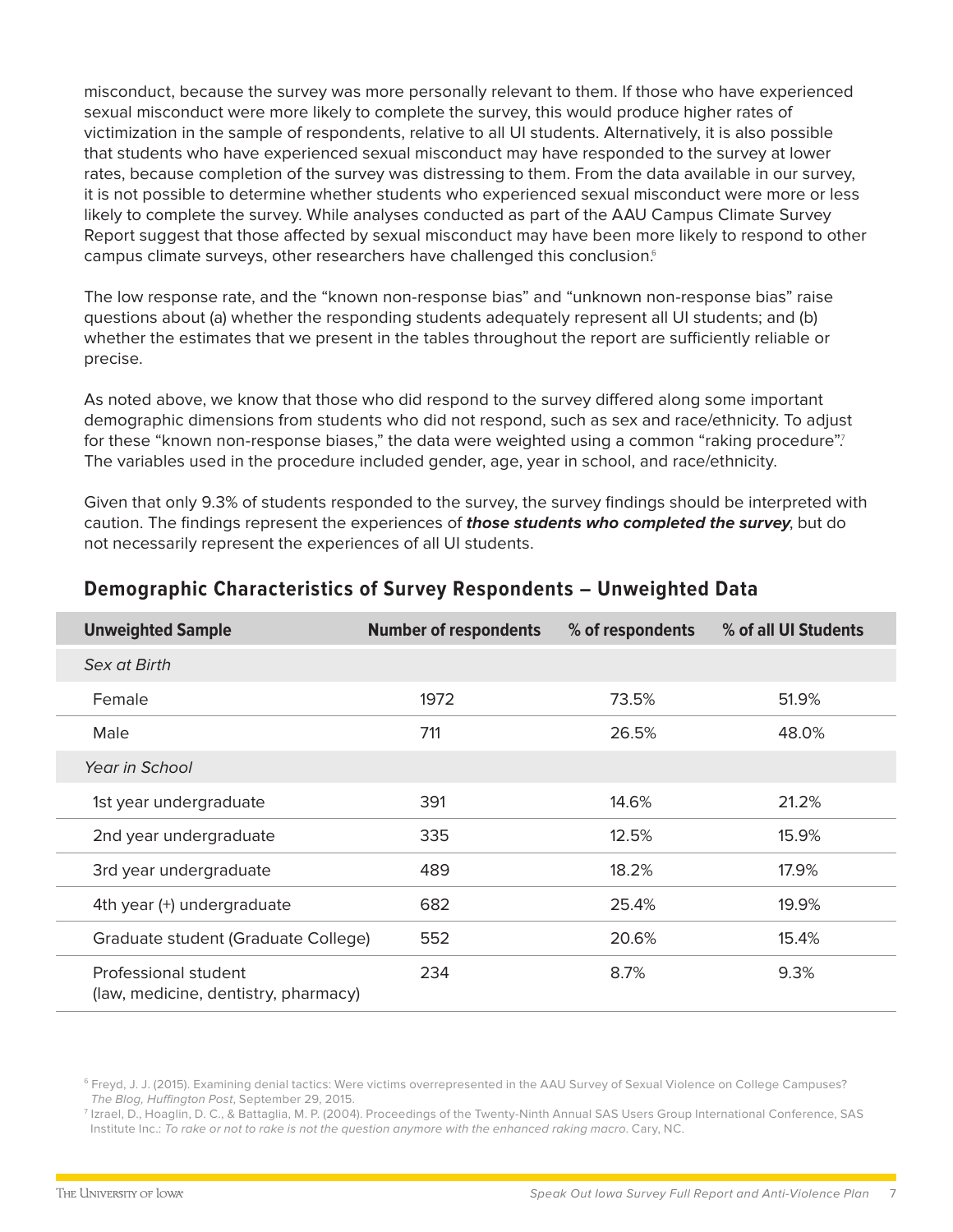misconduct, because the survey was more personally relevant to them. If those who have experienced sexual misconduct were more likely to complete the survey, this would produce higher rates of victimization in the sample of respondents, relative to all UI students. Alternatively, it is also possible that students who have experienced sexual misconduct may have responded to the survey at lower rates, because completion of the survey was distressing to them. From the data available in our survey, it is not possible to determine whether students who experienced sexual misconduct were more or less likely to complete the survey. While analyses conducted as part of the AAU Campus Climate Survey Report suggest that those affected by sexual misconduct may have been more likely to respond to other campus climate surveys, other researchers have challenged this conclusion.[6]

The low response rate, and the "known non-response bias" and "unknown non-response bias" raise questions about (a) whether the responding students adequately represent all UI students; and (b) whether the estimates that we present in the tables throughout the report are sufficiently reliable or precise.

As noted above, we know that those who did respond to the survey differed along some important demographic dimensions from students who did not respond, such as sex and race/ethnicity. To adjust for these "known non-response biases," the data were weighted using a common "raking procedure".[7] The variables used in the procedure included gender, age, year in school, and race/ethnicity.

Given that only 9.3% of students responded to the survey, the survey findings should be interpreted with caution. The findings represent the experiences of ***those students who completed the survey***, but do not necessarily represent the experiences of all UI students.

## Demographic Characteristics of Survey Respondents – Unweighted Data

| Unweighted Sample | Number of respondents | % of respondents | % of all UI Students |
|---|---|---|---|
| *Sex at Birth* | | | |
| Female | 1972 | 73.5% | 51.9% |
| Male | 711 | 26.5% | 48.0% |
| *Year in School* | | | |
| 1st year undergraduate | 391 | 14.6% | 21.2% |
| 2nd year undergraduate | 335 | 12.5% | 15.9% |
| 3rd year undergraduate | 489 | 18.2% | 17.9% |
| 4th year (+) undergraduate | 682 | 25.4% | 19.9% |
| Graduate student (Graduate College) | 552 | 20.6% | 15.4% |
| Professional student (law, medicine, dentistry, pharmacy) | 234 | 8.7% | 9.3% |

[6] Freyd, J. J. (2015). Examining denial tactics: Were victims overrepresented in the AAU Survey of Sexual Violence on College Campuses? *The Blog, Huffington Post*, September 29, 2015.

[7] Izrael, D., Hoaglin, D. C., & Battaglia, M. P. (2004). Proceedings of the Twenty-Ninth Annual SAS Users Group International Conference, SAS Institute Inc.: *To rake or not to rake is not the question anymore with the enhanced raking macro*. Cary, NC.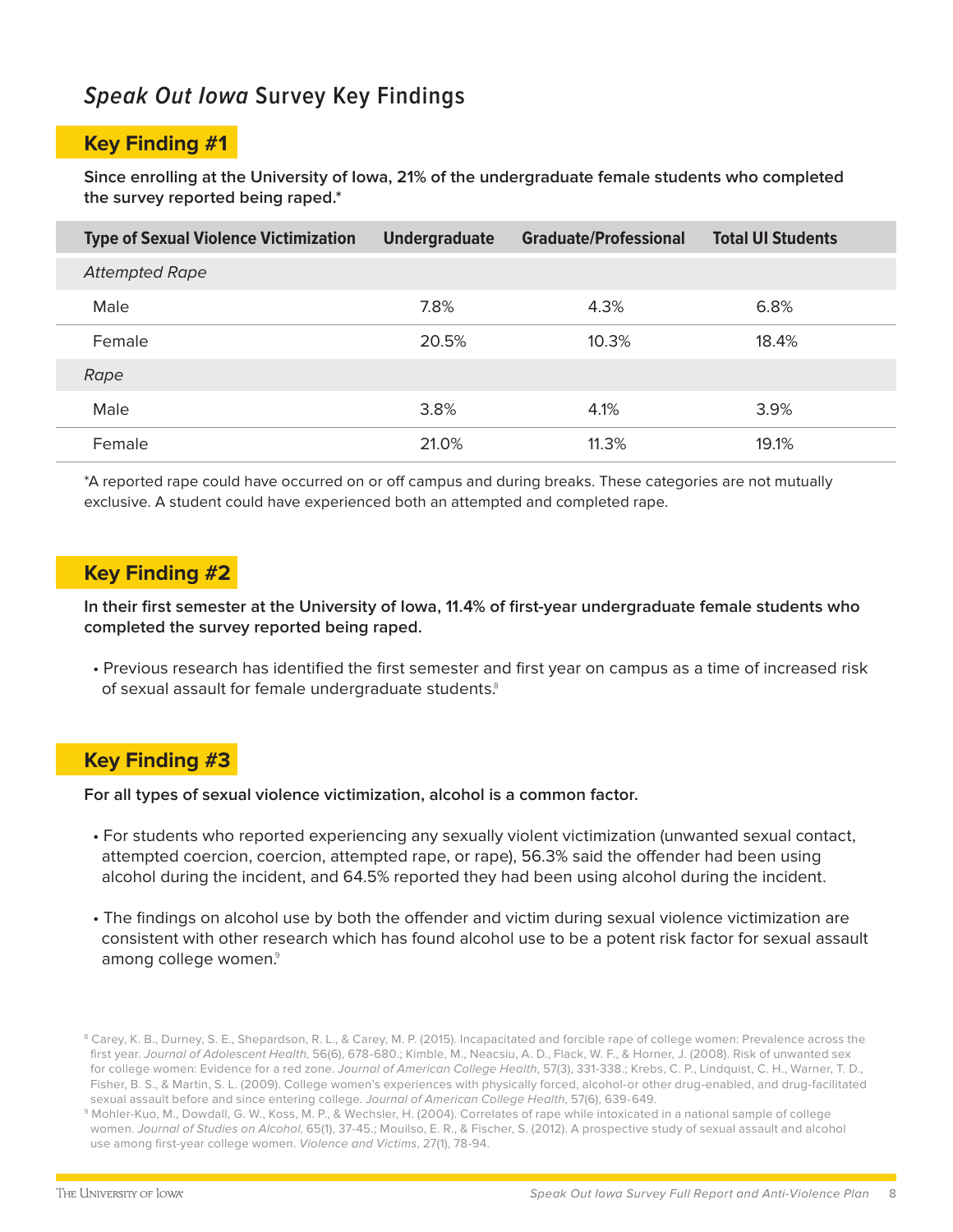## *Speak Out Iowa* Survey Key Findings

### Key Finding #1

**Since enrolling at the University of Iowa, 21% of the undergraduate female students who completed the survey reported being raped.***

| Type of Sexual Violence Victimization | Undergraduate | Graduate/Professional | Total UI Students |
|---|---|---|---|
| *Attempted Rape* | | | |
| Male | 7.8% | 4.3% | 6.8% |
| Female | 20.5% | 10.3% | 18.4% |
| *Rape* | | | |
| Male | 3.8% | 4.1% | 3.9% |
| Female | 21.0% | 11.3% | 19.1% |

*A reported rape could have occurred on or off campus and during breaks. These categories are not mutually exclusive. A student could have experienced both an attempted and completed rape.

### Key Finding #2

**In their first semester at the University of Iowa, 11.4% of first-year undergraduate female students who completed the survey reported being raped.**

- Previous research has identified the first semester and first year on campus as a time of increased risk of sexual assault for female undergraduate students.[8]

### Key Finding #3

**For all types of sexual violence victimization, alcohol is a common factor.**

- For students who reported experiencing any sexually violent victimization (unwanted sexual contact, attempted coercion, coercion, attempted rape, or rape), 56.3% said the offender had been using alcohol during the incident, and 64.5% reported they had been using alcohol during the incident.
- The findings on alcohol use by both the offender and victim during sexual violence victimization are consistent with other research which has found alcohol use to be a potent risk factor for sexual assault among college women.[9]

[8] Carey, K. B., Durney, S. E., Shepardson, R. L., & Carey, M. P. (2015). Incapacitated and forcible rape of college women: Prevalence across the first year. *Journal of Adolescent Health*, 56(6), 678-680.; Kimble, M., Neacsiu, A. D., Flack, W. F., & Horner, J. (2008). Risk of unwanted sex for college women: Evidence for a red zone. *Journal of American College Health*, 57(3), 331-338.; Krebs, C. P., Lindquist, C. H., Warner, T. D., Fisher, B. S., & Martin, S. L. (2009). College women's experiences with physically forced, alcohol-or other drug-enabled, and drug-facilitated sexual assault before and since entering college. *Journal of American College Health*, 57(6), 639-649.

[9] Mohler-Kuo, M., Dowdall, G. W., Koss, M. P., & Wechsler, H. (2004). Correlates of rape while intoxicated in a national sample of college women. *Journal of Studies on Alcohol*, 65(1), 37-45.; Mouilso, E. R., & Fischer, S. (2012). A prospective study of sexual assault and alcohol use among first-year college women. *Violence and Victims*, 27(1), 78-94.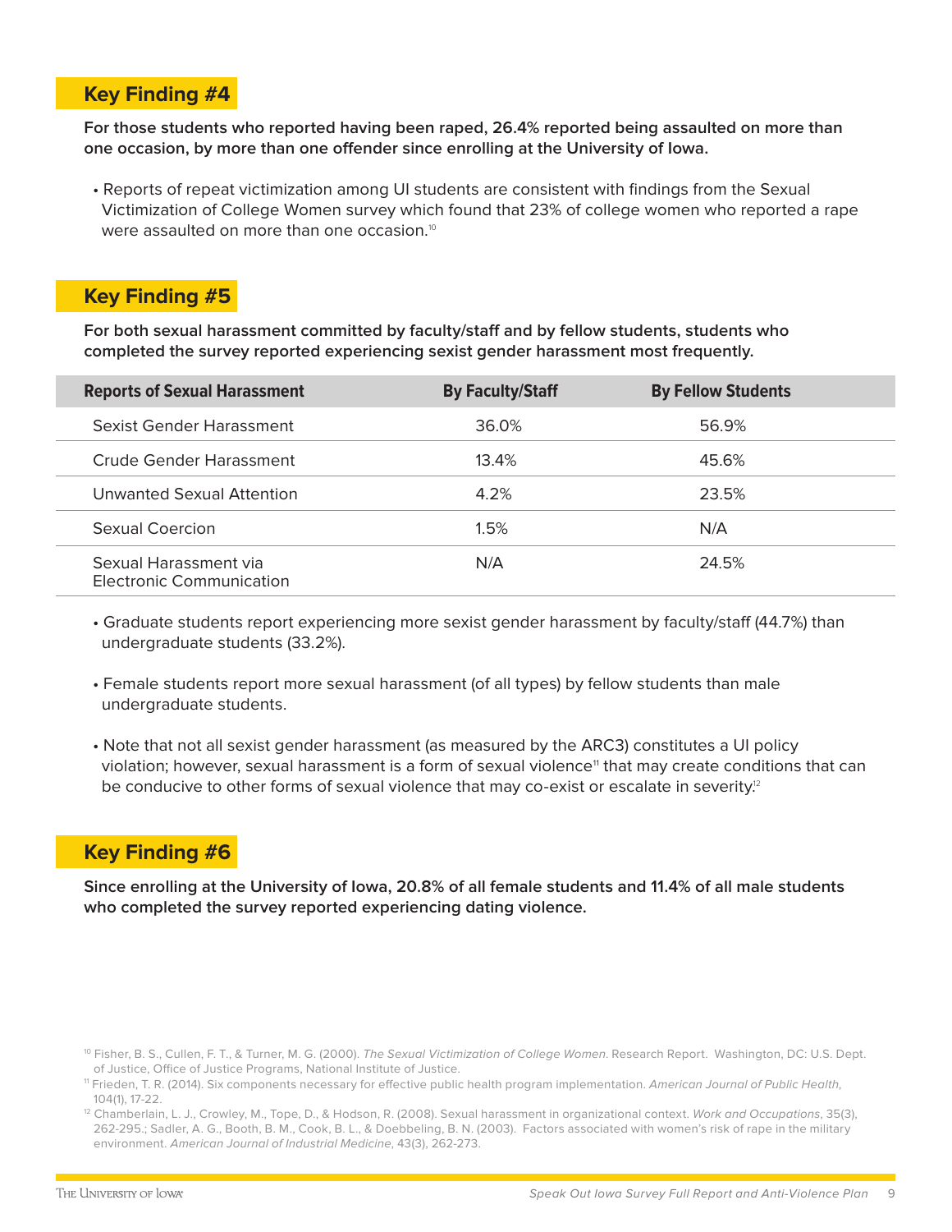## Key Finding #4

**For those students who reported having been raped, 26.4% reported being assaulted on more than one occasion, by more than one offender since enrolling at the University of Iowa.**

- Reports of repeat victimization among UI students are consistent with findings from the Sexual Victimization of College Women survey which found that 23% of college women who reported a rape were assaulted on more than one occasion.[10]

## Key Finding #5

**For both sexual harassment committed by faculty/staff and by fellow students, students who completed the survey reported experiencing sexist gender harassment most frequently.**

| Reports of Sexual Harassment | By Faculty/Staff | By Fellow Students |
| --- | --- | --- |
| Sexist Gender Harassment | 36.0% | 56.9% |
| Crude Gender Harassment | 13.4% | 45.6% |
| Unwanted Sexual Attention | 4.2% | 23.5% |
| Sexual Coercion | 1.5% | N/A |
| Sexual Harassment via Electronic Communication | N/A | 24.5% |

- Graduate students report experiencing more sexist gender harassment by faculty/staff (44.7%) than undergraduate students (33.2%).
- Female students report more sexual harassment (of all types) by fellow students than male undergraduate students.
- Note that not all sexist gender harassment (as measured by the ARC3) constitutes a UI policy violation; however, sexual harassment is a form of sexual violence[11] that may create conditions that can be conducive to other forms of sexual violence that may co-exist or escalate in severity.[12]

## Key Finding #6

**Since enrolling at the University of Iowa, 20.8% of all female students and 11.4% of all male students who completed the survey reported experiencing dating violence.**

[10] Fisher, B. S., Cullen, F. T., & Turner, M. G. (2000). *The Sexual Victimization of College Women*. Research Report. Washington, DC: U.S. Dept. of Justice, Office of Justice Programs, National Institute of Justice.

[11] Frieden, T. R. (2014). Six components necessary for effective public health program implementation. *American Journal of Public Health*, 104(1), 17-22.

[12] Chamberlain, L. J., Crowley, M., Tope, D., & Hodson, R. (2008). Sexual harassment in organizational context. *Work and Occupations*, 35(3), 262-295.; Sadler, A. G., Booth, B. M., Cook, B. L., & Doebbeling, B. N. (2003). Factors associated with women's risk of rape in the military environment. *American Journal of Industrial Medicine*, 43(3), 262-273.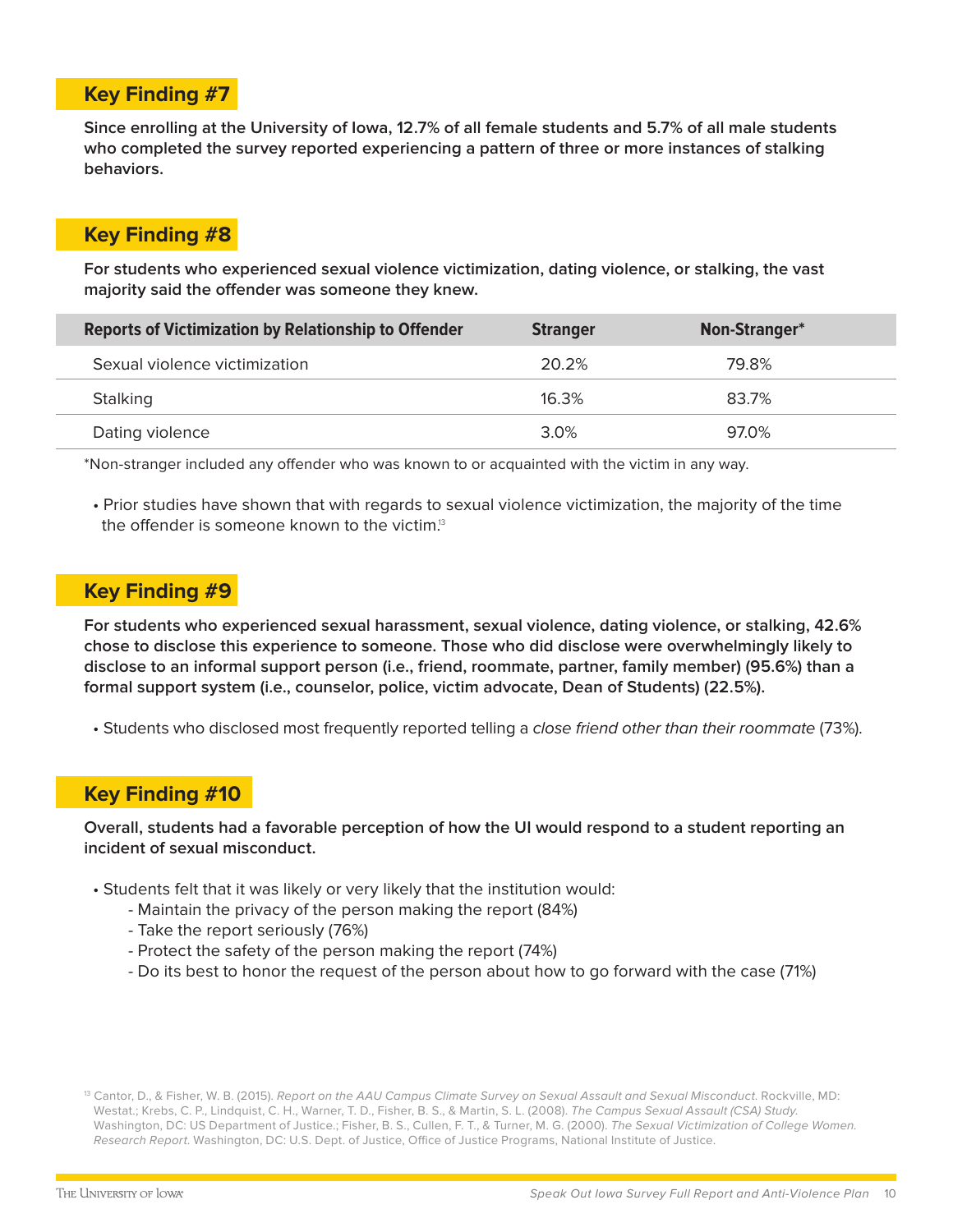## Key Finding #7

**Since enrolling at the University of Iowa, 12.7% of all female students and 5.7% of all male students who completed the survey reported experiencing a pattern of three or more instances of stalking behaviors.**

## Key Finding #8

**For students who experienced sexual violence victimization, dating violence, or stalking, the vast majority said the offender was someone they knew.**

| Reports of Victimization by Relationship to Offender | Stranger | Non-Stranger* |
|---|---|---|
| Sexual violence victimization | 20.2% | 79.8% |
| Stalking | 16.3% | 83.7% |
| Dating violence | 3.0% | 97.0% |

*Non-stranger included any offender who was known to or acquainted with the victim in any way.

- Prior studies have shown that with regards to sexual violence victimization, the majority of the time the offender is someone known to the victim.[13]

## Key Finding #9

**For students who experienced sexual harassment, sexual violence, dating violence, or stalking, 42.6% chose to disclose this experience to someone. Those who did disclose were overwhelmingly likely to disclose to an informal support person (i.e., friend, roommate, partner, family member) (95.6%) than a formal support system (i.e., counselor, police, victim advocate, Dean of Students) (22.5%).**

- Students who disclosed most frequently reported telling a *close friend other than their roommate* (73%).

## Key Finding #10

**Overall, students had a favorable perception of how the UI would respond to a student reporting an incident of sexual misconduct.**

- Students felt that it was likely or very likely that the institution would:
  - Maintain the privacy of the person making the report (84%)
  - Take the report seriously (76%)
  - Protect the safety of the person making the report (74%)
  - Do its best to honor the request of the person about how to go forward with the case (71%)

[13] Cantor, D., & Fisher, W. B. (2015). *Report on the AAU Campus Climate Survey on Sexual Assault and Sexual Misconduct.* Rockville, MD: Westat.; Krebs, C. P., Lindquist, C. H., Warner, T. D., Fisher, B. S., & Martin, S. L. (2008). *The Campus Sexual Assault (CSA) Study.* Washington, DC: US Department of Justice.; Fisher, B. S., Cullen, F. T., & Turner, M. G. (2000). *The Sexual Victimization of College Women. Research Report.* Washington, DC: U.S. Dept. of Justice, Office of Justice Programs, National Institute of Justice.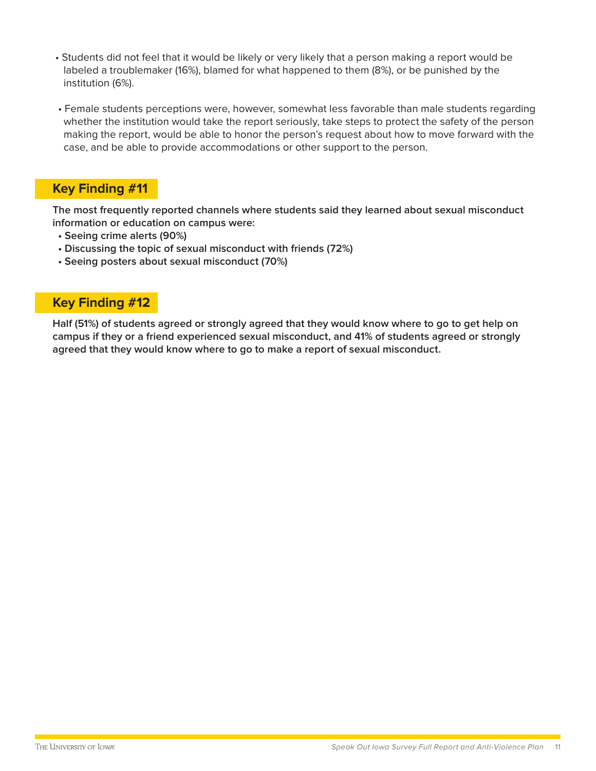- Students did not feel that it would be likely or very likely that a person making a report would be labeled a troublemaker (16%), blamed for what happened to them (8%), or be punished by the institution (6%).

- Female students perceptions were, however, somewhat less favorable than male students regarding whether the institution would take the report seriously, take steps to protect the safety of the person making the report, would be able to honor the person's request about how to move forward with the case, and be able to provide accommodations or other support to the person.

## Key Finding #11

**The most frequently reported channels where students said they learned about sexual misconduct information or education on campus were:**

- **Seeing crime alerts (90%)**
- **Discussing the topic of sexual misconduct with friends (72%)**
- **Seeing posters about sexual misconduct (70%)**

## Key Finding #12

**Half (51%) of students agreed or strongly agreed that they would know where to go to get help on campus if they or a friend experienced sexual misconduct, and 41% of students agreed or strongly agreed that they would know where to go to make a report of sexual misconduct.**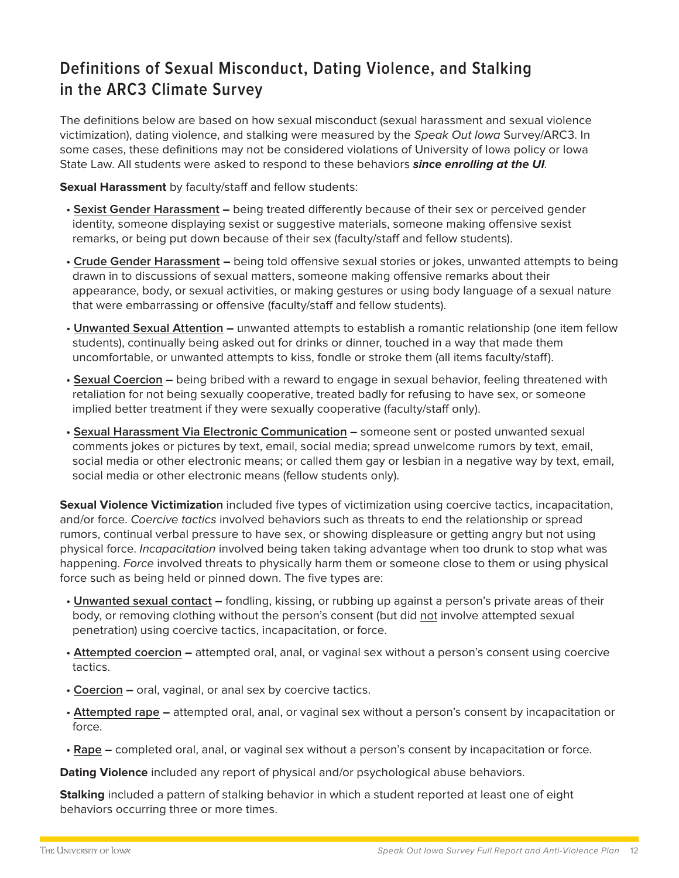## Definitions of Sexual Misconduct, Dating Violence, and Stalking in the ARC3 Climate Survey

The definitions below are based on how sexual misconduct (sexual harassment and sexual violence victimization), dating violence, and stalking were measured by the *Speak Out Iowa* Survey/ARC3. In some cases, these definitions may not be considered violations of University of Iowa policy or Iowa State Law. All students were asked to respond to these behaviors ***since enrolling at the UI***.

**Sexual Harassment** by faculty/staff and fellow students:

- **Sexist Gender Harassment –** being treated differently because of their sex or perceived gender identity, someone displaying sexist or suggestive materials, someone making offensive sexist remarks, or being put down because of their sex (faculty/staff and fellow students).
- **Crude Gender Harassment –** being told offensive sexual stories or jokes, unwanted attempts to being drawn in to discussions of sexual matters, someone making offensive remarks about their appearance, body, or sexual activities, or making gestures or using body language of a sexual nature that were embarrassing or offensive (faculty/staff and fellow students).
- **Unwanted Sexual Attention –** unwanted attempts to establish a romantic relationship (one item fellow students), continually being asked out for drinks or dinner, touched in a way that made them uncomfortable, or unwanted attempts to kiss, fondle or stroke them (all items faculty/staff).
- **Sexual Coercion –** being bribed with a reward to engage in sexual behavior, feeling threatened with retaliation for not being sexually cooperative, treated badly for refusing to have sex, or someone implied better treatment if they were sexually cooperative (faculty/staff only).
- **Sexual Harassment Via Electronic Communication –** someone sent or posted unwanted sexual comments jokes or pictures by text, email, social media; spread unwelcome rumors by text, email, social media or other electronic means; or called them gay or lesbian in a negative way by text, email, social media or other electronic means (fellow students only).

**Sexual Violence Victimization** included five types of victimization using coercive tactics, incapacitation, and/or force. *Coercive tactics* involved behaviors such as threats to end the relationship or spread rumors, continual verbal pressure to have sex, or showing displeasure or getting angry but not using physical force. *Incapacitation* involved being taken taking advantage when too drunk to stop what was happening. *Force* involved threats to physically harm them or someone close to them or using physical force such as being held or pinned down. The five types are:

- **Unwanted sexual contact –** fondling, kissing, or rubbing up against a person's private areas of their body, or removing clothing without the person's consent (but did not involve attempted sexual penetration) using coercive tactics, incapacitation, or force.
- **Attempted coercion –** attempted oral, anal, or vaginal sex without a person's consent using coercive tactics.
- **Coercion –** oral, vaginal, or anal sex by coercive tactics.
- **Attempted rape –** attempted oral, anal, or vaginal sex without a person's consent by incapacitation or force.
- **Rape –** completed oral, anal, or vaginal sex without a person's consent by incapacitation or force.

**Dating Violence** included any report of physical and/or psychological abuse behaviors.

**Stalking** included a pattern of stalking behavior in which a student reported at least one of eight behaviors occurring three or more times.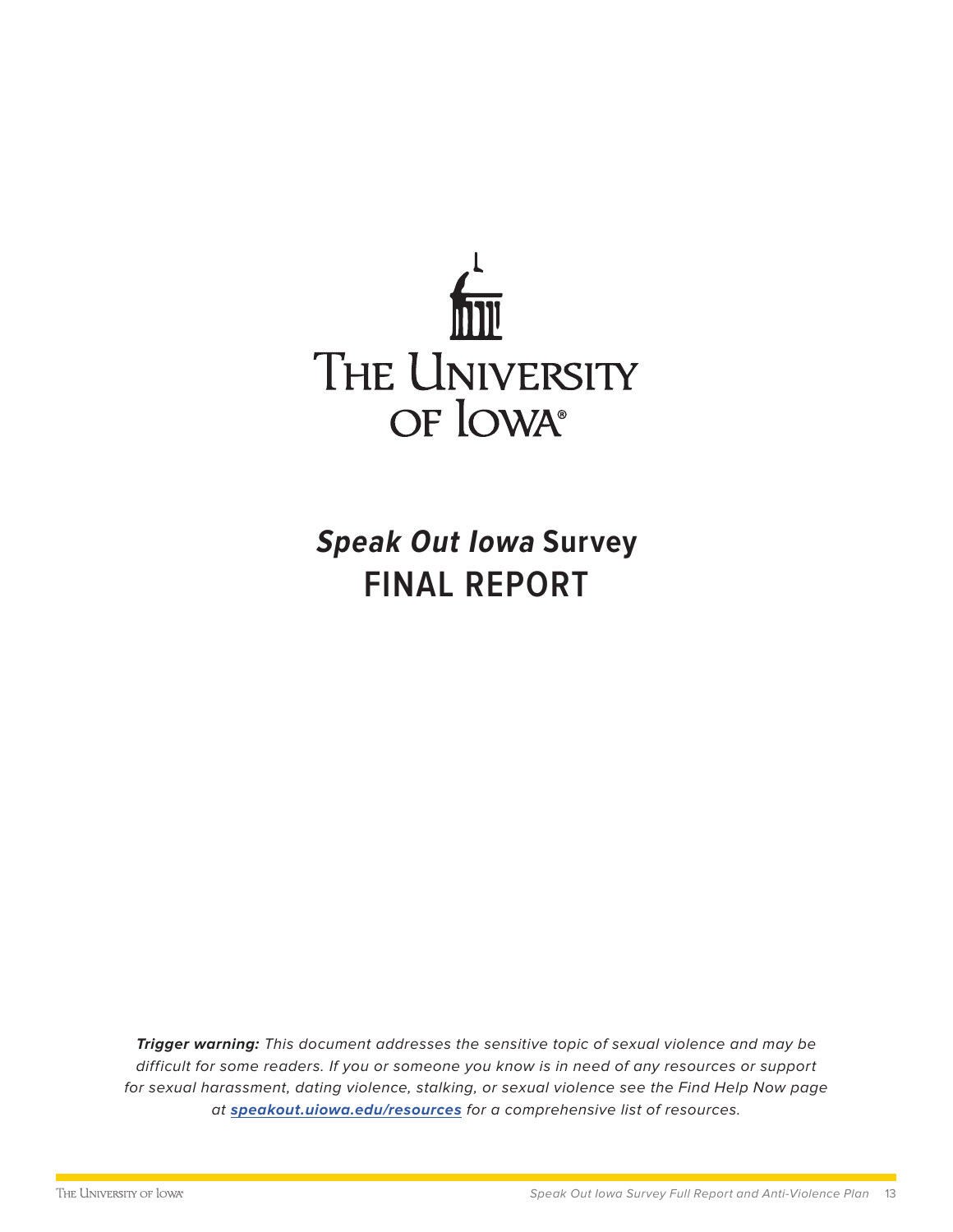THE UNIVERSITY OF IOWA

# *Speak Out Iowa* Survey
# FINAL REPORT

***Trigger warning:*** *This document addresses the sensitive topic of sexual violence and may be difficult for some readers. If you or someone you know is in need of any resources or support for sexual harassment, dating violence, stalking, or sexual violence see the Find Help Now page at* ***speakout.uiowa.edu/resources*** *for a comprehensive list of resources.*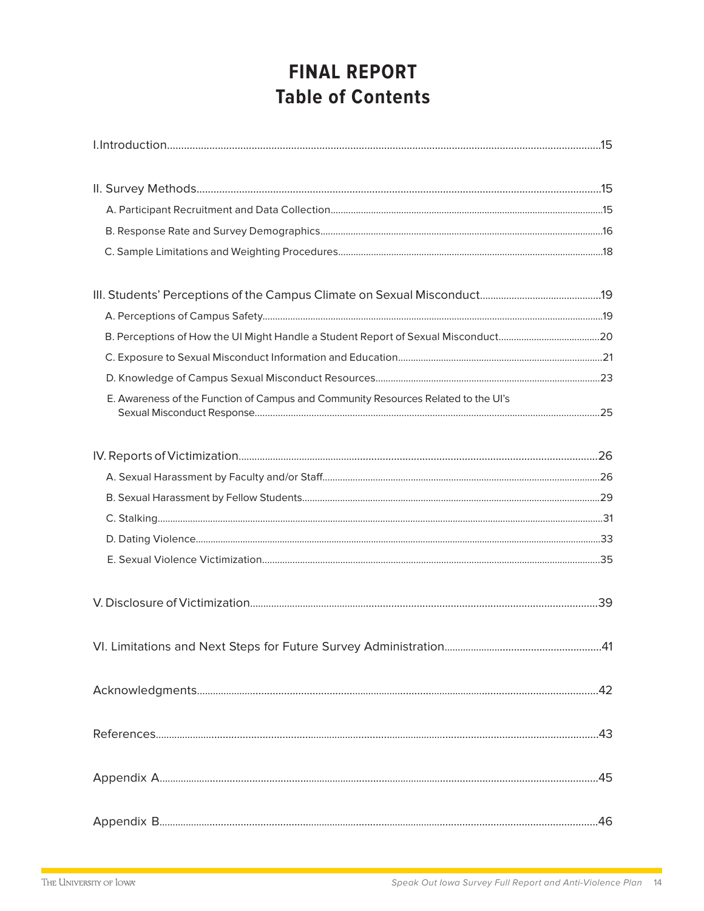# FINAL REPORT
# Table of Contents

I. Introduction ........ 15

II. Survey Methods ........ 15

- A. Participant Recruitment and Data Collection ........ 15
- B. Response Rate and Survey Demographics ........ 16
- C. Sample Limitations and Weighting Procedures ........ 18

III. Students' Perceptions of the Campus Climate on Sexual Misconduct ........ 19

- A. Perceptions of Campus Safety ........ 19
- B. Perceptions of How the UI Might Handle a Student Report of Sexual Misconduct ........ 20
- C. Exposure to Sexual Misconduct Information and Education ........ 21
- D. Knowledge of Campus Sexual Misconduct Resources ........ 23
- E. Awareness of the Function of Campus and Community Resources Related to the UI's Sexual Misconduct Response ........ 25

IV. Reports of Victimization ........ 26

- A. Sexual Harassment by Faculty and/or Staff ........ 26
- B. Sexual Harassment by Fellow Students ........ 29
- C. Stalking ........ 31
- D. Dating Violence ........ 33
- E. Sexual Violence Victimization ........ 35

V. Disclosure of Victimization ........ 39

VI. Limitations and Next Steps for Future Survey Administration ........ 41

Acknowledgments ........ 42

References ........ 43

Appendix A ........ 45

Appendix B ........ 46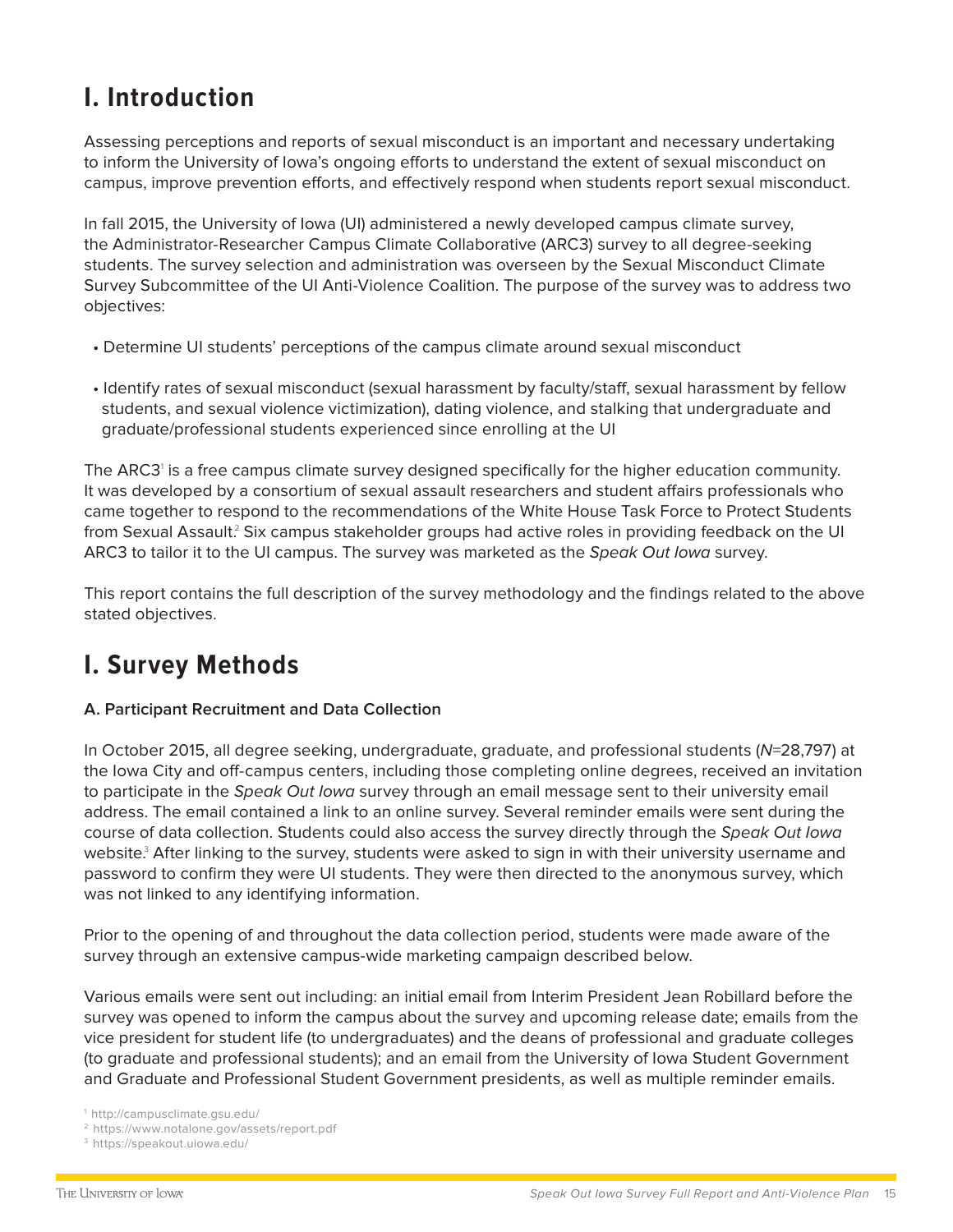# I. Introduction

Assessing perceptions and reports of sexual misconduct is an important and necessary undertaking to inform the University of Iowa's ongoing efforts to understand the extent of sexual misconduct on campus, improve prevention efforts, and effectively respond when students report sexual misconduct.

In fall 2015, the University of Iowa (UI) administered a newly developed campus climate survey, the Administrator-Researcher Campus Climate Collaborative (ARC3) survey to all degree-seeking students. The survey selection and administration was overseen by the Sexual Misconduct Climate Survey Subcommittee of the UI Anti-Violence Coalition. The purpose of the survey was to address two objectives:

- Determine UI students' perceptions of the campus climate around sexual misconduct
- Identify rates of sexual misconduct (sexual harassment by faculty/staff, sexual harassment by fellow students, and sexual violence victimization), dating violence, and stalking that undergraduate and graduate/professional students experienced since enrolling at the UI

The ARC3[1] is a free campus climate survey designed specifically for the higher education community. It was developed by a consortium of sexual assault researchers and student affairs professionals who came together to respond to the recommendations of the White House Task Force to Protect Students from Sexual Assault.[2] Six campus stakeholder groups had active roles in providing feedback on the UI ARC3 to tailor it to the UI campus. The survey was marketed as the *Speak Out Iowa* survey.

This report contains the full description of the survey methodology and the findings related to the above stated objectives.

# I. Survey Methods

### A. Participant Recruitment and Data Collection

In October 2015, all degree seeking, undergraduate, graduate, and professional students (*N*=28,797) at the Iowa City and off-campus centers, including those completing online degrees, received an invitation to participate in the *Speak Out Iowa* survey through an email message sent to their university email address. The email contained a link to an online survey. Several reminder emails were sent during the course of data collection. Students could also access the survey directly through the *Speak Out Iowa* website.[3] After linking to the survey, students were asked to sign in with their university username and password to confirm they were UI students. They were then directed to the anonymous survey, which was not linked to any identifying information.

Prior to the opening of and throughout the data collection period, students were made aware of the survey through an extensive campus-wide marketing campaign described below.

Various emails were sent out including: an initial email from Interim President Jean Robillard before the survey was opened to inform the campus about the survey and upcoming release date; emails from the vice president for student life (to undergraduates) and the deans of professional and graduate colleges (to graduate and professional students); and an email from the University of Iowa Student Government and Graduate and Professional Student Government presidents, as well as multiple reminder emails.

[1] http://campusclimate.gsu.edu/
[2] https://www.notalone.gov/assets/report.pdf
[3] https://speakout.uiowa.edu/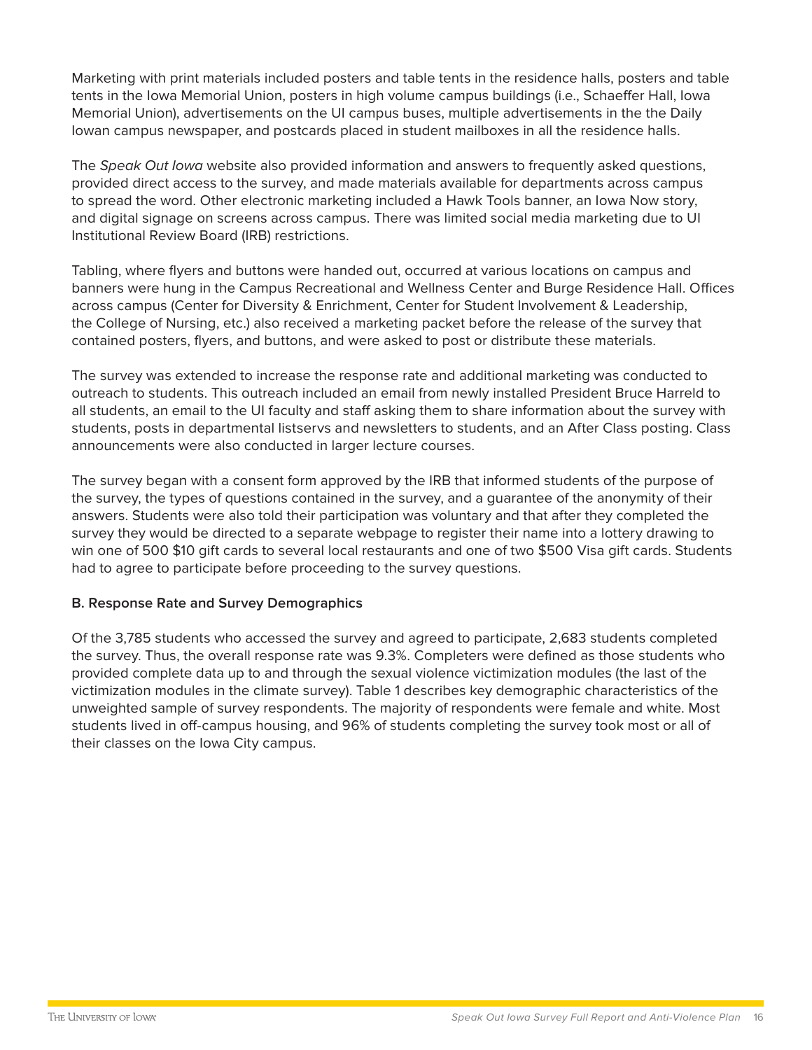Marketing with print materials included posters and table tents in the residence halls, posters and table tents in the Iowa Memorial Union, posters in high volume campus buildings (i.e., Schaeffer Hall, Iowa Memorial Union), advertisements on the UI campus buses, multiple advertisements in the the Daily Iowan campus newspaper, and postcards placed in student mailboxes in all the residence halls.

The *Speak Out Iowa* website also provided information and answers to frequently asked questions, provided direct access to the survey, and made materials available for departments across campus to spread the word. Other electronic marketing included a Hawk Tools banner, an Iowa Now story, and digital signage on screens across campus. There was limited social media marketing due to UI Institutional Review Board (IRB) restrictions.

Tabling, where flyers and buttons were handed out, occurred at various locations on campus and banners were hung in the Campus Recreational and Wellness Center and Burge Residence Hall. Offices across campus (Center for Diversity & Enrichment, Center for Student Involvement & Leadership, the College of Nursing, etc.) also received a marketing packet before the release of the survey that contained posters, flyers, and buttons, and were asked to post or distribute these materials.

The survey was extended to increase the response rate and additional marketing was conducted to outreach to students. This outreach included an email from newly installed President Bruce Harreld to all students, an email to the UI faculty and staff asking them to share information about the survey with students, posts in departmental listservs and newsletters to students, and an After Class posting. Class announcements were also conducted in larger lecture courses.

The survey began with a consent form approved by the IRB that informed students of the purpose of the survey, the types of questions contained in the survey, and a guarantee of the anonymity of their answers. Students were also told their participation was voluntary and that after they completed the survey they would be directed to a separate webpage to register their name into a lottery drawing to win one of 500 $10 gift cards to several local restaurants and one of two $500 Visa gift cards. Students had to agree to participate before proceeding to the survey questions.

**B. Response Rate and Survey Demographics**

Of the 3,785 students who accessed the survey and agreed to participate, 2,683 students completed the survey. Thus, the overall response rate was 9.3%. Completers were defined as those students who provided complete data up to and through the sexual violence victimization modules (the last of the victimization modules in the climate survey). Table 1 describes key demographic characteristics of the unweighted sample of survey respondents. The majority of respondents were female and white. Most students lived in off-campus housing, and 96% of students completing the survey took most or all of their classes on the Iowa City campus.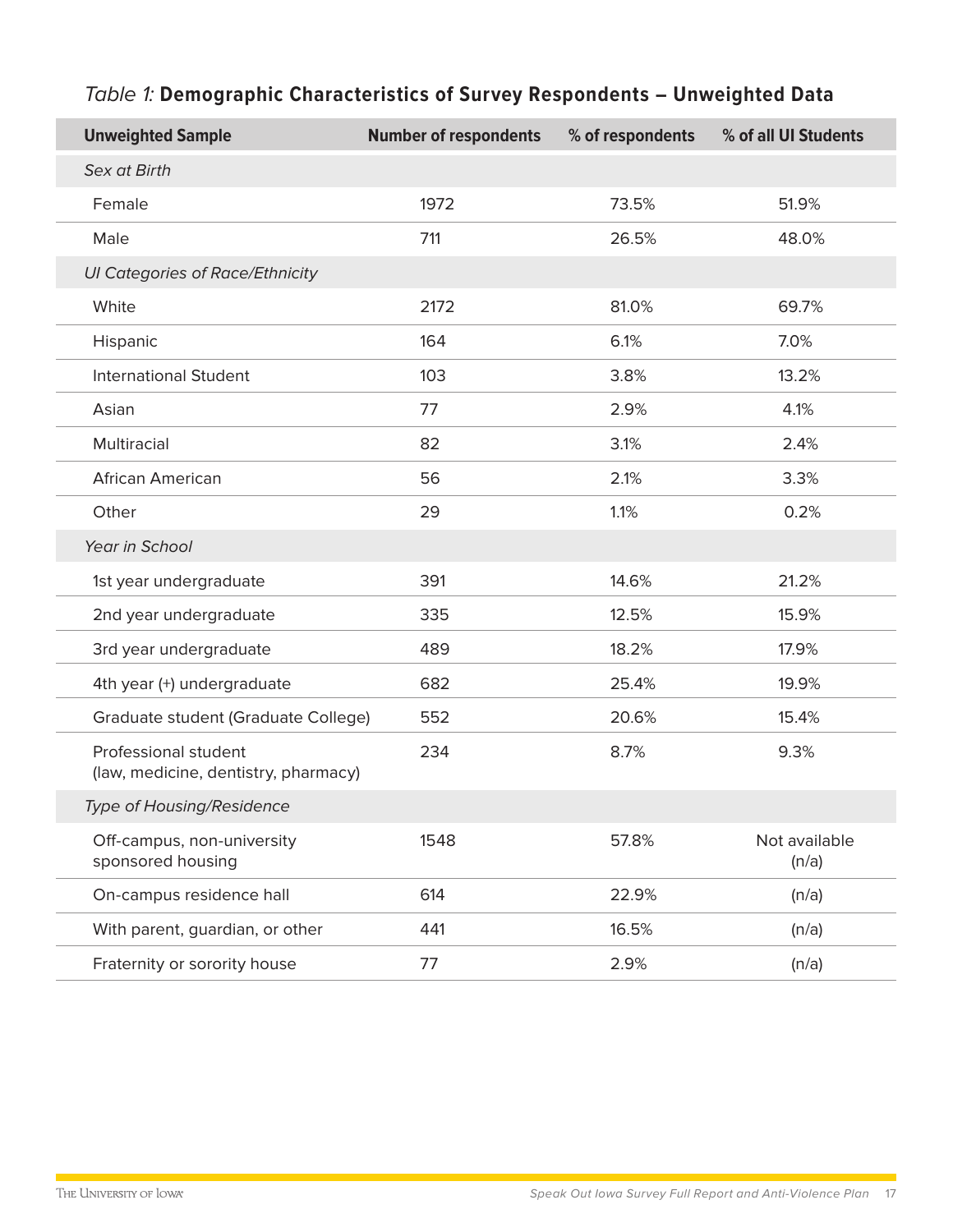*Table 1:* **Demographic Characteristics of Survey Respondents – Unweighted Data**

| Unweighted Sample | Number of respondents | % of respondents | % of all UI Students |
|---|---|---|---|
| *Sex at Birth* | | | |
| Female | 1972 | 73.5% | 51.9% |
| Male | 711 | 26.5% | 48.0% |
| *UI Categories of Race/Ethnicity* | | | |
| White | 2172 | 81.0% | 69.7% |
| Hispanic | 164 | 6.1% | 7.0% |
| International Student | 103 | 3.8% | 13.2% |
| Asian | 77 | 2.9% | 4.1% |
| Multiracial | 82 | 3.1% | 2.4% |
| African American | 56 | 2.1% | 3.3% |
| Other | 29 | 1.1% | 0.2% |
| *Year in School* | | | |
| 1st year undergraduate | 391 | 14.6% | 21.2% |
| 2nd year undergraduate | 335 | 12.5% | 15.9% |
| 3rd year undergraduate | 489 | 18.2% | 17.9% |
| 4th year (+) undergraduate | 682 | 25.4% | 19.9% |
| Graduate student (Graduate College) | 552 | 20.6% | 15.4% |
| Professional student (law, medicine, dentistry, pharmacy) | 234 | 8.7% | 9.3% |
| *Type of Housing/Residence* | | | |
| Off-campus, non-university sponsored housing | 1548 | 57.8% | Not available (n/a) |
| On-campus residence hall | 614 | 22.9% | (n/a) |
| With parent, guardian, or other | 441 | 16.5% | (n/a) |
| Fraternity or sorority house | 77 | 2.9% | (n/a) |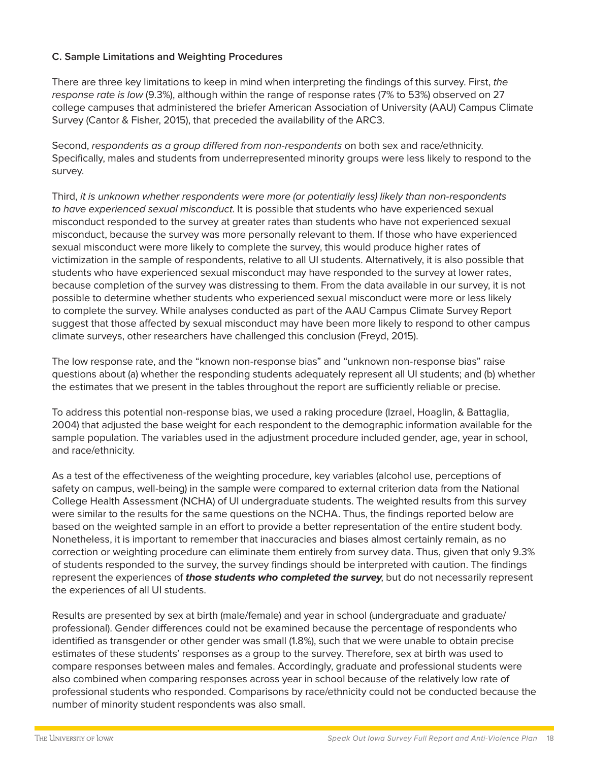### C. Sample Limitations and Weighting Procedures

There are three key limitations to keep in mind when interpreting the findings of this survey. First, *the response rate is low* (9.3%), although within the range of response rates (7% to 53%) observed on 27 college campuses that administered the briefer American Association of University (AAU) Campus Climate Survey (Cantor & Fisher, 2015), that preceded the availability of the ARC3.

Second, *respondents as a group differed from non-respondents* on both sex and race/ethnicity. Specifically, males and students from underrepresented minority groups were less likely to respond to the survey.

Third, *it is unknown whether respondents were more (or potentially less) likely than non-respondents to have experienced sexual misconduct.* It is possible that students who have experienced sexual misconduct responded to the survey at greater rates than students who have not experienced sexual misconduct, because the survey was more personally relevant to them. If those who have experienced sexual misconduct were more likely to complete the survey, this would produce higher rates of victimization in the sample of respondents, relative to all UI students. Alternatively, it is also possible that students who have experienced sexual misconduct may have responded to the survey at lower rates, because completion of the survey was distressing to them. From the data available in our survey, it is not possible to determine whether students who experienced sexual misconduct were more or less likely to complete the survey. While analyses conducted as part of the AAU Campus Climate Survey Report suggest that those affected by sexual misconduct may have been more likely to respond to other campus climate surveys, other researchers have challenged this conclusion (Freyd, 2015).

The low response rate, and the "known non-response bias" and "unknown non-response bias" raise questions about (a) whether the responding students adequately represent all UI students; and (b) whether the estimates that we present in the tables throughout the report are sufficiently reliable or precise.

To address this potential non-response bias, we used a raking procedure (Izrael, Hoaglin, & Battaglia, 2004) that adjusted the base weight for each respondent to the demographic information available for the sample population. The variables used in the adjustment procedure included gender, age, year in school, and race/ethnicity.

As a test of the effectiveness of the weighting procedure, key variables (alcohol use, perceptions of safety on campus, well-being) in the sample were compared to external criterion data from the National College Health Assessment (NCHA) of UI undergraduate students. The weighted results from this survey were similar to the results for the same questions on the NCHA. Thus, the findings reported below are based on the weighted sample in an effort to provide a better representation of the entire student body. Nonetheless, it is important to remember that inaccuracies and biases almost certainly remain, as no correction or weighting procedure can eliminate them entirely from survey data. Thus, given that only 9.3% of students responded to the survey, the survey findings should be interpreted with caution. The findings represent the experiences of ***those students who completed the survey***, but do not necessarily represent the experiences of all UI students.

Results are presented by sex at birth (male/female) and year in school (undergraduate and graduate/professional). Gender differences could not be examined because the percentage of respondents who identified as transgender or other gender was small (1.8%), such that we were unable to obtain precise estimates of these students' responses as a group to the survey. Therefore, sex at birth was used to compare responses between males and females. Accordingly, graduate and professional students were also combined when comparing responses across year in school because of the relatively low rate of professional students who responded. Comparisons by race/ethnicity could not be conducted because the number of minority student respondents was also small.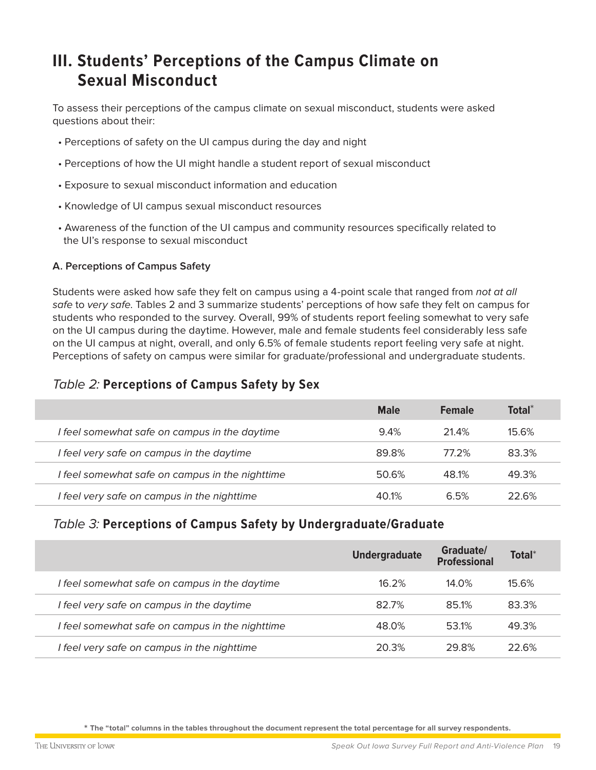# III. Students' Perceptions of the Campus Climate on Sexual Misconduct

To assess their perceptions of the campus climate on sexual misconduct, students were asked questions about their:

- Perceptions of safety on the UI campus during the day and night
- Perceptions of how the UI might handle a student report of sexual misconduct
- Exposure to sexual misconduct information and education
- Knowledge of UI campus sexual misconduct resources
- Awareness of the function of the UI campus and community resources specifically related to the UI's response to sexual misconduct

### A. Perceptions of Campus Safety

Students were asked how safe they felt on campus using a 4-point scale that ranged from *not at all safe* to *very safe*. Tables 2 and 3 summarize students' perceptions of how safe they felt on campus for students who responded to the survey. Overall, 99% of students report feeling somewhat to very safe on the UI campus during the daytime. However, male and female students feel considerably less safe on the UI campus at night, overall, and only 6.5% of female students report feeling very safe at night. Perceptions of safety on campus were similar for graduate/professional and undergraduate students.

*Table 2:* **Perceptions of Campus Safety by Sex**

| | Male | Female | Total* |
|---|---|---|---|
| *I feel somewhat safe on campus in the daytime* | 9.4% | 21.4% | 15.6% |
| *I feel very safe on campus in the daytime* | 89.8% | 77.2% | 83.3% |
| *I feel somewhat safe on campus in the nighttime* | 50.6% | 48.1% | 49.3% |
| *I feel very safe on campus in the nighttime* | 40.1% | 6.5% | 22.6% |

*Table 3:* **Perceptions of Campus Safety by Undergraduate/Graduate**

| | Undergraduate | Graduate/ Professional | Total* |
|---|---|---|---|
| *I feel somewhat safe on campus in the daytime* | 16.2% | 14.0% | 15.6% |
| *I feel very safe on campus in the daytime* | 82.7% | 85.1% | 83.3% |
| *I feel somewhat safe on campus in the nighttime* | 48.0% | 53.1% | 49.3% |
| *I feel very safe on campus in the nighttime* | 20.3% | 29.8% | 22.6% |

**\* The "total" columns in the tables throughout the document represent the total percentage for all survey respondents.**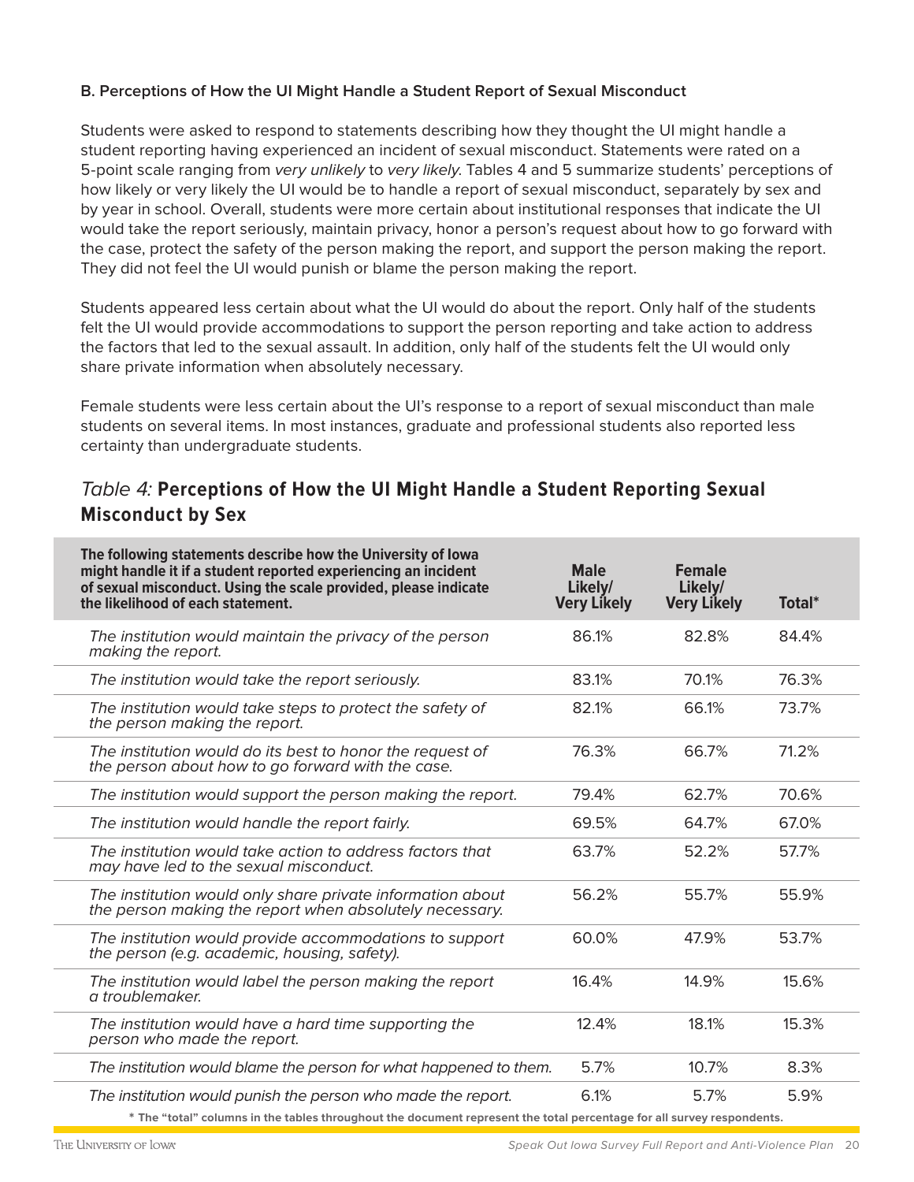### B. Perceptions of How the UI Might Handle a Student Report of Sexual Misconduct

Students were asked to respond to statements describing how they thought the UI might handle a student reporting having experienced an incident of sexual misconduct. Statements were rated on a 5-point scale ranging from *very unlikely* to *very likely*. Tables 4 and 5 summarize students' perceptions of how likely or very likely the UI would be to handle a report of sexual misconduct, separately by sex and by year in school. Overall, students were more certain about institutional responses that indicate the UI would take the report seriously, maintain privacy, honor a person's request about how to go forward with the case, protect the safety of the person making the report, and support the person making the report. They did not feel the UI would punish or blame the person making the report.

Students appeared less certain about what the UI would do about the report. Only half of the students felt the UI would provide accommodations to support the person reporting and take action to address the factors that led to the sexual assault. In addition, only half of the students felt the UI would only share private information when absolutely necessary.

Female students were less certain about the UI's response to a report of sexual misconduct than male students on several items. In most instances, graduate and professional students also reported less certainty than undergraduate students.

## *Table 4:* **Perceptions of How the UI Might Handle a Student Reporting Sexual Misconduct by Sex**

| The following statements describe how the University of Iowa might handle it if a student reported experiencing an incident of sexual misconduct. Using the scale provided, please indicate the likelihood of each statement. | Male Likely/ Very Likely | Female Likely/ Very Likely | Total* |
|---|---|---|---|
| *The institution would maintain the privacy of the person making the report.* | 86.1% | 82.8% | 84.4% |
| *The institution would take the report seriously.* | 83.1% | 70.1% | 76.3% |
| *The institution would take steps to protect the safety of the person making the report.* | 82.1% | 66.1% | 73.7% |
| *The institution would do its best to honor the request of the person about how to go forward with the case.* | 76.3% | 66.7% | 71.2% |
| *The institution would support the person making the report.* | 79.4% | 62.7% | 70.6% |
| *The institution would handle the report fairly.* | 69.5% | 64.7% | 67.0% |
| *The institution would take action to address factors that may have led to the sexual misconduct.* | 63.7% | 52.2% | 57.7% |
| *The institution would only share private information about the person making the report when absolutely necessary.* | 56.2% | 55.7% | 55.9% |
| *The institution would provide accommodations to support the person (e.g. academic, housing, safety).* | 60.0% | 47.9% | 53.7% |
| *The institution would label the person making the report a troublemaker.* | 16.4% | 14.9% | 15.6% |
| *The institution would have a hard time supporting the person who made the report.* | 12.4% | 18.1% | 15.3% |
| *The institution would blame the person for what happened to them.* | 5.7% | 10.7% | 8.3% |
| *The institution would punish the person who made the report.* | 6.1% | 5.7% | 5.9% |

**\* The "total" columns in the tables throughout the document represent the total percentage for all survey respondents.**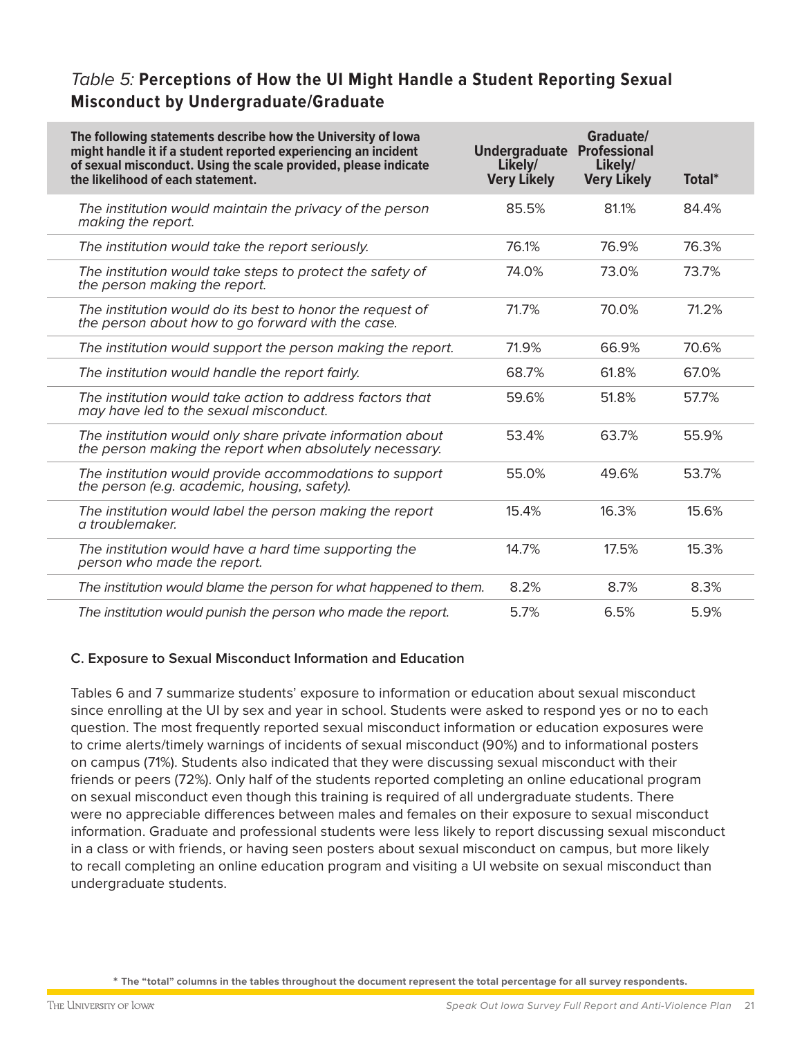## *Table 5:* **Perceptions of How the UI Might Handle a Student Reporting Sexual Misconduct by Undergraduate/Graduate**

| The following statements describe how the University of Iowa might handle it if a student reported experiencing an incident of sexual misconduct. Using the scale provided, please indicate the likelihood of each statement. | Undergraduate Likely/ Very Likely | Graduate/ Professional Likely/ Very Likely | Total* |
|---|---|---|---|
| *The institution would maintain the privacy of the person making the report.* | 85.5% | 81.1% | 84.4% |
| *The institution would take the report seriously.* | 76.1% | 76.9% | 76.3% |
| *The institution would take steps to protect the safety of the person making the report.* | 74.0% | 73.0% | 73.7% |
| *The institution would do its best to honor the request of the person about how to go forward with the case.* | 71.7% | 70.0% | 71.2% |
| *The institution would support the person making the report.* | 71.9% | 66.9% | 70.6% |
| *The institution would handle the report fairly.* | 68.7% | 61.8% | 67.0% |
| *The institution would take action to address factors that may have led to the sexual misconduct.* | 59.6% | 51.8% | 57.7% |
| *The institution would only share private information about the person making the report when absolutely necessary.* | 53.4% | 63.7% | 55.9% |
| *The institution would provide accommodations to support the person (e.g. academic, housing, safety).* | 55.0% | 49.6% | 53.7% |
| *The institution would label the person making the report a troublemaker.* | 15.4% | 16.3% | 15.6% |
| *The institution would have a hard time supporting the person who made the report.* | 14.7% | 17.5% | 15.3% |
| *The institution would blame the person for what happened to them.* | 8.2% | 8.7% | 8.3% |
| *The institution would punish the person who made the report.* | 5.7% | 6.5% | 5.9% |

### C. Exposure to Sexual Misconduct Information and Education

Tables 6 and 7 summarize students' exposure to information or education about sexual misconduct since enrolling at the UI by sex and year in school. Students were asked to respond yes or no to each question. The most frequently reported sexual misconduct information or education exposures were to crime alerts/timely warnings of incidents of sexual misconduct (90%) and to informational posters on campus (71%). Students also indicated that they were discussing sexual misconduct with their friends or peers (72%). Only half of the students reported completing an online educational program on sexual misconduct even though this training is required of all undergraduate students. There were no appreciable differences between males and females on their exposure to sexual misconduct information. Graduate and professional students were less likely to report discussing sexual misconduct in a class or with friends, or having seen posters about sexual misconduct on campus, but more likely to recall completing an online education program and visiting a UI website on sexual misconduct than undergraduate students.

**\* The "total" columns in the tables throughout the document represent the total percentage for all survey respondents.**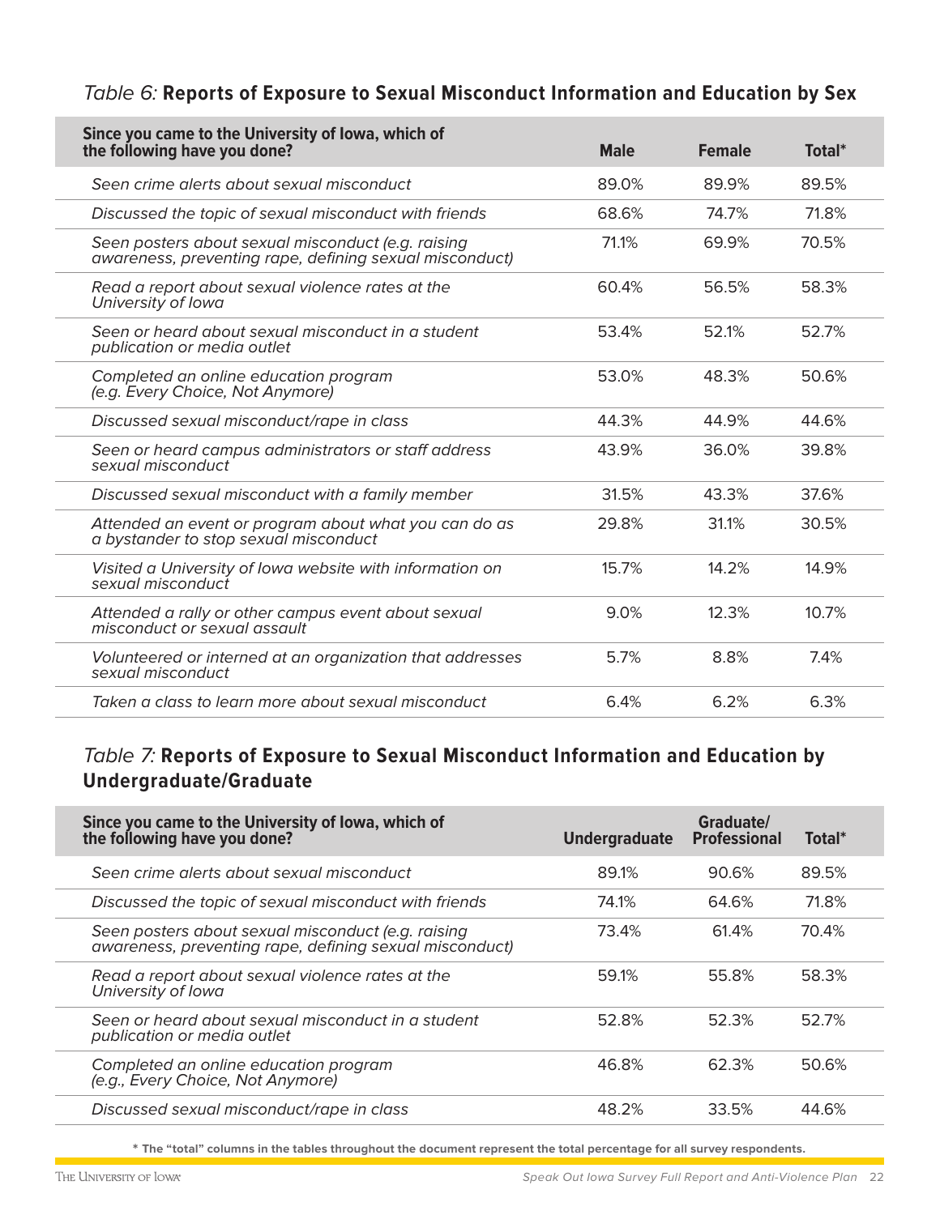### *Table 6:* **Reports of Exposure to Sexual Misconduct Information and Education by Sex**

| Since you came to the University of Iowa, which of the following have you done? | Male | Female | Total* |
|---|---|---|---|
| *Seen crime alerts about sexual misconduct* | 89.0% | 89.9% | 89.5% |
| *Discussed the topic of sexual misconduct with friends* | 68.6% | 74.7% | 71.8% |
| *Seen posters about sexual misconduct (e.g. raising awareness, preventing rape, defining sexual misconduct)* | 71.1% | 69.9% | 70.5% |
| *Read a report about sexual violence rates at the University of Iowa* | 60.4% | 56.5% | 58.3% |
| *Seen or heard about sexual misconduct in a student publication or media outlet* | 53.4% | 52.1% | 52.7% |
| *Completed an online education program (e.g. Every Choice, Not Anymore)* | 53.0% | 48.3% | 50.6% |
| *Discussed sexual misconduct/rape in class* | 44.3% | 44.9% | 44.6% |
| *Seen or heard campus administrators or staff address sexual misconduct* | 43.9% | 36.0% | 39.8% |
| *Discussed sexual misconduct with a family member* | 31.5% | 43.3% | 37.6% |
| *Attended an event or program about what you can do as a bystander to stop sexual misconduct* | 29.8% | 31.1% | 30.5% |
| *Visited a University of Iowa website with information on sexual misconduct* | 15.7% | 14.2% | 14.9% |
| *Attended a rally or other campus event about sexual misconduct or sexual assault* | 9.0% | 12.3% | 10.7% |
| *Volunteered or interned at an organization that addresses sexual misconduct* | 5.7% | 8.8% | 7.4% |
| *Taken a class to learn more about sexual misconduct* | 6.4% | 6.2% | 6.3% |

### *Table 7:* **Reports of Exposure to Sexual Misconduct Information and Education by Undergraduate/Graduate**

| Since you came to the University of Iowa, which of the following have you done? | Undergraduate | Graduate/ Professional | Total* |
|---|---|---|---|
| *Seen crime alerts about sexual misconduct* | 89.1% | 90.6% | 89.5% |
| *Discussed the topic of sexual misconduct with friends* | 74.1% | 64.6% | 71.8% |
| *Seen posters about sexual misconduct (e.g. raising awareness, preventing rape, defining sexual misconduct)* | 73.4% | 61.4% | 70.4% |
| *Read a report about sexual violence rates at the University of Iowa* | 59.1% | 55.8% | 58.3% |
| *Seen or heard about sexual misconduct in a student publication or media outlet* | 52.8% | 52.3% | 52.7% |
| *Completed an online education program (e.g., Every Choice, Not Anymore)* | 46.8% | 62.3% | 50.6% |
| *Discussed sexual misconduct/rape in class* | 48.2% | 33.5% | 44.6% |

**\* The "total" columns in the tables throughout the document represent the total percentage for all survey respondents.**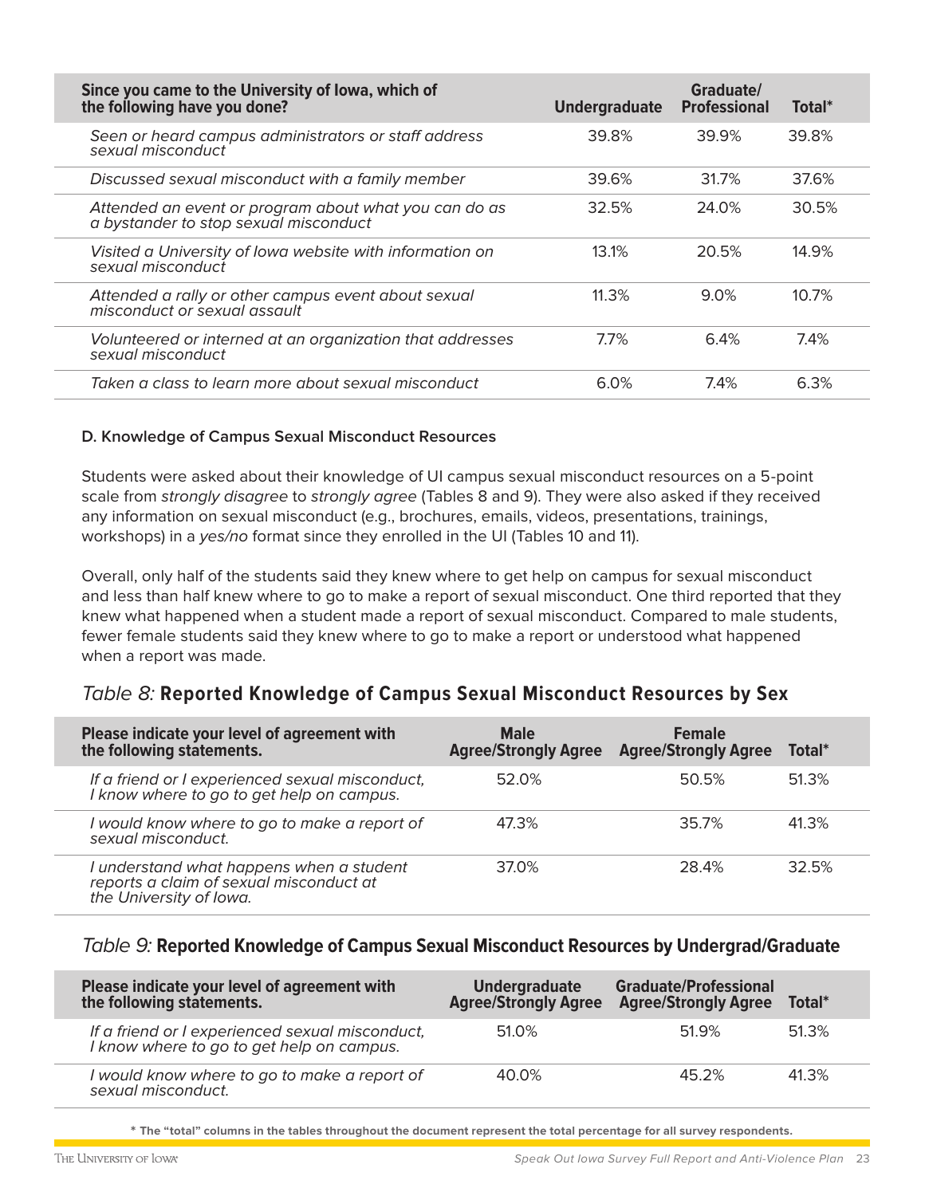| Since you came to the University of Iowa, which of the following have you done? | Undergraduate | Graduate/ Professional | Total* |
|---|---|---|---|
| *Seen or heard campus administrators or staff address sexual misconduct* | 39.8% | 39.9% | 39.8% |
| *Discussed sexual misconduct with a family member* | 39.6% | 31.7% | 37.6% |
| *Attended an event or program about what you can do as a bystander to stop sexual misconduct* | 32.5% | 24.0% | 30.5% |
| *Visited a University of Iowa website with information on sexual misconduct* | 13.1% | 20.5% | 14.9% |
| *Attended a rally or other campus event about sexual misconduct or sexual assault* | 11.3% | 9.0% | 10.7% |
| *Volunteered or interned at an organization that addresses sexual misconduct* | 7.7% | 6.4% | 7.4% |
| *Taken a class to learn more about sexual misconduct* | 6.0% | 7.4% | 6.3% |

### D. Knowledge of Campus Sexual Misconduct Resources

Students were asked about their knowledge of UI campus sexual misconduct resources on a 5-point scale from *strongly disagree* to *strongly agree* (Tables 8 and 9). They were also asked if they received any information on sexual misconduct (e.g., brochures, emails, videos, presentations, trainings, workshops) in a *yes/no* format since they enrolled in the UI (Tables 10 and 11).

Overall, only half of the students said they knew where to get help on campus for sexual misconduct and less than half knew where to go to make a report of sexual misconduct. One third reported that they knew what happened when a student made a report of sexual misconduct. Compared to male students, fewer female students said they knew where to go to make a report or understood what happened when a report was made.

## *Table 8:* **Reported Knowledge of Campus Sexual Misconduct Resources by Sex**

| Please indicate your level of agreement with the following statements. | Male Agree/Strongly Agree | Female Agree/Strongly Agree | Total* |
|---|---|---|---|
| *If a friend or I experienced sexual misconduct, I know where to go to get help on campus.* | 52.0% | 50.5% | 51.3% |
| *I would know where to go to make a report of sexual misconduct.* | 47.3% | 35.7% | 41.3% |
| *I understand what happens when a student reports a claim of sexual misconduct at the University of Iowa.* | 37.0% | 28.4% | 32.5% |

## *Table 9:* **Reported Knowledge of Campus Sexual Misconduct Resources by Undergrad/Graduate**

| Please indicate your level of agreement with the following statements. | Undergraduate Agree/Strongly Agree | Graduate/Professional Agree/Strongly Agree | Total* |
|---|---|---|---|
| *If a friend or I experienced sexual misconduct, I know where to go to get help on campus.* | 51.0% | 51.9% | 51.3% |
| *I would know where to go to make a report of sexual misconduct.* | 40.0% | 45.2% | 41.3% |

**\* The "total" columns in the tables throughout the document represent the total percentage for all survey respondents.**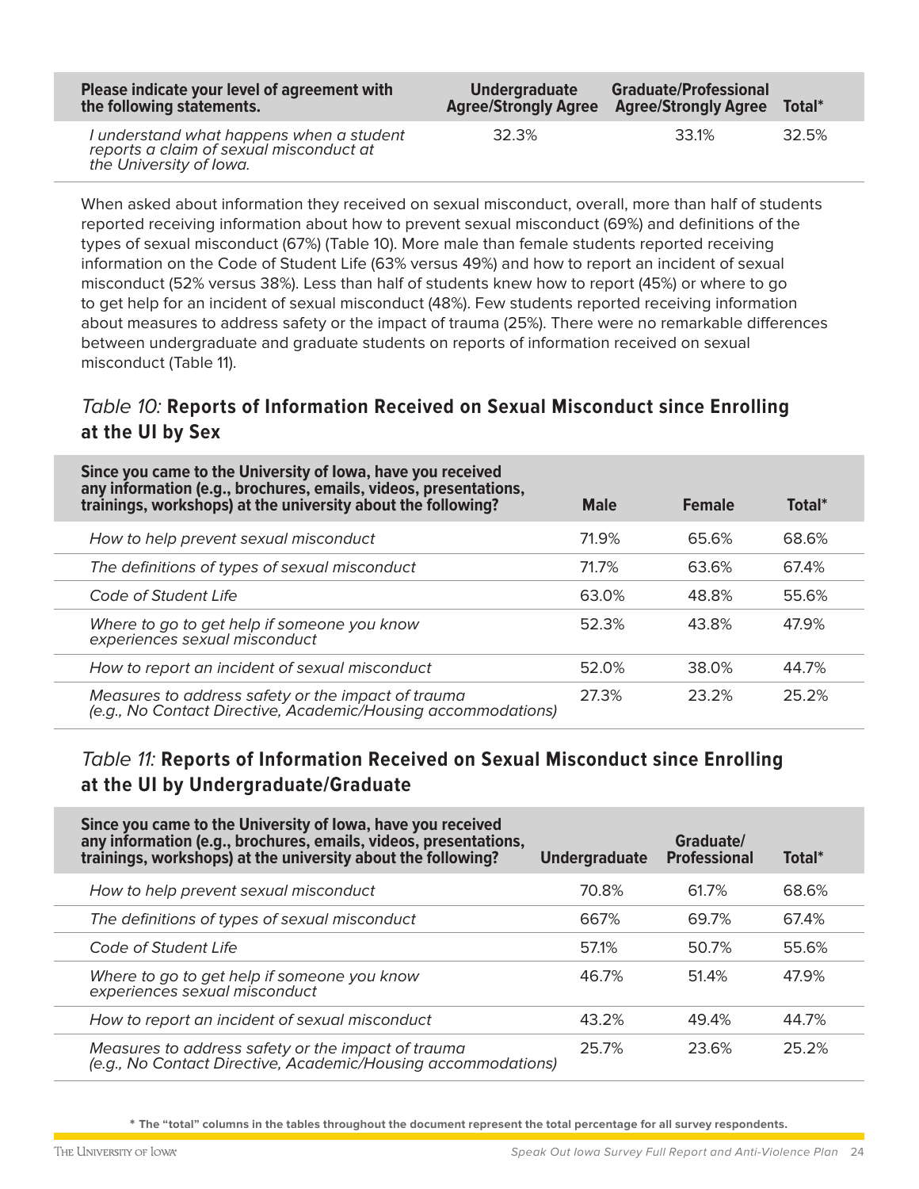| Please indicate your level of agreement with the following statements. | Undergraduate Agree/Strongly Agree | Graduate/Professional Agree/Strongly Agree | Total* |
|---|---|---|---|
| *I understand what happens when a student reports a claim of sexual misconduct at the University of Iowa.* | 32.3% | 33.1% | 32.5% |

When asked about information they received on sexual misconduct, overall, more than half of students reported receiving information about how to prevent sexual misconduct (69%) and definitions of the types of sexual misconduct (67%) (Table 10). More male than female students reported receiving information on the Code of Student Life (63% versus 49%) and how to report an incident of sexual misconduct (52% versus 38%). Less than half of students knew how to report (45%) or where to go to get help for an incident of sexual misconduct (48%). Few students reported receiving information about measures to address safety or the impact of trauma (25%). There were no remarkable differences between undergraduate and graduate students on reports of information received on sexual misconduct (Table 11).

## *Table 10:* **Reports of Information Received on Sexual Misconduct since Enrolling at the UI by Sex**

| Since you came to the University of Iowa, have you received any information (e.g., brochures, emails, videos, presentations, trainings, workshops) at the university about the following? | Male | Female | Total* |
|---|---|---|---|
| *How to help prevent sexual misconduct* | 71.9% | 65.6% | 68.6% |
| *The definitions of types of sexual misconduct* | 71.7% | 63.6% | 67.4% |
| *Code of Student Life* | 63.0% | 48.8% | 55.6% |
| *Where to go to get help if someone you know experiences sexual misconduct* | 52.3% | 43.8% | 47.9% |
| *How to report an incident of sexual misconduct* | 52.0% | 38.0% | 44.7% |
| *Measures to address safety or the impact of trauma (e.g., No Contact Directive, Academic/Housing accommodations)* | 27.3% | 23.2% | 25.2% |

## *Table 11:* **Reports of Information Received on Sexual Misconduct since Enrolling at the UI by Undergraduate/Graduate**

| Since you came to the University of Iowa, have you received any information (e.g., brochures, emails, videos, presentations, trainings, workshops) at the university about the following? | Undergraduate | Graduate/ Professional | Total* |
|---|---|---|---|
| *How to help prevent sexual misconduct* | 70.8% | 61.7% | 68.6% |
| *The definitions of types of sexual misconduct* | 667% | 69.7% | 67.4% |
| *Code of Student Life* | 57.1% | 50.7% | 55.6% |
| *Where to go to get help if someone you know experiences sexual misconduct* | 46.7% | 51.4% | 47.9% |
| *How to report an incident of sexual misconduct* | 43.2% | 49.4% | 44.7% |
| *Measures to address safety or the impact of trauma (e.g., No Contact Directive, Academic/Housing accommodations)* | 25.7% | 23.6% | 25.2% |

**\* The "total" columns in the tables throughout the document represent the total percentage for all survey respondents.**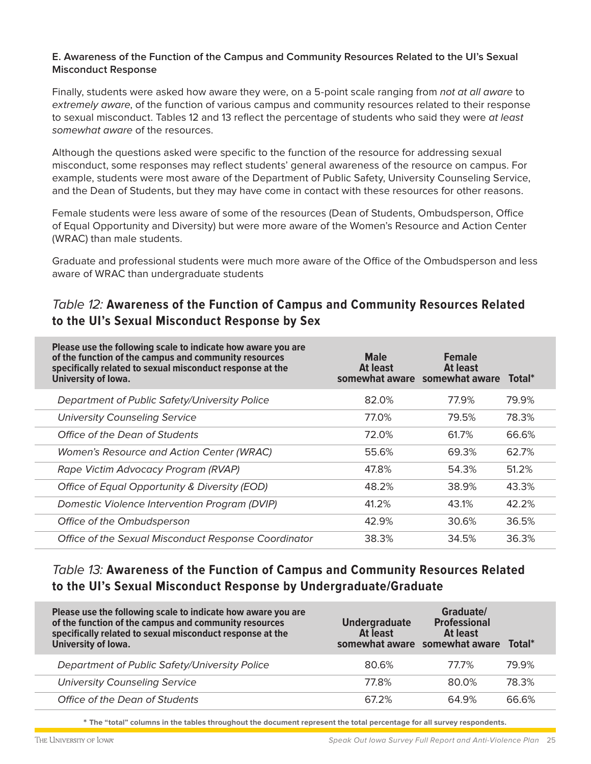**E. Awareness of the Function of the Campus and Community Resources Related to the UI's Sexual Misconduct Response**

Finally, students were asked how aware they were, on a 5-point scale ranging from *not at all aware* to *extremely aware*, of the function of various campus and community resources related to their response to sexual misconduct. Tables 12 and 13 reflect the percentage of students who said they were *at least somewhat aware* of the resources.

Although the questions asked were specific to the function of the resource for addressing sexual misconduct, some responses may reflect students' general awareness of the resource on campus. For example, students were most aware of the Department of Public Safety, University Counseling Service, and the Dean of Students, but they may have come in contact with these resources for other reasons.

Female students were less aware of some of the resources (Dean of Students, Ombudsperson, Office of Equal Opportunity and Diversity) but were more aware of the Women's Resource and Action Center (WRAC) than male students.

Graduate and professional students were much more aware of the Office of the Ombudsperson and less aware of WRAC than undergraduate students

## *Table 12:* Awareness of the Function of Campus and Community Resources Related to the UI's Sexual Misconduct Response by Sex

| Please use the following scale to indicate how aware you are of the function of the campus and community resources specifically related to sexual misconduct response at the University of Iowa. | Male At least somewhat aware | Female At least somewhat aware | Total* |
|---|---|---|---|
| *Department of Public Safety/University Police* | 82.0% | 77.9% | 79.9% |
| *University Counseling Service* | 77.0% | 79.5% | 78.3% |
| *Office of the Dean of Students* | 72.0% | 61.7% | 66.6% |
| *Women's Resource and Action Center (WRAC)* | 55.6% | 69.3% | 62.7% |
| *Rape Victim Advocacy Program (RVAP)* | 47.8% | 54.3% | 51.2% |
| *Office of Equal Opportunity & Diversity (EOD)* | 48.2% | 38.9% | 43.3% |
| *Domestic Violence Intervention Program (DVIP)* | 41.2% | 43.1% | 42.2% |
| *Office of the Ombudsperson* | 42.9% | 30.6% | 36.5% |
| *Office of the Sexual Misconduct Response Coordinator* | 38.3% | 34.5% | 36.3% |

## *Table 13:* Awareness of the Function of Campus and Community Resources Related to the UI's Sexual Misconduct Response by Undergraduate/Graduate

| Please use the following scale to indicate how aware you are of the function of the campus and community resources specifically related to sexual misconduct response at the University of Iowa. | Undergraduate At least somewhat aware | Graduate/ Professional At least somewhat aware | Total* |
|---|---|---|---|
| *Department of Public Safety/University Police* | 80.6% | 77.7% | 79.9% |
| *University Counseling Service* | 77.8% | 80.0% | 78.3% |
| *Office of the Dean of Students* | 67.2% | 64.9% | 66.6% |

**\* The "total" columns in the tables throughout the document represent the total percentage for all survey respondents.**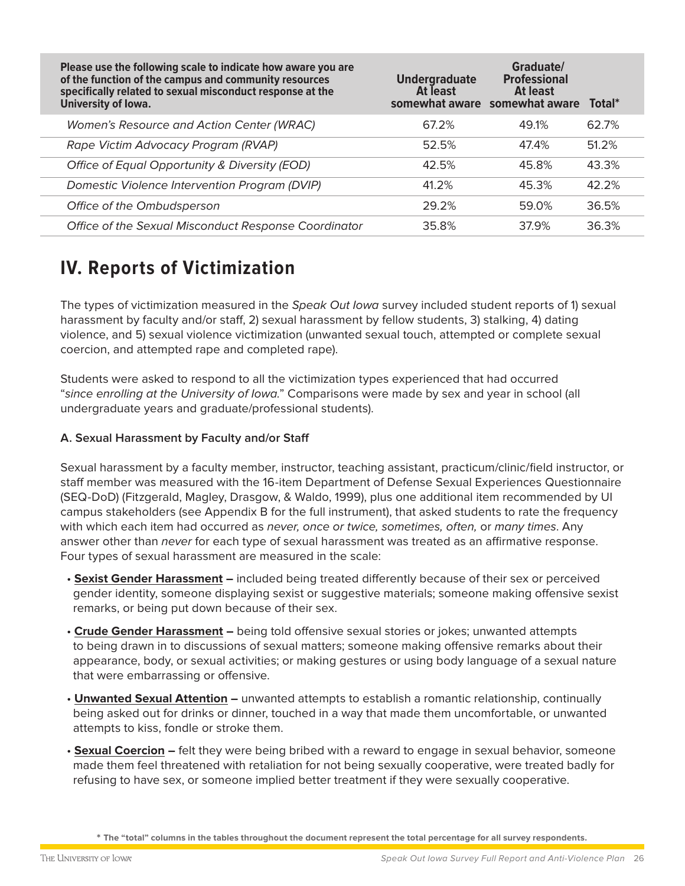| Please use the following scale to indicate how aware you are of the function of the campus and community resources specifically related to sexual misconduct response at the University of Iowa. | Undergraduate At least somewhat aware | Graduate/ Professional At least somewhat aware | Total* |
|---|---|---|---|
| *Women's Resource and Action Center (WRAC)* | 67.2% | 49.1% | 62.7% |
| *Rape Victim Advocacy Program (RVAP)* | 52.5% | 47.4% | 51.2% |
| *Office of Equal Opportunity & Diversity (EOD)* | 42.5% | 45.8% | 43.3% |
| *Domestic Violence Intervention Program (DVIP)* | 41.2% | 45.3% | 42.2% |
| *Office of the Ombudsperson* | 29.2% | 59.0% | 36.5% |
| *Office of the Sexual Misconduct Response Coordinator* | 35.8% | 37.9% | 36.3% |

## IV. Reports of Victimization

The types of victimization measured in the *Speak Out Iowa* survey included student reports of 1) sexual harassment by faculty and/or staff, 2) sexual harassment by fellow students, 3) stalking, 4) dating violence, and 5) sexual violence victimization (unwanted sexual touch, attempted or complete sexual coercion, and attempted rape and completed rape).

Students were asked to respond to all the victimization types experienced that had occurred "*since enrolling at the University of Iowa.*" Comparisons were made by sex and year in school (all undergraduate years and graduate/professional students).

### A. Sexual Harassment by Faculty and/or Staff

Sexual harassment by a faculty member, instructor, teaching assistant, practicum/clinic/field instructor, or staff member was measured with the 16-item Department of Defense Sexual Experiences Questionnaire (SEQ-DoD) (Fitzgerald, Magley, Drasgow, & Waldo, 1999), plus one additional item recommended by UI campus stakeholders (see Appendix B for the full instrument), that asked students to rate the frequency with which each item had occurred as *never, once or twice, sometimes, often,* or *many times*. Any answer other than *never* for each type of sexual harassment was treated as an affirmative response. Four types of sexual harassment are measured in the scale:

- **Sexist Gender Harassment –** included being treated differently because of their sex or perceived gender identity, someone displaying sexist or suggestive materials; someone making offensive sexist remarks, or being put down because of their sex.
- **Crude Gender Harassment –** being told offensive sexual stories or jokes; unwanted attempts to being drawn in to discussions of sexual matters; someone making offensive remarks about their appearance, body, or sexual activities; or making gestures or using body language of a sexual nature that were embarrassing or offensive.
- **Unwanted Sexual Attention –** unwanted attempts to establish a romantic relationship, continually being asked out for drinks or dinner, touched in a way that made them uncomfortable, or unwanted attempts to kiss, fondle or stroke them.
- **Sexual Coercion –** felt they were being bribed with a reward to engage in sexual behavior, someone made them feel threatened with retaliation for not being sexually cooperative, were treated badly for refusing to have sex, or someone implied better treatment if they were sexually cooperative.

**\* The "total" columns in the tables throughout the document represent the total percentage for all survey respondents.**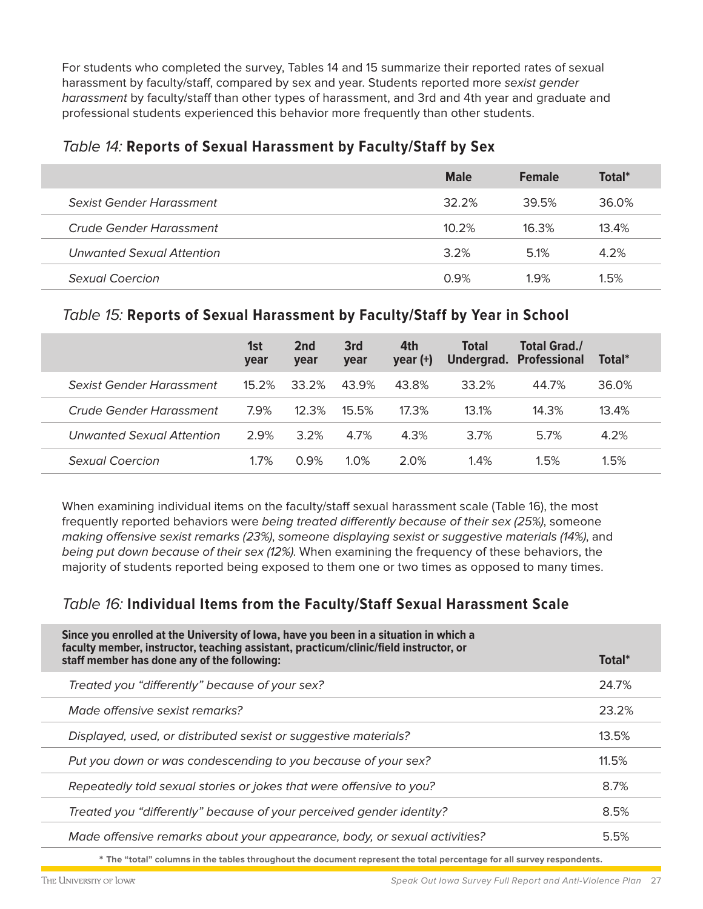For students who completed the survey, Tables 14 and 15 summarize their reported rates of sexual harassment by faculty/staff, compared by sex and year. Students reported more *sexist gender harassment* by faculty/staff than other types of harassment, and 3rd and 4th year and graduate and professional students experienced this behavior more frequently than other students.

### *Table 14:* **Reports of Sexual Harassment by Faculty/Staff by Sex**

| | Male | Female | Total* |
|---|---|---|---|
| *Sexist Gender Harassment* | 32.2% | 39.5% | 36.0% |
| *Crude Gender Harassment* | 10.2% | 16.3% | 13.4% |
| *Unwanted Sexual Attention* | 3.2% | 5.1% | 4.2% |
| *Sexual Coercion* | 0.9% | 1.9% | 1.5% |

### *Table 15:* **Reports of Sexual Harassment by Faculty/Staff by Year in School**

| | 1st year | 2nd year | 3rd year | 4th year (+) | Total Undergrad. | Total Grad./ Professional | Total* |
|---|---|---|---|---|---|---|---|
| *Sexist Gender Harassment* | 15.2% | 33.2% | 43.9% | 43.8% | 33.2% | 44.7% | 36.0% |
| *Crude Gender Harassment* | 7.9% | 12.3% | 15.5% | 17.3% | 13.1% | 14.3% | 13.4% |
| *Unwanted Sexual Attention* | 2.9% | 3.2% | 4.7% | 4.3% | 3.7% | 5.7% | 4.2% |
| *Sexual Coercion* | 1.7% | 0.9% | 1.0% | 2.0% | 1.4% | 1.5% | 1.5% |

When examining individual items on the faculty/staff sexual harassment scale (Table 16), the most frequently reported behaviors were *being treated differently because of their sex (25%)*, someone *making offensive sexist remarks (23%)*, *someone displaying sexist or suggestive materials (14%)*, and *being put down because of their sex (12%).* When examining the frequency of these behaviors, the majority of students reported being exposed to them one or two times as opposed to many times.

### *Table 16:* **Individual Items from the Faculty/Staff Sexual Harassment Scale**

| Since you enrolled at the University of Iowa, have you been in a situation in which a faculty member, instructor, teaching assistant, practicum/clinic/field instructor, or staff member has done any of the following: | Total* |
|---|---|
| *Treated you "differently" because of your sex?* | 24.7% |
| *Made offensive sexist remarks?* | 23.2% |
| *Displayed, used, or distributed sexist or suggestive materials?* | 13.5% |
| *Put you down or was condescending to you because of your sex?* | 11.5% |
| *Repeatedly told sexual stories or jokes that were offensive to you?* | 8.7% |
| *Treated you "differently" because of your perceived gender identity?* | 8.5% |
| *Made offensive remarks about your appearance, body, or sexual activities?* | 5.5% |

**\* The "total" columns in the tables throughout the document represent the total percentage for all survey respondents.**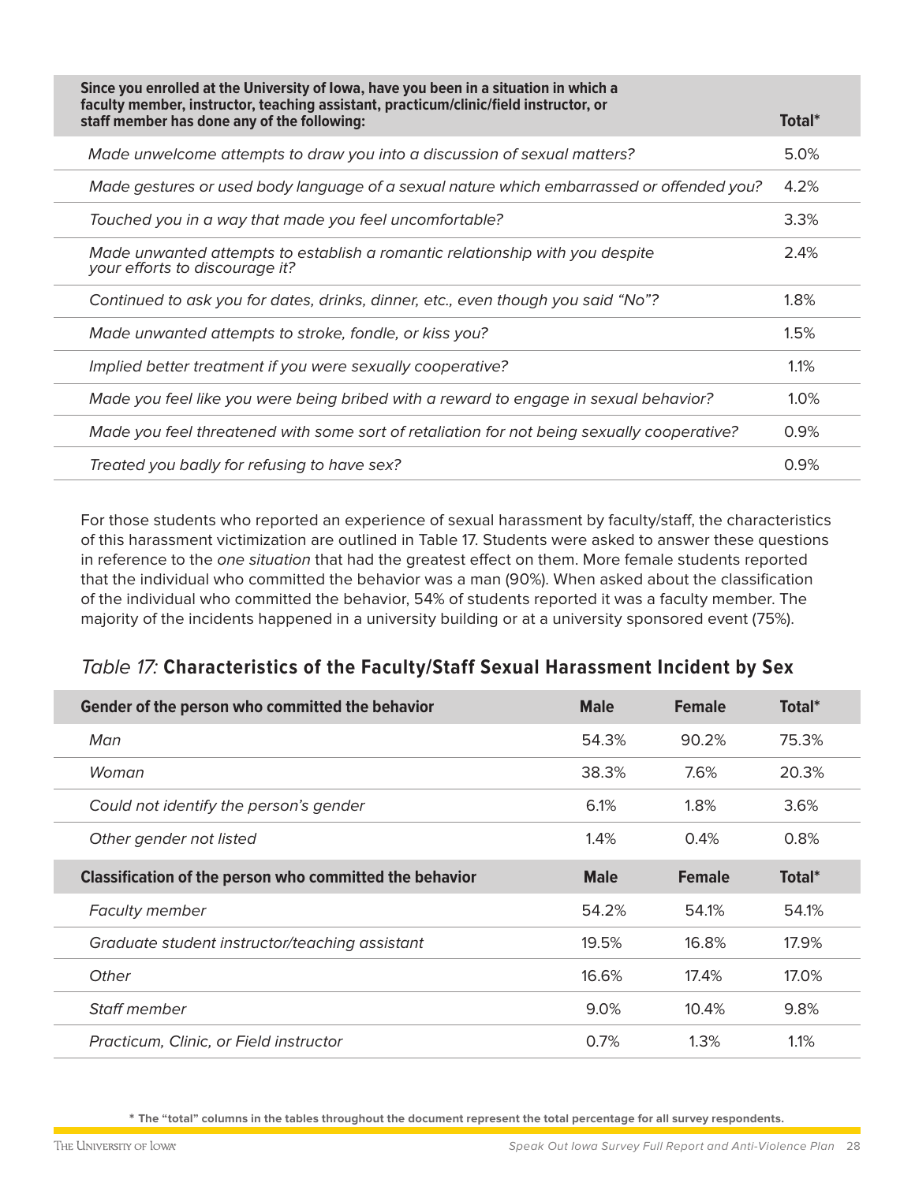| Since you enrolled at the University of Iowa, have you been in a situation in which a faculty member, instructor, teaching assistant, practicum/clinic/field instructor, or staff member has done any of the following: | Total* |
|---|---|
| *Made unwelcome attempts to draw you into a discussion of sexual matters?* | 5.0% |
| *Made gestures or used body language of a sexual nature which embarrassed or offended you?* | 4.2% |
| *Touched you in a way that made you feel uncomfortable?* | 3.3% |
| *Made unwanted attempts to establish a romantic relationship with you despite your efforts to discourage it?* | 2.4% |
| *Continued to ask you for dates, drinks, dinner, etc., even though you said "No"?* | 1.8% |
| *Made unwanted attempts to stroke, fondle, or kiss you?* | 1.5% |
| *Implied better treatment if you were sexually cooperative?* | 1.1% |
| *Made you feel like you were being bribed with a reward to engage in sexual behavior?* | 1.0% |
| *Made you feel threatened with some sort of retaliation for not being sexually cooperative?* | 0.9% |
| *Treated you badly for refusing to have sex?* | 0.9% |

For those students who reported an experience of sexual harassment by faculty/staff, the characteristics of this harassment victimization are outlined in Table 17. Students were asked to answer these questions in reference to the *one situation* that had the greatest effect on them. More female students reported that the individual who committed the behavior was a man (90%). When asked about the classification of the individual who committed the behavior, 54% of students reported it was a faculty member. The majority of the incidents happened in a university building or at a university sponsored event (75%).

*Table 17:* **Characteristics of the Faculty/Staff Sexual Harassment Incident by Sex**

| Gender of the person who committed the behavior | Male | Female | Total* |
|---|---|---|---|
| *Man* | 54.3% | 90.2% | 75.3% |
| *Woman* | 38.3% | 7.6% | 20.3% |
| *Could not identify the person's gender* | 6.1% | 1.8% | 3.6% |
| *Other gender not listed* | 1.4% | 0.4% | 0.8% |
| **Classification of the person who committed the behavior** | **Male** | **Female** | **Total*** |
| *Faculty member* | 54.2% | 54.1% | 54.1% |
| *Graduate student instructor/teaching assistant* | 19.5% | 16.8% | 17.9% |
| *Other* | 16.6% | 17.4% | 17.0% |
| *Staff member* | 9.0% | 10.4% | 9.8% |
| *Practicum, Clinic, or Field instructor* | 0.7% | 1.3% | 1.1% |

**\* The "total" columns in the tables throughout the document represent the total percentage for all survey respondents.**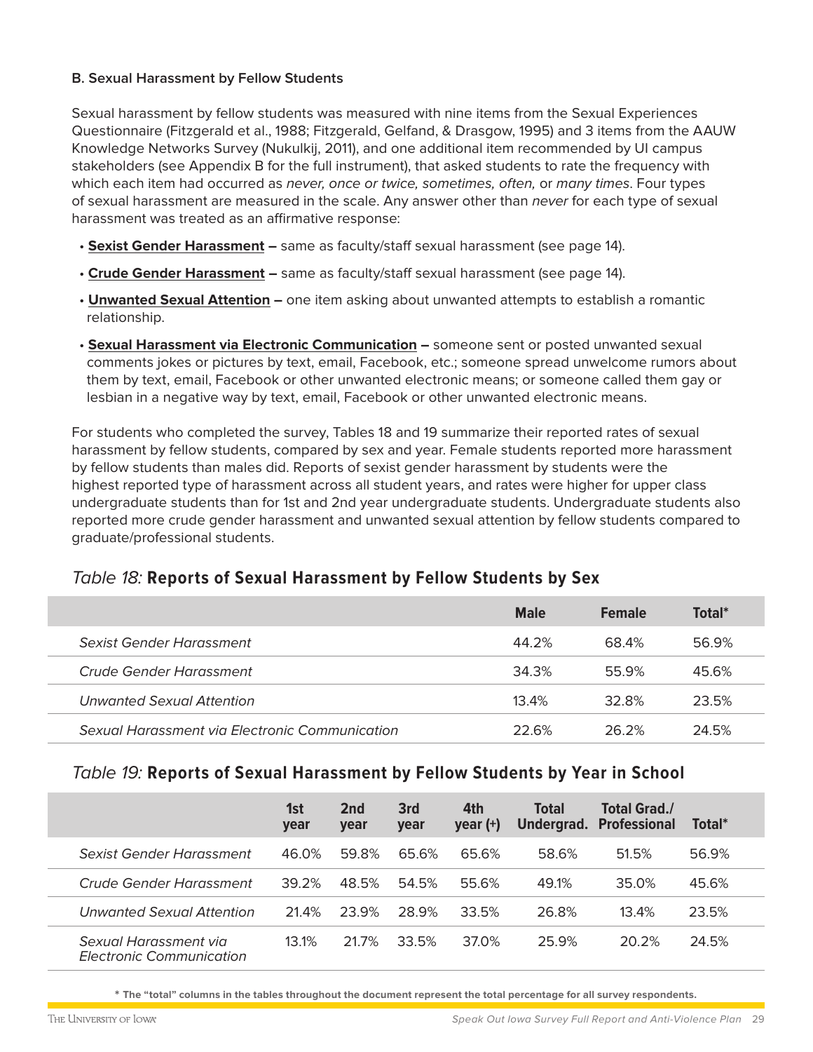### B. Sexual Harassment by Fellow Students

Sexual harassment by fellow students was measured with nine items from the Sexual Experiences Questionnaire (Fitzgerald et al., 1988; Fitzgerald, Gelfand, & Drasgow, 1995) and 3 items from the AAUW Knowledge Networks Survey (Nukulkij, 2011), and one additional item recommended by UI campus stakeholders (see Appendix B for the full instrument), that asked students to rate the frequency with which each item had occurred as *never, once or twice, sometimes, often,* or *many times*. Four types of sexual harassment are measured in the scale. Any answer other than *never* for each type of sexual harassment was treated as an affirmative response:

- **Sexist Gender Harassment –** same as faculty/staff sexual harassment (see page 14).
- **Crude Gender Harassment –** same as faculty/staff sexual harassment (see page 14).
- **Unwanted Sexual Attention –** one item asking about unwanted attempts to establish a romantic relationship.
- **Sexual Harassment via Electronic Communication –** someone sent or posted unwanted sexual comments jokes or pictures by text, email, Facebook, etc.; someone spread unwelcome rumors about them by text, email, Facebook or other unwanted electronic means; or someone called them gay or lesbian in a negative way by text, email, Facebook or other unwanted electronic means.

For students who completed the survey, Tables 18 and 19 summarize their reported rates of sexual harassment by fellow students, compared by sex and year. Female students reported more harassment by fellow students than males did. Reports of sexist gender harassment by students were the highest reported type of harassment across all student years, and rates were higher for upper class undergraduate students than for 1st and 2nd year undergraduate students. Undergraduate students also reported more crude gender harassment and unwanted sexual attention by fellow students compared to graduate/professional students.

*Table 18:* **Reports of Sexual Harassment by Fellow Students by Sex**

| | Male | Female | Total* |
|---|---|---|---|
| *Sexist Gender Harassment* | 44.2% | 68.4% | 56.9% |
| *Crude Gender Harassment* | 34.3% | 55.9% | 45.6% |
| *Unwanted Sexual Attention* | 13.4% | 32.8% | 23.5% |
| *Sexual Harassment via Electronic Communication* | 22.6% | 26.2% | 24.5% |

*Table 19:* **Reports of Sexual Harassment by Fellow Students by Year in School**

| | 1st year | 2nd year | 3rd year | 4th year (+) | Total Undergrad. | Total Grad./ Professional | Total* |
|---|---|---|---|---|---|---|---|
| *Sexist Gender Harassment* | 46.0% | 59.8% | 65.6% | 65.6% | 58.6% | 51.5% | 56.9% |
| *Crude Gender Harassment* | 39.2% | 48.5% | 54.5% | 55.6% | 49.1% | 35.0% | 45.6% |
| *Unwanted Sexual Attention* | 21.4% | 23.9% | 28.9% | 33.5% | 26.8% | 13.4% | 23.5% |
| *Sexual Harassment via Electronic Communication* | 13.1% | 21.7% | 33.5% | 37.0% | 25.9% | 20.2% | 24.5% |

**\* The "total" columns in the tables throughout the document represent the total percentage for all survey respondents.**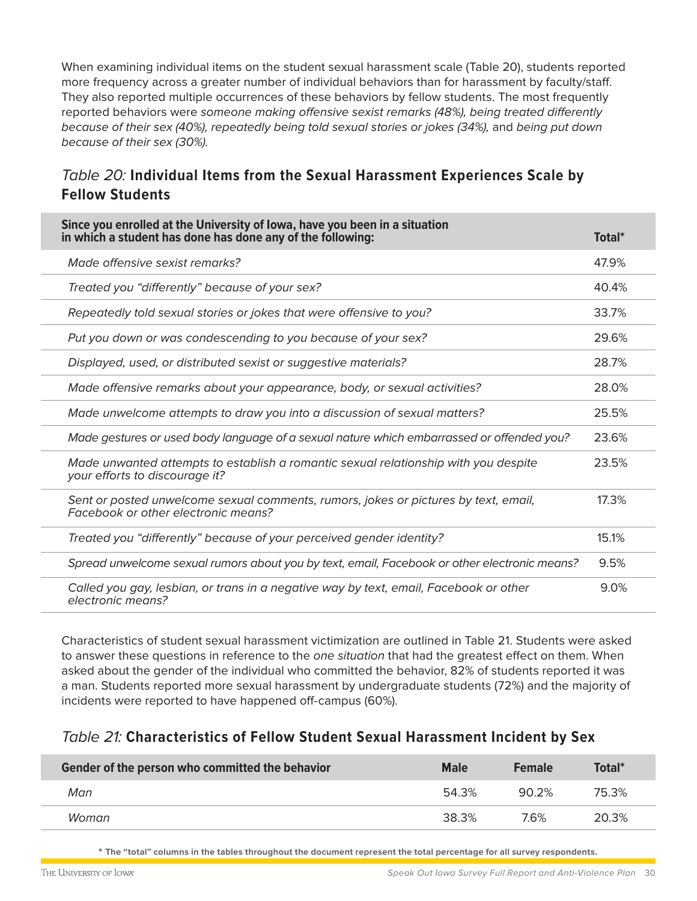When examining individual items on the student sexual harassment scale (Table 20), students reported more frequency across a greater number of individual behaviors than for harassment by faculty/staff. They also reported multiple occurrences of these behaviors by fellow students. The most frequently reported behaviors were *someone making offensive sexist remarks (48%), being treated differently because of their sex (40%), repeatedly being told sexual stories or jokes (34%),* and *being put down because of their sex (30%).*

## *Table 20:* **Individual Items from the Sexual Harassment Experiences Scale by Fellow Students**

| Since you enrolled at the University of Iowa, have you been in a situation in which a student has done has done any of the following: | Total* |
|---|---|
| *Made offensive sexist remarks?* | 47.9% |
| *Treated you "differently" because of your sex?* | 40.4% |
| *Repeatedly told sexual stories or jokes that were offensive to you?* | 33.7% |
| *Put you down or was condescending to you because of your sex?* | 29.6% |
| *Displayed, used, or distributed sexist or suggestive materials?* | 28.7% |
| *Made offensive remarks about your appearance, body, or sexual activities?* | 28.0% |
| *Made unwelcome attempts to draw you into a discussion of sexual matters?* | 25.5% |
| *Made gestures or used body language of a sexual nature which embarrassed or offended you?* | 23.6% |
| *Made unwanted attempts to establish a romantic sexual relationship with you despite your efforts to discourage it?* | 23.5% |
| *Sent or posted unwelcome sexual comments, rumors, jokes or pictures by text, email, Facebook or other electronic means?* | 17.3% |
| *Treated you "differently" because of your perceived gender identity?* | 15.1% |
| *Spread unwelcome sexual rumors about you by text, email, Facebook or other electronic means?* | 9.5% |
| *Called you gay, lesbian, or trans in a negative way by text, email, Facebook or other electronic means?* | 9.0% |

Characteristics of student sexual harassment victimization are outlined in Table 21. Students were asked to answer these questions in reference to the *one situation* that had the greatest effect on them. When asked about the gender of the individual who committed the behavior, 82% of students reported it was a man. Students reported more sexual harassment by undergraduate students (72%) and the majority of incidents were reported to have happened off-campus (60%).

## *Table 21:* **Characteristics of Fellow Student Sexual Harassment Incident by Sex**

| Gender of the person who committed the behavior | Male | Female | Total* |
|---|---|---|---|
| *Man* | 54.3% | 90.2% | 75.3% |
| *Woman* | 38.3% | 7.6% | 20.3% |

**\* The "total" columns in the tables throughout the document represent the total percentage for all survey respondents.**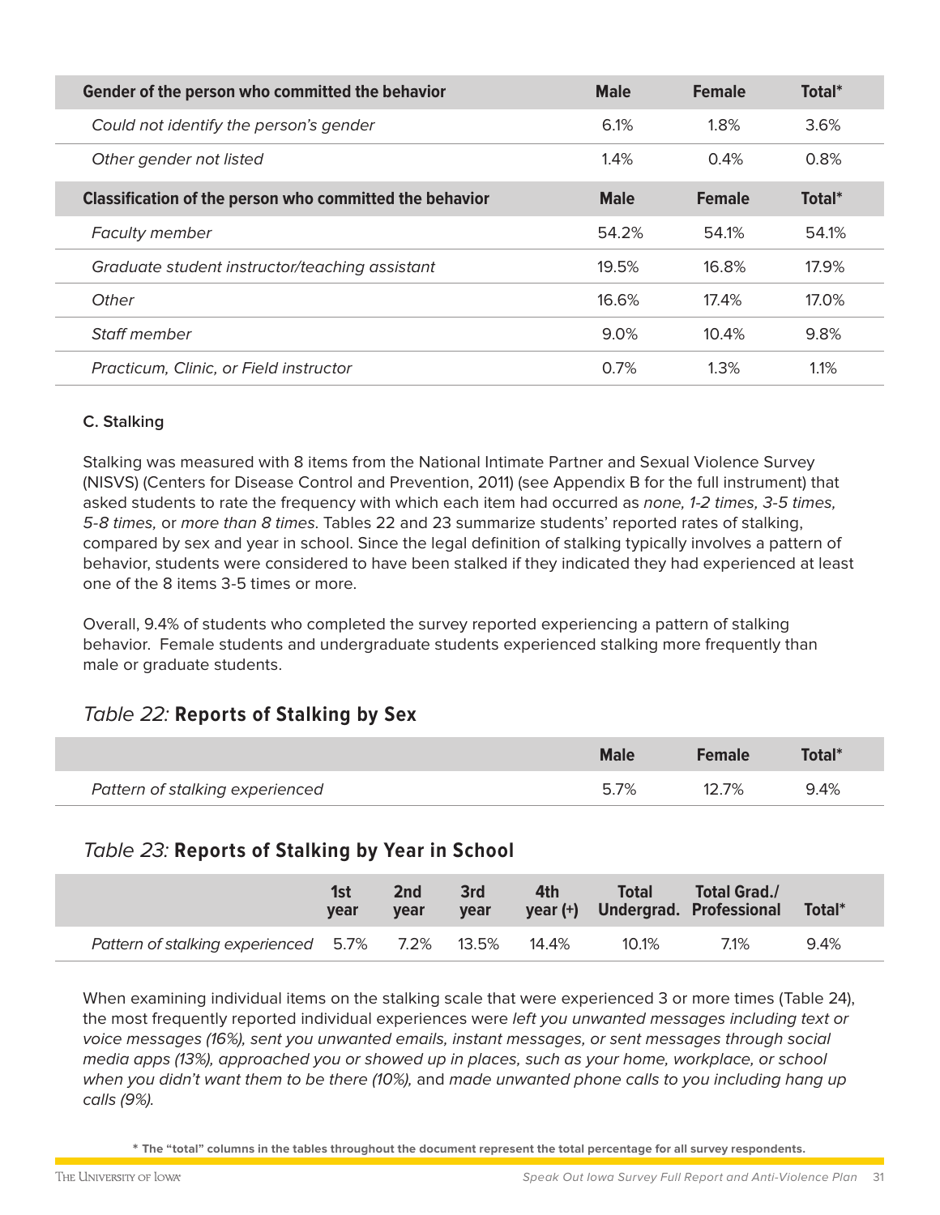| Gender of the person who committed the behavior | Male | Female | Total* |
|---|---|---|---|
| *Could not identify the person's gender* | 6.1% | 1.8% | 3.6% |
| *Other gender not listed* | 1.4% | 0.4% | 0.8% |
| **Classification of the person who committed the behavior** | **Male** | **Female** | **Total*** |
| *Faculty member* | 54.2% | 54.1% | 54.1% |
| *Graduate student instructor/teaching assistant* | 19.5% | 16.8% | 17.9% |
| *Other* | 16.6% | 17.4% | 17.0% |
| *Staff member* | 9.0% | 10.4% | 9.8% |
| *Practicum, Clinic, or Field instructor* | 0.7% | 1.3% | 1.1% |

#### C. Stalking

Stalking was measured with 8 items from the National Intimate Partner and Sexual Violence Survey (NISVS) (Centers for Disease Control and Prevention, 2011) (see Appendix B for the full instrument) that asked students to rate the frequency with which each item had occurred as *none, 1-2 times, 3-5 times, 5-8 times,* or *more than 8 times*. Tables 22 and 23 summarize students' reported rates of stalking, compared by sex and year in school. Since the legal definition of stalking typically involves a pattern of behavior, students were considered to have been stalked if they indicated they had experienced at least one of the 8 items 3-5 times or more.

Overall, 9.4% of students who completed the survey reported experiencing a pattern of stalking behavior. Female students and undergraduate students experienced stalking more frequently than male or graduate students.

## *Table 22:* Reports of Stalking by Sex

| | Male | Female | Total* |
|---|---|---|---|
| *Pattern of stalking experienced* | 5.7% | 12.7% | 9.4% |

## *Table 23:* Reports of Stalking by Year in School

| | 1st year | 2nd year | 3rd year | 4th year (+) | Total Undergrad. | Total Grad./ Professional | Total* |
|---|---|---|---|---|---|---|---|
| *Pattern of stalking experienced* | 5.7% | 7.2% | 13.5% | 14.4% | 10.1% | 7.1% | 9.4% |

When examining individual items on the stalking scale that were experienced 3 or more times (Table 24), the most frequently reported individual experiences were *left you unwanted messages including text or voice messages (16%), sent you unwanted emails, instant messages, or sent messages through social media apps (13%), approached you or showed up in places, such as your home, workplace, or school when you didn't want them to be there (10%),* and *made unwanted phone calls to you including hang up calls (9%).*

**\* The "total" columns in the tables throughout the document represent the total percentage for all survey respondents.**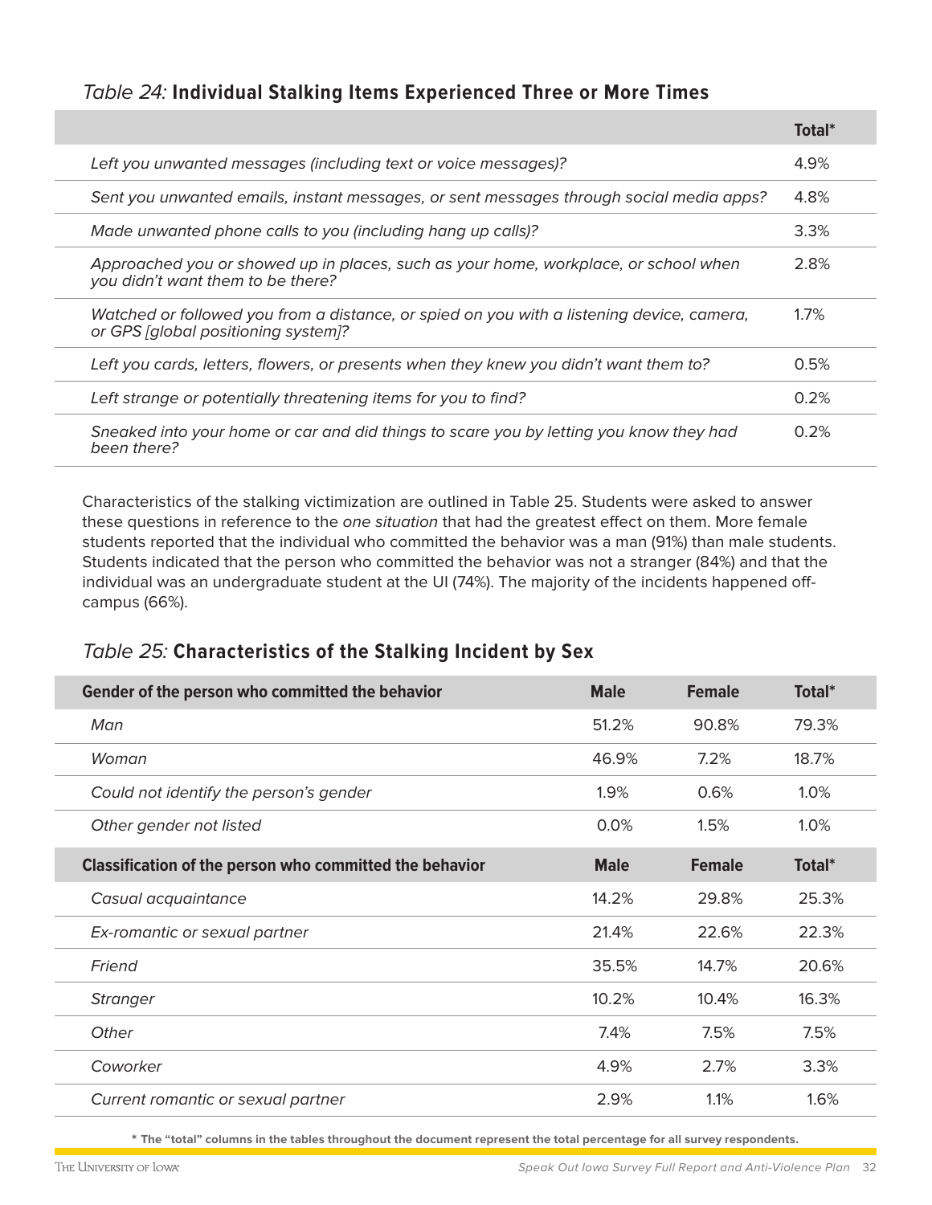### *Table 24:* **Individual Stalking Items Experienced Three or More Times**

| | Total* |
|---|---|
| *Left you unwanted messages (including text or voice messages)?* | 4.9% |
| *Sent you unwanted emails, instant messages, or sent messages through social media apps?* | 4.8% |
| *Made unwanted phone calls to you (including hang up calls)?* | 3.3% |
| *Approached you or showed up in places, such as your home, workplace, or school when you didn't want them to be there?* | 2.8% |
| *Watched or followed you from a distance, or spied on you with a listening device, camera, or GPS [global positioning system]?* | 1.7% |
| *Left you cards, letters, flowers, or presents when they knew you didn't want them to?* | 0.5% |
| *Left strange or potentially threatening items for you to find?* | 0.2% |
| *Sneaked into your home or car and did things to scare you by letting you know they had been there?* | 0.2% |

Characteristics of the stalking victimization are outlined in Table 25. Students were asked to answer these questions in reference to the *one situation* that had the greatest effect on them. More female students reported that the individual who committed the behavior was a man (91%) than male students. Students indicated that the person who committed the behavior was not a stranger (84%) and that the individual was an undergraduate student at the UI (74%). The majority of the incidents happened off-campus (66%).

### *Table 25:* **Characteristics of the Stalking Incident by Sex**

| **Gender of the person who committed the behavior** | **Male** | **Female** | **Total*** |
|---|---|---|---|
| *Man* | 51.2% | 90.8% | 79.3% |
| *Woman* | 46.9% | 7.2% | 18.7% |
| *Could not identify the person's gender* | 1.9% | 0.6% | 1.0% |
| *Other gender not listed* | 0.0% | 1.5% | 1.0% |
| **Classification of the person who committed the behavior** | **Male** | **Female** | **Total*** |
| *Casual acquaintance* | 14.2% | 29.8% | 25.3% |
| *Ex-romantic or sexual partner* | 21.4% | 22.6% | 22.3% |
| *Friend* | 35.5% | 14.7% | 20.6% |
| *Stranger* | 10.2% | 10.4% | 16.3% |
| *Other* | 7.4% | 7.5% | 7.5% |
| *Coworker* | 4.9% | 2.7% | 3.3% |
| *Current romantic or sexual partner* | 2.9% | 1.1% | 1.6% |

**\* The "total" columns in the tables throughout the document represent the total percentage for all survey respondents.**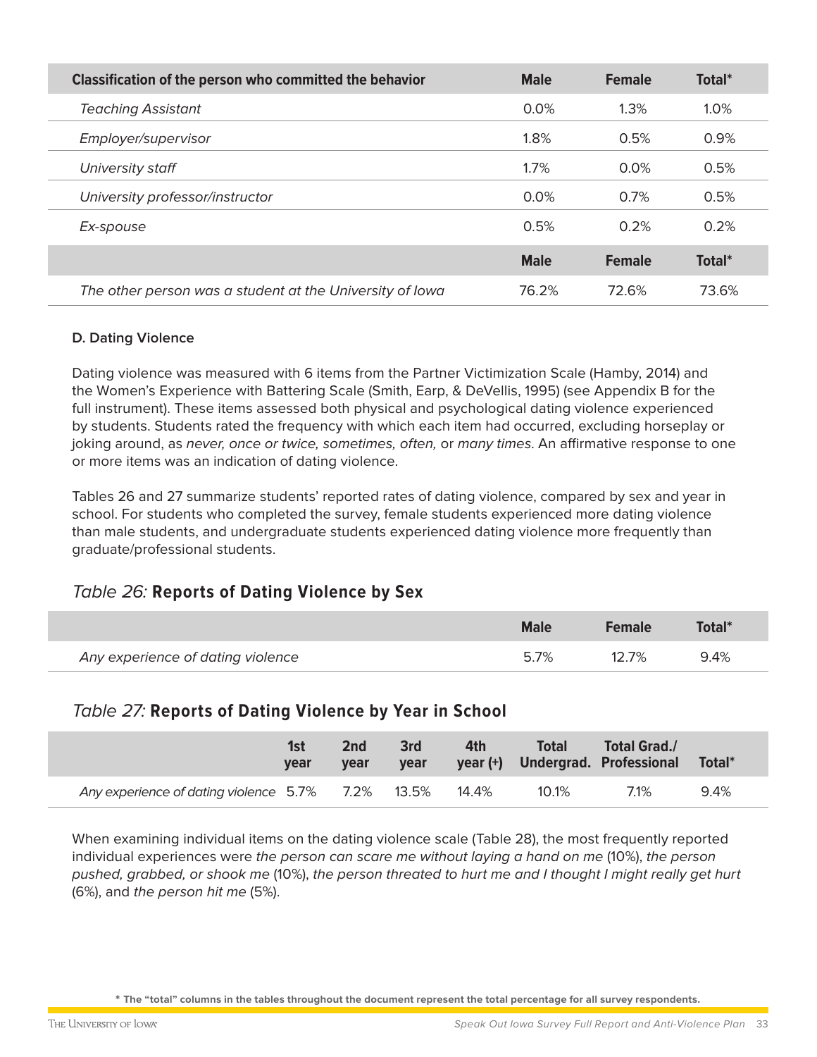| Classification of the person who committed the behavior | Male | Female | Total* |
|---|---|---|---|
| *Teaching Assistant* | 0.0% | 1.3% | 1.0% |
| *Employer/supervisor* | 1.8% | 0.5% | 0.9% |
| *University staff* | 1.7% | 0.0% | 0.5% |
| *University professor/instructor* | 0.0% | 0.7% | 0.5% |
| *Ex-spouse* | 0.5% | 0.2% | 0.2% |
| | **Male** | **Female** | **Total*** |
| *The other person was a student at the University of Iowa* | 76.2% | 72.6% | 73.6% |

#### D. Dating Violence

Dating violence was measured with 6 items from the Partner Victimization Scale (Hamby, 2014) and the Women's Experience with Battering Scale (Smith, Earp, & DeVellis, 1995) (see Appendix B for the full instrument). These items assessed both physical and psychological dating violence experienced by students. Students rated the frequency with which each item had occurred, excluding horseplay or joking around, as *never, once or twice, sometimes, often,* or *many times*. An affirmative response to one or more items was an indication of dating violence.

Tables 26 and 27 summarize students' reported rates of dating violence, compared by sex and year in school. For students who completed the survey, female students experienced more dating violence than male students, and undergraduate students experienced dating violence more frequently than graduate/professional students.

### *Table 26:* Reports of Dating Violence by Sex

| | Male | Female | Total* |
|---|---|---|---|
| *Any experience of dating violence* | 5.7% | 12.7% | 9.4% |

### *Table 27:* Reports of Dating Violence by Year in School

| | 1st year | 2nd year | 3rd year | 4th year (+) | Total Undergrad. | Total Grad./ Professional | Total* |
|---|---|---|---|---|---|---|---|
| *Any experience of dating violence* | 5.7% | 7.2% | 13.5% | 14.4% | 10.1% | 7.1% | 9.4% |

When examining individual items on the dating violence scale (Table 28), the most frequently reported individual experiences were *the person can scare me without laying a hand on me* (10%), *the person pushed, grabbed, or shook me* (10%), *the person threated to hurt me and I thought I might really get hurt* (6%), and *the person hit me* (5%).

* The "total" columns in the tables throughout the document represent the total percentage for all survey respondents.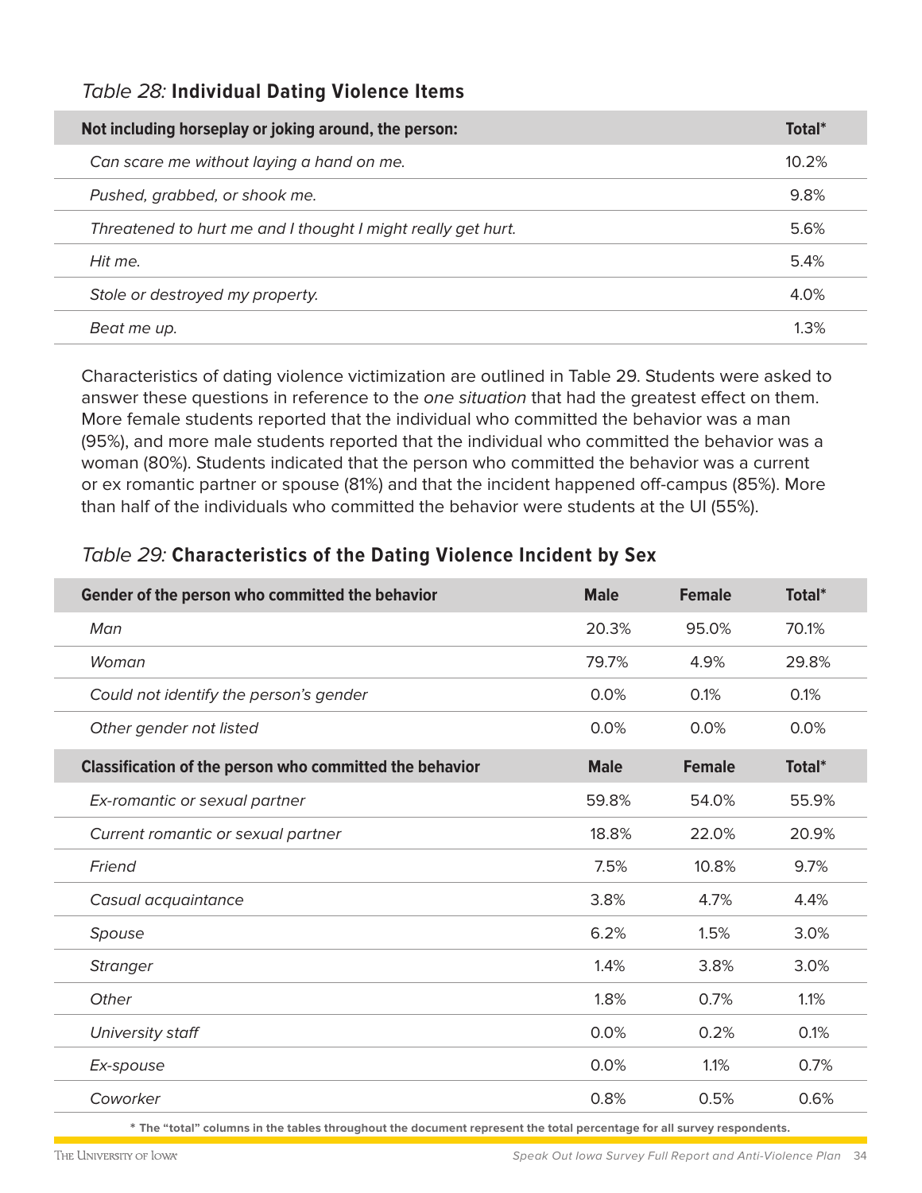*Table 28:* **Individual Dating Violence Items**

| Not including horseplay or joking around, the person: | Total* |
|---|---|
| *Can scare me without laying a hand on me.* | 10.2% |
| *Pushed, grabbed, or shook me.* | 9.8% |
| *Threatened to hurt me and I thought I might really get hurt.* | 5.6% |
| *Hit me.* | 5.4% |
| *Stole or destroyed my property.* | 4.0% |
| *Beat me up.* | 1.3% |

Characteristics of dating violence victimization are outlined in Table 29. Students were asked to answer these questions in reference to the *one situation* that had the greatest effect on them. More female students reported that the individual who committed the behavior was a man (95%), and more male students reported that the individual who committed the behavior was a woman (80%). Students indicated that the person who committed the behavior was a current or ex romantic partner or spouse (81%) and that the incident happened off-campus (85%). More than half of the individuals who committed the behavior were students at the UI (55%).

*Table 29:* **Characteristics of the Dating Violence Incident by Sex**

| Gender of the person who committed the behavior | Male | Female | Total* |
|---|---|---|---|
| *Man* | 20.3% | 95.0% | 70.1% |
| *Woman* | 79.7% | 4.9% | 29.8% |
| *Could not identify the person's gender* | 0.0% | 0.1% | 0.1% |
| *Other gender not listed* | 0.0% | 0.0% | 0.0% |
| **Classification of the person who committed the behavior** | **Male** | **Female** | **Total*** |
| *Ex-romantic or sexual partner* | 59.8% | 54.0% | 55.9% |
| *Current romantic or sexual partner* | 18.8% | 22.0% | 20.9% |
| *Friend* | 7.5% | 10.8% | 9.7% |
| *Casual acquaintance* | 3.8% | 4.7% | 4.4% |
| *Spouse* | 6.2% | 1.5% | 3.0% |
| *Stranger* | 1.4% | 3.8% | 3.0% |
| *Other* | 1.8% | 0.7% | 1.1% |
| *University staff* | 0.0% | 0.2% | 0.1% |
| *Ex-spouse* | 0.0% | 1.1% | 0.7% |
| *Coworker* | 0.8% | 0.5% | 0.6% |

**\* The "total" columns in the tables throughout the document represent the total percentage for all survey respondents.**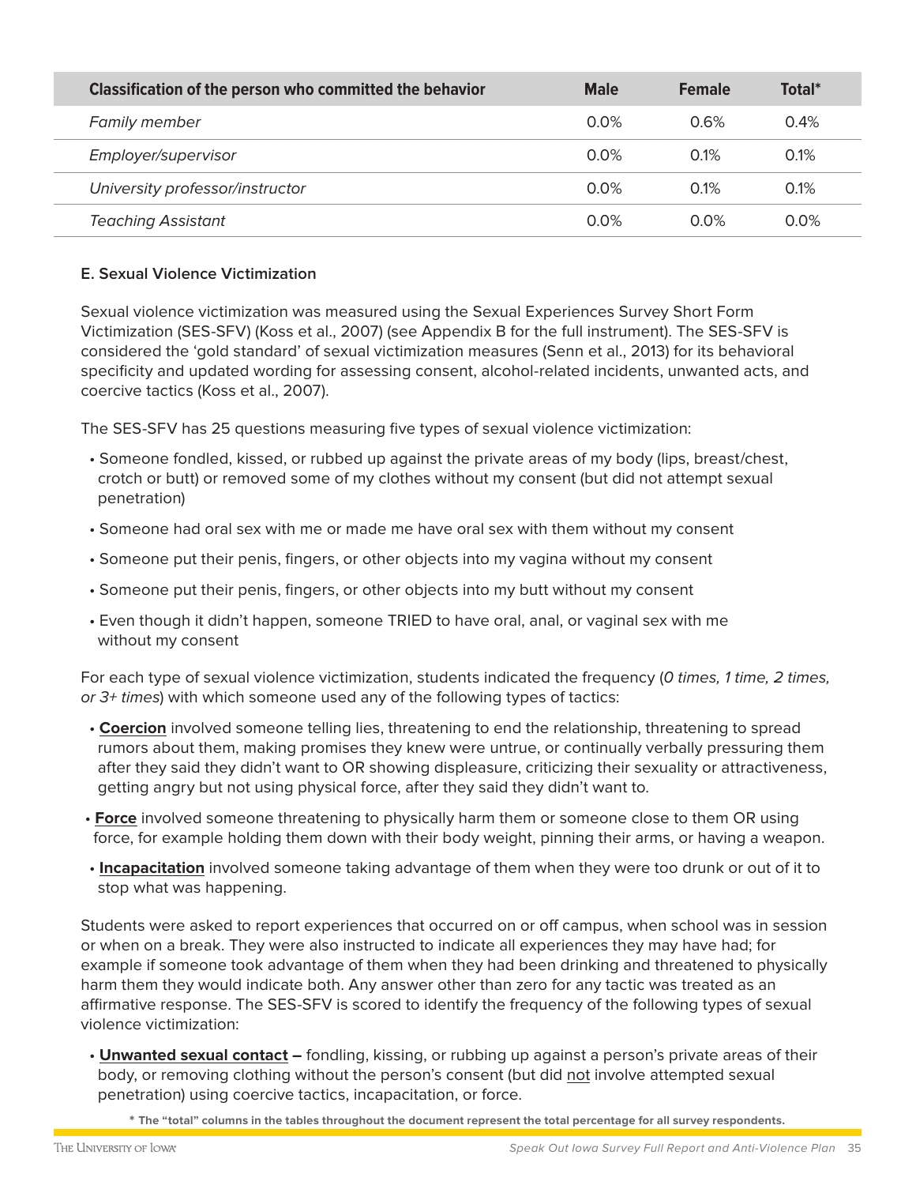| Classification of the person who committed the behavior | Male | Female | Total* |
|---|---|---|---|
| *Family member* | 0.0% | 0.6% | 0.4% |
| *Employer/supervisor* | 0.0% | 0.1% | 0.1% |
| *University professor/instructor* | 0.0% | 0.1% | 0.1% |
| *Teaching Assistant* | 0.0% | 0.0% | 0.0% |

### E. Sexual Violence Victimization

Sexual violence victimization was measured using the Sexual Experiences Survey Short Form Victimization (SES-SFV) (Koss et al., 2007) (see Appendix B for the full instrument). The SES-SFV is considered the 'gold standard' of sexual victimization measures (Senn et al., 2013) for its behavioral specificity and updated wording for assessing consent, alcohol-related incidents, unwanted acts, and coercive tactics (Koss et al., 2007).

The SES-SFV has 25 questions measuring five types of sexual violence victimization:

- Someone fondled, kissed, or rubbed up against the private areas of my body (lips, breast/chest, crotch or butt) or removed some of my clothes without my consent (but did not attempt sexual penetration)
- Someone had oral sex with me or made me have oral sex with them without my consent
- Someone put their penis, fingers, or other objects into my vagina without my consent
- Someone put their penis, fingers, or other objects into my butt without my consent
- Even though it didn't happen, someone TRIED to have oral, anal, or vaginal sex with me without my consent

For each type of sexual violence victimization, students indicated the frequency (*0 times, 1 time, 2 times, or 3+ times*) with which someone used any of the following types of tactics:

- **Coercion** involved someone telling lies, threatening to end the relationship, threatening to spread rumors about them, making promises they knew were untrue, or continually verbally pressuring them after they said they didn't want to OR showing displeasure, criticizing their sexuality or attractiveness, getting angry but not using physical force, after they said they didn't want to.
- **Force** involved someone threatening to physically harm them or someone close to them OR using force, for example holding them down with their body weight, pinning their arms, or having a weapon.
- **Incapacitation** involved someone taking advantage of them when they were too drunk or out of it to stop what was happening.

Students were asked to report experiences that occurred on or off campus, when school was in session or when on a break. They were also instructed to indicate all experiences they may have had; for example if someone took advantage of them when they had been drinking and threatened to physically harm them they would indicate both. Any answer other than zero for any tactic was treated as an affirmative response. The SES-SFV is scored to identify the frequency of the following types of sexual violence victimization:

- **Unwanted sexual contact –** fondling, kissing, or rubbing up against a person's private areas of their body, or removing clothing without the person's consent (but did not involve attempted sexual penetration) using coercive tactics, incapacitation, or force.

**\* The "total" columns in the tables throughout the document represent the total percentage for all survey respondents.**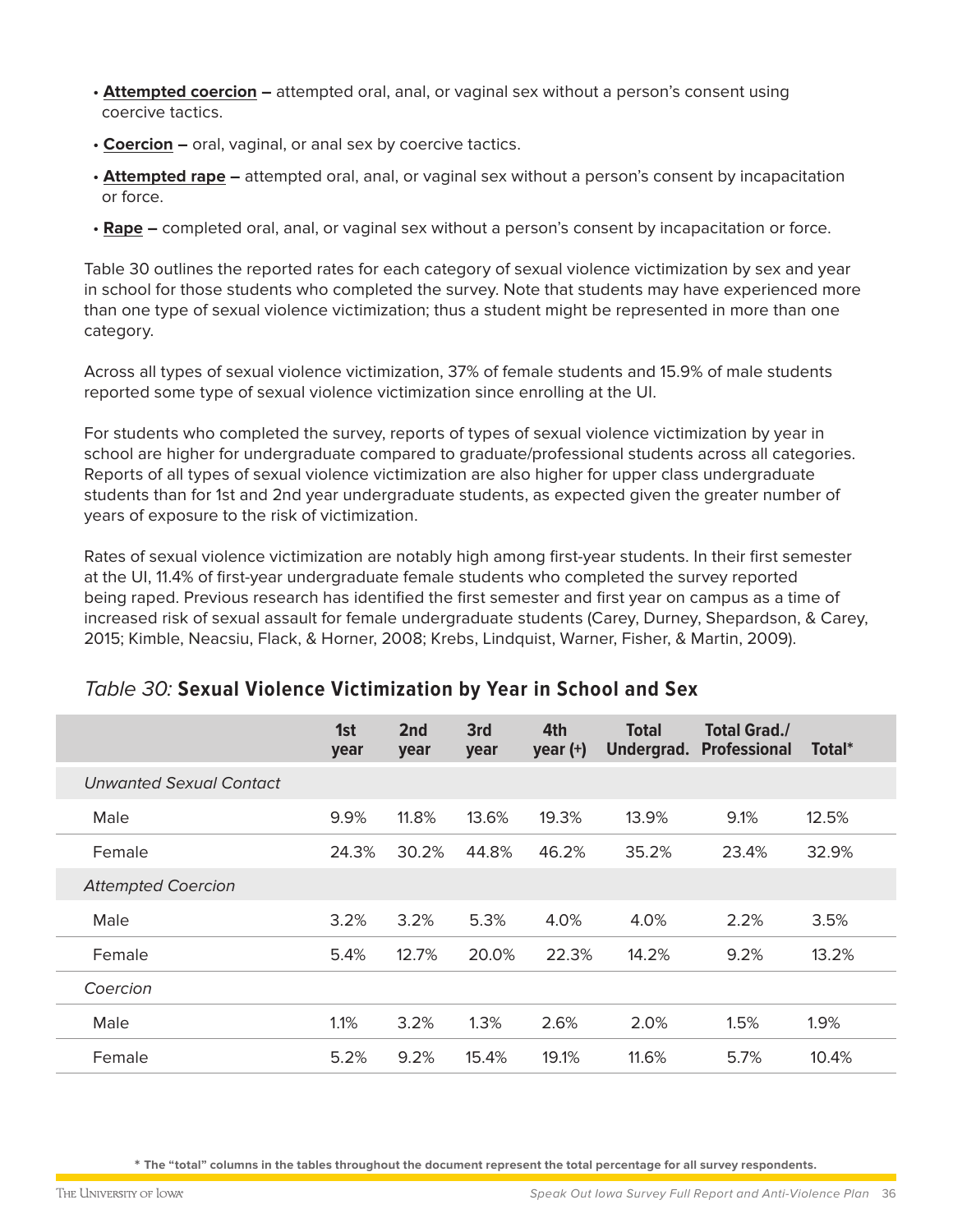- **Attempted coercion –** attempted oral, anal, or vaginal sex without a person's consent using coercive tactics.
- **Coercion –** oral, vaginal, or anal sex by coercive tactics.
- **Attempted rape –** attempted oral, anal, or vaginal sex without a person's consent by incapacitation or force.
- **Rape –** completed oral, anal, or vaginal sex without a person's consent by incapacitation or force.

Table 30 outlines the reported rates for each category of sexual violence victimization by sex and year in school for those students who completed the survey. Note that students may have experienced more than one type of sexual violence victimization; thus a student might be represented in more than one category.

Across all types of sexual violence victimization, 37% of female students and 15.9% of male students reported some type of sexual violence victimization since enrolling at the UI.

For students who completed the survey, reports of types of sexual violence victimization by year in school are higher for undergraduate compared to graduate/professional students across all categories. Reports of all types of sexual violence victimization are also higher for upper class undergraduate students than for 1st and 2nd year undergraduate students, as expected given the greater number of years of exposure to the risk of victimization.

Rates of sexual violence victimization are notably high among first-year students. In their first semester at the UI, 11.4% of first-year undergraduate female students who completed the survey reported being raped. Previous research has identified the first semester and first year on campus as a time of increased risk of sexual assault for female undergraduate students (Carey, Durney, Shepardson, & Carey, 2015; Kimble, Neacsiu, Flack, & Horner, 2008; Krebs, Lindquist, Warner, Fisher, & Martin, 2009).

### *Table 30:* Sexual Violence Victimization by Year in School and Sex

| | 1st year | 2nd year | 3rd year | 4th year (+) | Total Undergrad. | Total Grad./ Professional | Total* |
|---|---|---|---|---|---|---|---|
| *Unwanted Sexual Contact* | | | | | | | |
| Male | 9.9% | 11.8% | 13.6% | 19.3% | 13.9% | 9.1% | 12.5% |
| Female | 24.3% | 30.2% | 44.8% | 46.2% | 35.2% | 23.4% | 32.9% |
| *Attempted Coercion* | | | | | | | |
| Male | 3.2% | 3.2% | 5.3% | 4.0% | 4.0% | 2.2% | 3.5% |
| Female | 5.4% | 12.7% | 20.0% | 22.3% | 14.2% | 9.2% | 13.2% |
| *Coercion* | | | | | | | |
| Male | 1.1% | 3.2% | 1.3% | 2.6% | 2.0% | 1.5% | 1.9% |
| Female | 5.2% | 9.2% | 15.4% | 19.1% | 11.6% | 5.7% | 10.4% |

**\* The "total" columns in the tables throughout the document represent the total percentage for all survey respondents.**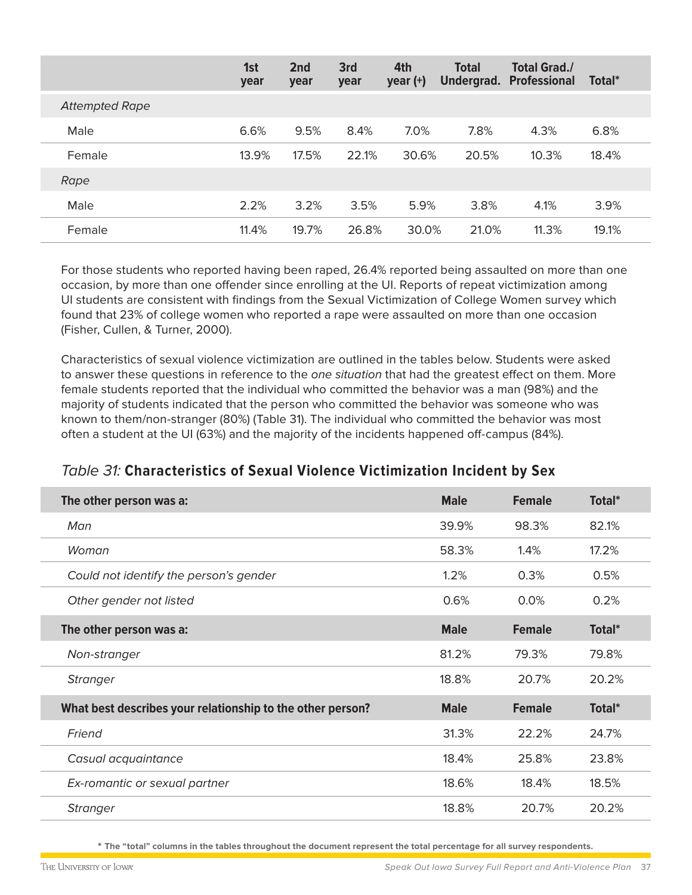| | 1st year | 2nd year | 3rd year | 4th year (+) | Total Undergrad. | Total Grad./ Professional | Total* |
|---|---|---|---|---|---|---|---|
| *Attempted Rape* | | | | | | | |
| Male | 6.6% | 9.5% | 8.4% | 7.0% | 7.8% | 4.3% | 6.8% |
| Female | 13.9% | 17.5% | 22.1% | 30.6% | 20.5% | 10.3% | 18.4% |
| *Rape* | | | | | | | |
| Male | 2.2% | 3.2% | 3.5% | 5.9% | 3.8% | 4.1% | 3.9% |
| Female | 11.4% | 19.7% | 26.8% | 30.0% | 21.0% | 11.3% | 19.1% |

For those students who reported having been raped, 26.4% reported being assaulted on more than one occasion, by more than one offender since enrolling at the UI. Reports of repeat victimization among UI students are consistent with findings from the Sexual Victimization of College Women survey which found that 23% of college women who reported a rape were assaulted on more than one occasion (Fisher, Cullen, & Turner, 2000).

Characteristics of sexual violence victimization are outlined in the tables below. Students were asked to answer these questions in reference to the *one situation* that had the greatest effect on them. More female students reported that the individual who committed the behavior was a man (98%) and the majority of students indicated that the person who committed the behavior was someone who was known to them/non-stranger (80%) (Table 31). The individual who committed the behavior was most often a student at the UI (63%) and the majority of the incidents happened off-campus (84%).

### *Table 31:* Characteristics of Sexual Violence Victimization Incident by Sex

| The other person was a: | Male | Female | Total* |
|---|---|---|---|
| *Man* | 39.9% | 98.3% | 82.1% |
| *Woman* | 58.3% | 1.4% | 17.2% |
| *Could not identify the person's gender* | 1.2% | 0.3% | 0.5% |
| *Other gender not listed* | 0.6% | 0.0% | 0.2% |
| **The other person was a:** | **Male** | **Female** | **Total*** |
| *Non-stranger* | 81.2% | 79.3% | 79.8% |
| *Stranger* | 18.8% | 20.7% | 20.2% |
| **What best describes your relationship to the other person?** | **Male** | **Female** | **Total*** |
| *Friend* | 31.3% | 22.2% | 24.7% |
| *Casual acquaintance* | 18.4% | 25.8% | 23.8% |
| *Ex-romantic or sexual partner* | 18.6% | 18.4% | 18.5% |
| *Stranger* | 18.8% | 20.7% | 20.2% |

**\* The "total" columns in the tables throughout the document represent the total percentage for all survey respondents.**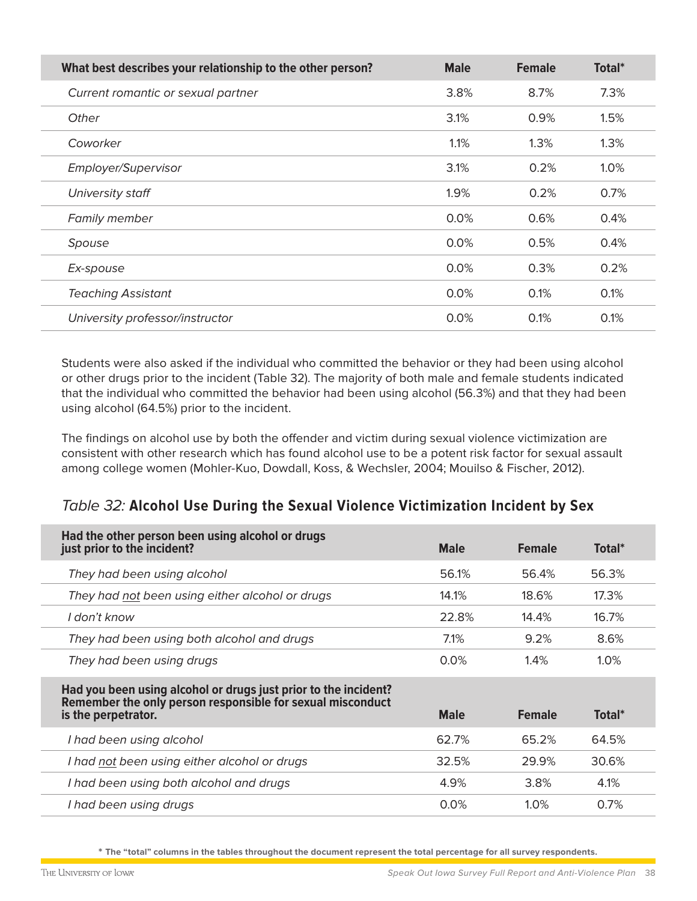| What best describes your relationship to the other person? | Male | Female | Total* |
|---|---|---|---|
| *Current romantic or sexual partner* | 3.8% | 8.7% | 7.3% |
| *Other* | 3.1% | 0.9% | 1.5% |
| *Coworker* | 1.1% | 1.3% | 1.3% |
| *Employer/Supervisor* | 3.1% | 0.2% | 1.0% |
| *University staff* | 1.9% | 0.2% | 0.7% |
| *Family member* | 0.0% | 0.6% | 0.4% |
| *Spouse* | 0.0% | 0.5% | 0.4% |
| *Ex-spouse* | 0.0% | 0.3% | 0.2% |
| *Teaching Assistant* | 0.0% | 0.1% | 0.1% |
| *University professor/instructor* | 0.0% | 0.1% | 0.1% |

Students were also asked if the individual who committed the behavior or they had been using alcohol or other drugs prior to the incident (Table 32). The majority of both male and female students indicated that the individual who committed the behavior had been using alcohol (56.3%) and that they had been using alcohol (64.5%) prior to the incident.

The findings on alcohol use by both the offender and victim during sexual violence victimization are consistent with other research which has found alcohol use to be a potent risk factor for sexual assault among college women (Mohler-Kuo, Dowdall, Koss, & Wechsler, 2004; Mouilso & Fischer, 2012).

### *Table 32:* **Alcohol Use During the Sexual Violence Victimization Incident by Sex**

| Had the other person been using alcohol or drugs just prior to the incident? | Male | Female | Total* |
|---|---|---|---|
| *They had been using alcohol* | 56.1% | 56.4% | 56.3% |
| *They had <u>not</u> been using either alcohol or drugs* | 14.1% | 18.6% | 17.3% |
| *I don't know* | 22.8% | 14.4% | 16.7% |
| *They had been using both alcohol and drugs* | 7.1% | 9.2% | 8.6% |
| *They had been using drugs* | 0.0% | 1.4% | 1.0% |
| **Had you been using alcohol or drugs just prior to the incident? Remember the only person responsible for sexual misconduct is the perpetrator.** | **Male** | **Female** | **Total*** |
| *I had been using alcohol* | 62.7% | 65.2% | 64.5% |
| *I had <u>not</u> been using either alcohol or drugs* | 32.5% | 29.9% | 30.6% |
| *I had been using both alcohol and drugs* | 4.9% | 3.8% | 4.1% |
| *I had been using drugs* | 0.0% | 1.0% | 0.7% |

**\* The "total" columns in the tables throughout the document represent the total percentage for all survey respondents.**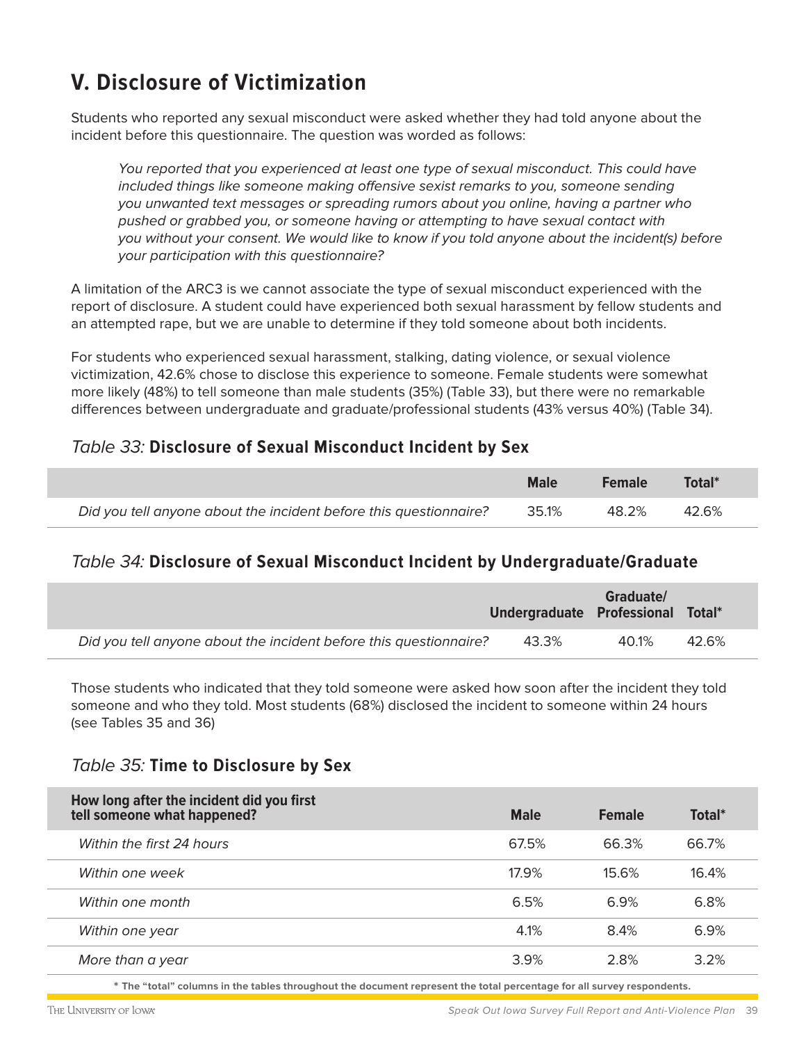## V. Disclosure of Victimization

Students who reported any sexual misconduct were asked whether they had told anyone about the incident before this questionnaire. The question was worded as follows:

> *You reported that you experienced at least one type of sexual misconduct. This could have included things like someone making offensive sexist remarks to you, someone sending you unwanted text messages or spreading rumors about you online, having a partner who pushed or grabbed you, or someone having or attempting to have sexual contact with you without your consent. We would like to know if you told anyone about the incident(s) before your participation with this questionnaire?*

A limitation of the ARC3 is we cannot associate the type of sexual misconduct experienced with the report of disclosure. A student could have experienced both sexual harassment by fellow students and an attempted rape, but we are unable to determine if they told someone about both incidents.

For students who experienced sexual harassment, stalking, dating violence, or sexual violence victimization, 42.6% chose to disclose this experience to someone. Female students were somewhat more likely (48%) to tell someone than male students (35%) (Table 33), but there were no remarkable differences between undergraduate and graduate/professional students (43% versus 40%) (Table 34).

### *Table 33:* Disclosure of Sexual Misconduct Incident by Sex

| | Male | Female | Total* |
|---|---|---|---|
| *Did you tell anyone about the incident before this questionnaire?* | 35.1% | 48.2% | 42.6% |

### *Table 34:* Disclosure of Sexual Misconduct Incident by Undergraduate/Graduate

| | Undergraduate | Graduate/ Professional | Total* |
|---|---|---|---|
| *Did you tell anyone about the incident before this questionnaire?* | 43.3% | 40.1% | 42.6% |

Those students who indicated that they told someone were asked how soon after the incident they told someone and who they told. Most students (68%) disclosed the incident to someone within 24 hours (see Tables 35 and 36)

### *Table 35:* Time to Disclosure by Sex

| How long after the incident did you first tell someone what happened? | Male | Female | Total* |
|---|---|---|---|
| *Within the first 24 hours* | 67.5% | 66.3% | 66.7% |
| *Within one week* | 17.9% | 15.6% | 16.4% |
| *Within one month* | 6.5% | 6.9% | 6.8% |
| *Within one year* | 4.1% | 8.4% | 6.9% |
| *More than a year* | 3.9% | 2.8% | 3.2% |

**\* The "total" columns in the tables throughout the document represent the total percentage for all survey respondents.**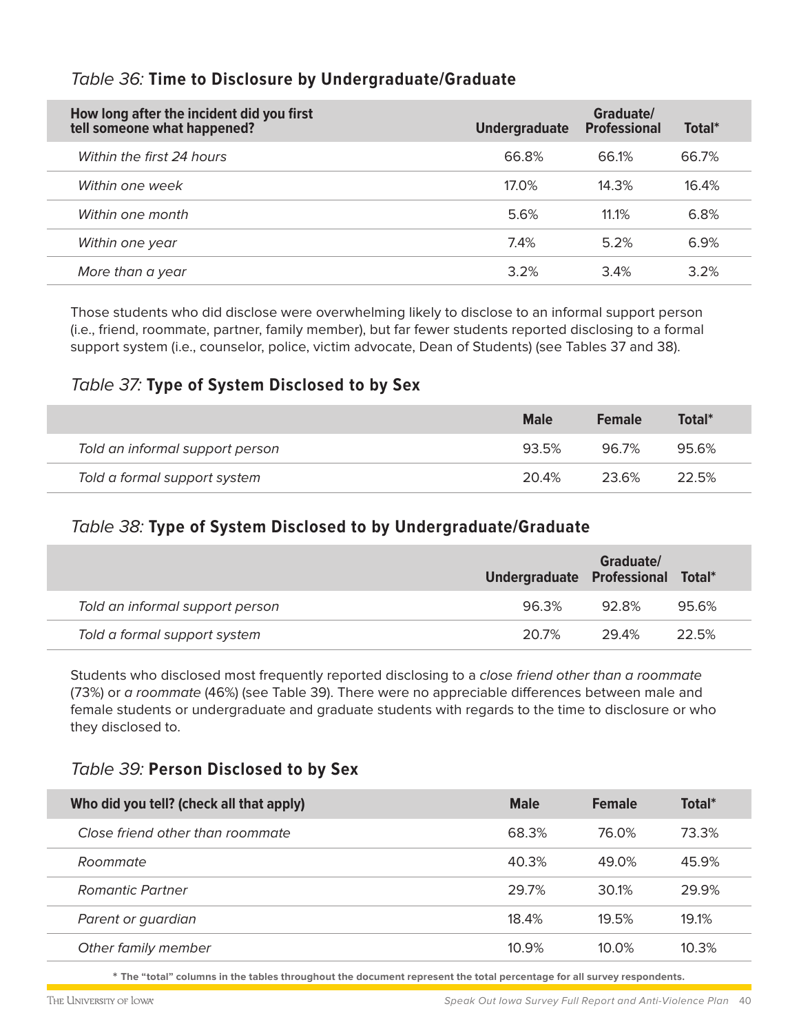### *Table 36:* **Time to Disclosure by Undergraduate/Graduate**

| How long after the incident did you first tell someone what happened? | Undergraduate | Graduate/ Professional | Total* |
|---|---|---|---|
| *Within the first 24 hours* | 66.8% | 66.1% | 66.7% |
| *Within one week* | 17.0% | 14.3% | 16.4% |
| *Within one month* | 5.6% | 11.1% | 6.8% |
| *Within one year* | 7.4% | 5.2% | 6.9% |
| *More than a year* | 3.2% | 3.4% | 3.2% |

Those students who did disclose were overwhelming likely to disclose to an informal support person (i.e., friend, roommate, partner, family member), but far fewer students reported disclosing to a formal support system (i.e., counselor, police, victim advocate, Dean of Students) (see Tables 37 and 38).

### *Table 37:* **Type of System Disclosed to by Sex**

| | Male | Female | Total* |
|---|---|---|---|
| *Told an informal support person* | 93.5% | 96.7% | 95.6% |
| *Told a formal support system* | 20.4% | 23.6% | 22.5% |

### *Table 38:* **Type of System Disclosed to by Undergraduate/Graduate**

| | Undergraduate | Graduate/ Professional | Total* |
|---|---|---|---|
| *Told an informal support person* | 96.3% | 92.8% | 95.6% |
| *Told a formal support system* | 20.7% | 29.4% | 22.5% |

Students who disclosed most frequently reported disclosing to a *close friend other than a roommate* (73%) or *a roommate* (46%) (see Table 39). There were no appreciable differences between male and female students or undergraduate and graduate students with regards to the time to disclosure or who they disclosed to.

### *Table 39:* **Person Disclosed to by Sex**

| Who did you tell? (check all that apply) | Male | Female | Total* |
|---|---|---|---|
| *Close friend other than roommate* | 68.3% | 76.0% | 73.3% |
| *Roommate* | 40.3% | 49.0% | 45.9% |
| *Romantic Partner* | 29.7% | 30.1% | 29.9% |
| *Parent or guardian* | 18.4% | 19.5% | 19.1% |
| *Other family member* | 10.9% | 10.0% | 10.3% |

**\* The "total" columns in the tables throughout the document represent the total percentage for all survey respondents.**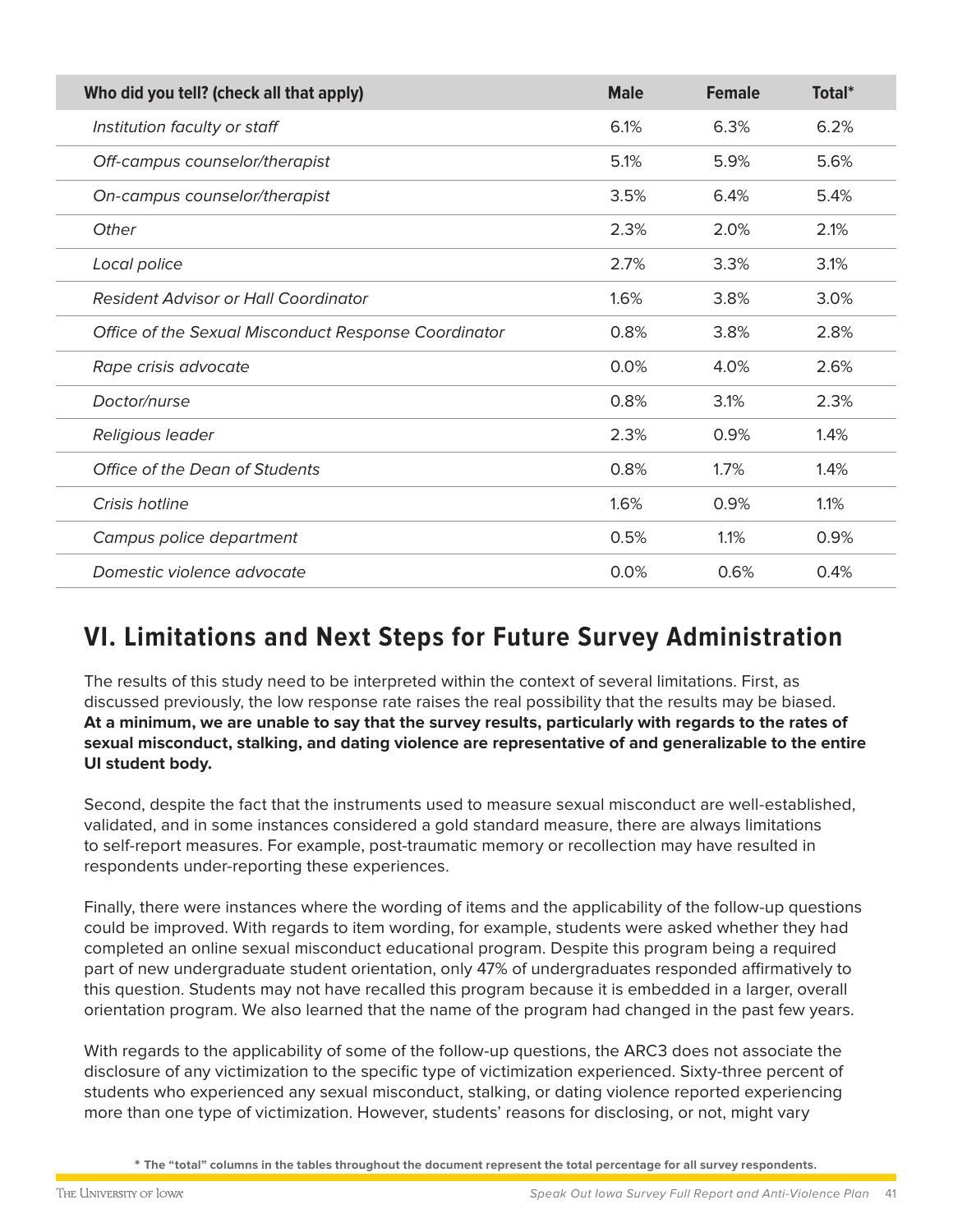| Who did you tell? (check all that apply) | Male | Female | Total* |
|---|---|---|---|
| *Institution faculty or staff* | 6.1% | 6.3% | 6.2% |
| *Off-campus counselor/therapist* | 5.1% | 5.9% | 5.6% |
| *On-campus counselor/therapist* | 3.5% | 6.4% | 5.4% |
| *Other* | 2.3% | 2.0% | 2.1% |
| *Local police* | 2.7% | 3.3% | 3.1% |
| *Resident Advisor or Hall Coordinator* | 1.6% | 3.8% | 3.0% |
| *Office of the Sexual Misconduct Response Coordinator* | 0.8% | 3.8% | 2.8% |
| *Rape crisis advocate* | 0.0% | 4.0% | 2.6% |
| *Doctor/nurse* | 0.8% | 3.1% | 2.3% |
| *Religious leader* | 2.3% | 0.9% | 1.4% |
| *Office of the Dean of Students* | 0.8% | 1.7% | 1.4% |
| *Crisis hotline* | 1.6% | 0.9% | 1.1% |
| *Campus police department* | 0.5% | 1.1% | 0.9% |
| *Domestic violence advocate* | 0.0% | 0.6% | 0.4% |

## VI. Limitations and Next Steps for Future Survey Administration

The results of this study need to be interpreted within the context of several limitations. First, as discussed previously, the low response rate raises the real possibility that the results may be biased. **At a minimum, we are unable to say that the survey results, particularly with regards to the rates of sexual misconduct, stalking, and dating violence are representative of and generalizable to the entire UI student body.**

Second, despite the fact that the instruments used to measure sexual misconduct are well-established, validated, and in some instances considered a gold standard measure, there are always limitations to self-report measures. For example, post-traumatic memory or recollection may have resulted in respondents under-reporting these experiences.

Finally, there were instances where the wording of items and the applicability of the follow-up questions could be improved. With regards to item wording, for example, students were asked whether they had completed an online sexual misconduct educational program. Despite this program being a required part of new undergraduate student orientation, only 47% of undergraduates responded affirmatively to this question. Students may not have recalled this program because it is embedded in a larger, overall orientation program. We also learned that the name of the program had changed in the past few years.

With regards to the applicability of some of the follow-up questions, the ARC3 does not associate the disclosure of any victimization to the specific type of victimization experienced. Sixty-three percent of students who experienced any sexual misconduct, stalking, or dating violence reported experiencing more than one type of victimization. However, students' reasons for disclosing, or not, might vary

**\* The "total" columns in the tables throughout the document represent the total percentage for all survey respondents.**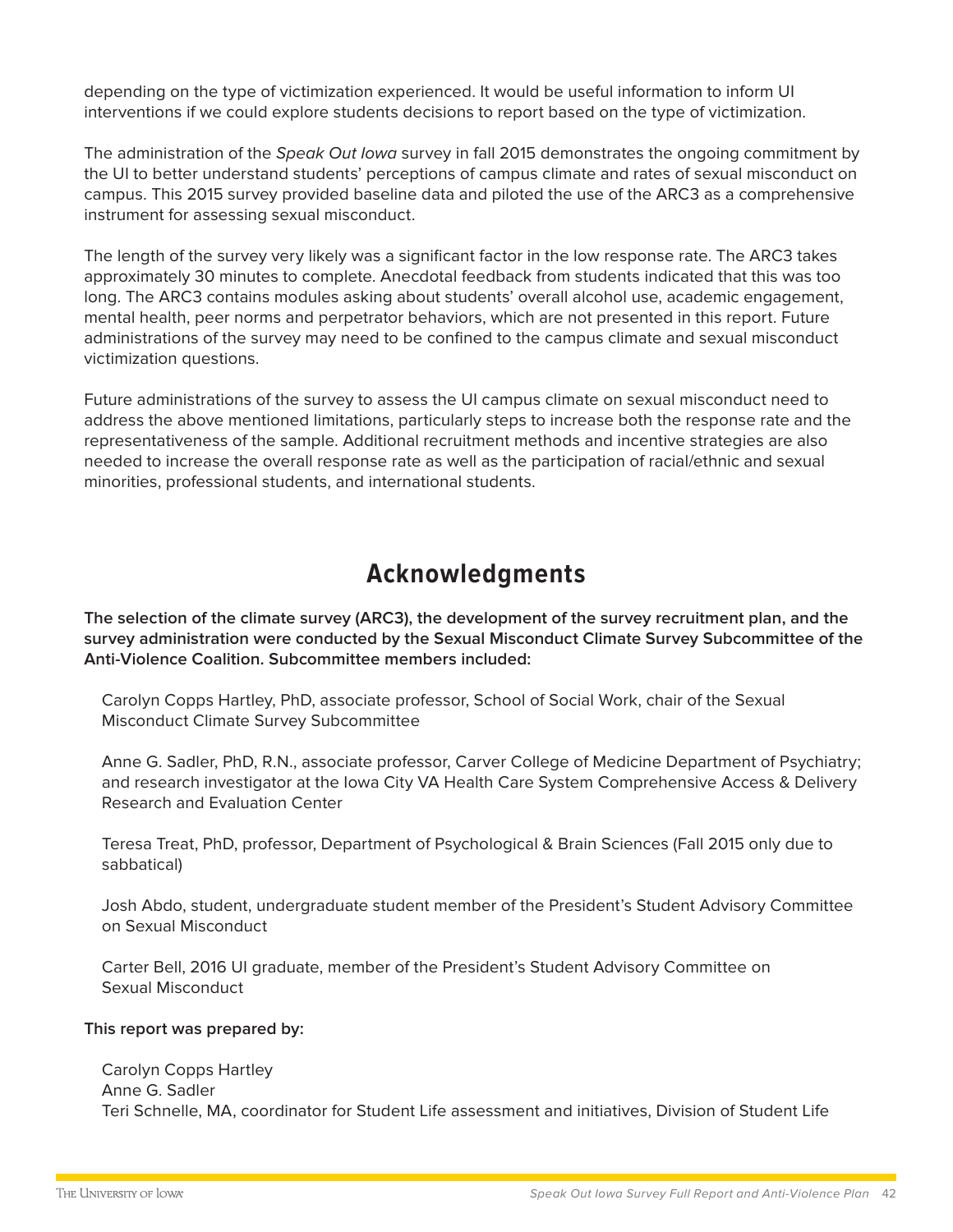depending on the type of victimization experienced. It would be useful information to inform UI interventions if we could explore students decisions to report based on the type of victimization.

The administration of the *Speak Out Iowa* survey in fall 2015 demonstrates the ongoing commitment by the UI to better understand students' perceptions of campus climate and rates of sexual misconduct on campus. This 2015 survey provided baseline data and piloted the use of the ARC3 as a comprehensive instrument for assessing sexual misconduct.

The length of the survey very likely was a significant factor in the low response rate. The ARC3 takes approximately 30 minutes to complete. Anecdotal feedback from students indicated that this was too long. The ARC3 contains modules asking about students' overall alcohol use, academic engagement, mental health, peer norms and perpetrator behaviors, which are not presented in this report. Future administrations of the survey may need to be confined to the campus climate and sexual misconduct victimization questions.

Future administrations of the survey to assess the UI campus climate on sexual misconduct need to address the above mentioned limitations, particularly steps to increase both the response rate and the representativeness of the sample. Additional recruitment methods and incentive strategies are also needed to increase the overall response rate as well as the participation of racial/ethnic and sexual minorities, professional students, and international students.

## Acknowledgments

**The selection of the climate survey (ARC3), the development of the survey recruitment plan, and the survey administration were conducted by the Sexual Misconduct Climate Survey Subcommittee of the Anti-Violence Coalition. Subcommittee members included:**

Carolyn Copps Hartley, PhD, associate professor, School of Social Work, chair of the Sexual Misconduct Climate Survey Subcommittee

Anne G. Sadler, PhD, R.N., associate professor, Carver College of Medicine Department of Psychiatry; and research investigator at the Iowa City VA Health Care System Comprehensive Access & Delivery Research and Evaluation Center

Teresa Treat, PhD, professor, Department of Psychological & Brain Sciences (Fall 2015 only due to sabbatical)

Josh Abdo, student, undergraduate student member of the President's Student Advisory Committee on Sexual Misconduct

Carter Bell, 2016 UI graduate, member of the President's Student Advisory Committee on Sexual Misconduct

**This report was prepared by:**

Carolyn Copps Hartley
Anne G. Sadler
Teri Schnelle, MA, coordinator for Student Life assessment and initiatives, Division of Student Life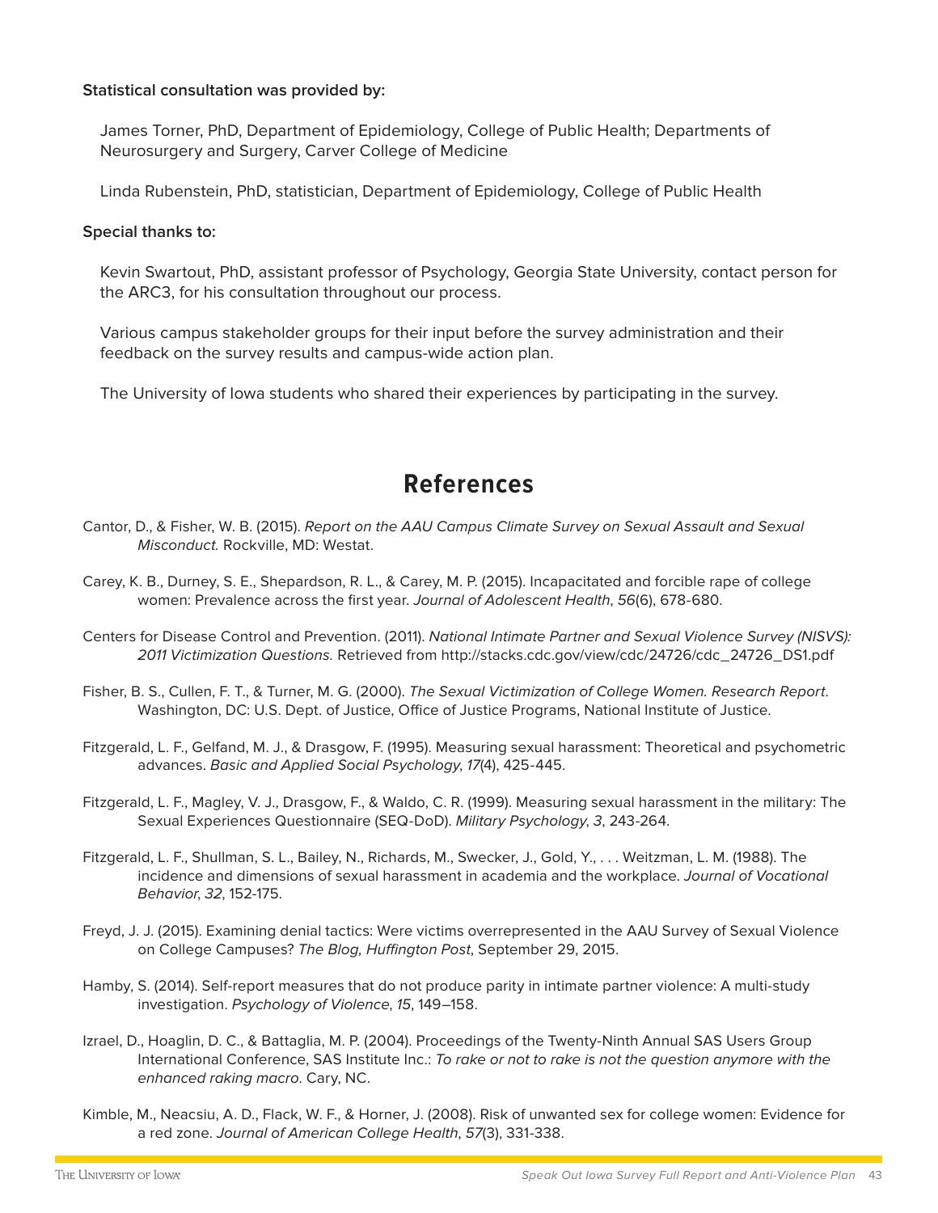**Statistical consultation was provided by:**

James Torner, PhD, Department of Epidemiology, College of Public Health; Departments of Neurosurgery and Surgery, Carver College of Medicine

Linda Rubenstein, PhD, statistician, Department of Epidemiology, College of Public Health

**Special thanks to:**

Kevin Swartout, PhD, assistant professor of Psychology, Georgia State University, contact person for the ARC3, for his consultation throughout our process.

Various campus stakeholder groups for their input before the survey administration and their feedback on the survey results and campus-wide action plan.

The University of Iowa students who shared their experiences by participating in the survey.

# References

Cantor, D., & Fisher, W. B. (2015). *Report on the AAU Campus Climate Survey on Sexual Assault and Sexual Misconduct.* Rockville, MD: Westat.

Carey, K. B., Durney, S. E., Shepardson, R. L., & Carey, M. P. (2015). Incapacitated and forcible rape of college women: Prevalence across the first year. *Journal of Adolescent Health*, *56*(6), 678-680.

Centers for Disease Control and Prevention. (2011). *National Intimate Partner and Sexual Violence Survey (NISVS): 2011 Victimization Questions.* Retrieved from http://stacks.cdc.gov/view/cdc/24726/cdc_24726_DS1.pdf

Fisher, B. S., Cullen, F. T., & Turner, M. G. (2000). *The Sexual Victimization of College Women. Research Report*. Washington, DC: U.S. Dept. of Justice, Office of Justice Programs, National Institute of Justice.

Fitzgerald, L. F., Gelfand, M. J., & Drasgow, F. (1995). Measuring sexual harassment: Theoretical and psychometric advances. *Basic and Applied Social Psychology*, *17*(4), 425-445.

Fitzgerald, L. F., Magley, V. J., Drasgow, F., & Waldo, C. R. (1999). Measuring sexual harassment in the military: The Sexual Experiences Questionnaire (SEQ-DoD). *Military Psychology*, *3*, 243-264.

Fitzgerald, L. F., Shullman, S. L., Bailey, N., Richards, M., Swecker, J., Gold, Y., . . . Weitzman, L. M. (1988). The incidence and dimensions of sexual harassment in academia and the workplace. *Journal of Vocational Behavior*, *32*, 152-175.

Freyd, J. J. (2015). Examining denial tactics: Were victims overrepresented in the AAU Survey of Sexual Violence on College Campuses? *The Blog, Huffington Post*, September 29, 2015.

Hamby, S. (2014). Self-report measures that do not produce parity in intimate partner violence: A multi-study investigation. *Psychology of Violence*, *15*, 149–158.

Izrael, D., Hoaglin, D. C., & Battaglia, M. P. (2004). Proceedings of the Twenty-Ninth Annual SAS Users Group International Conference, SAS Institute Inc.: *To rake or not to rake is not the question anymore with the enhanced raking macro.* Cary, NC.

Kimble, M., Neacsiu, A. D., Flack, W. F., & Horner, J. (2008). Risk of unwanted sex for college women: Evidence for a red zone. *Journal of American College Health*, *57*(3), 331-338.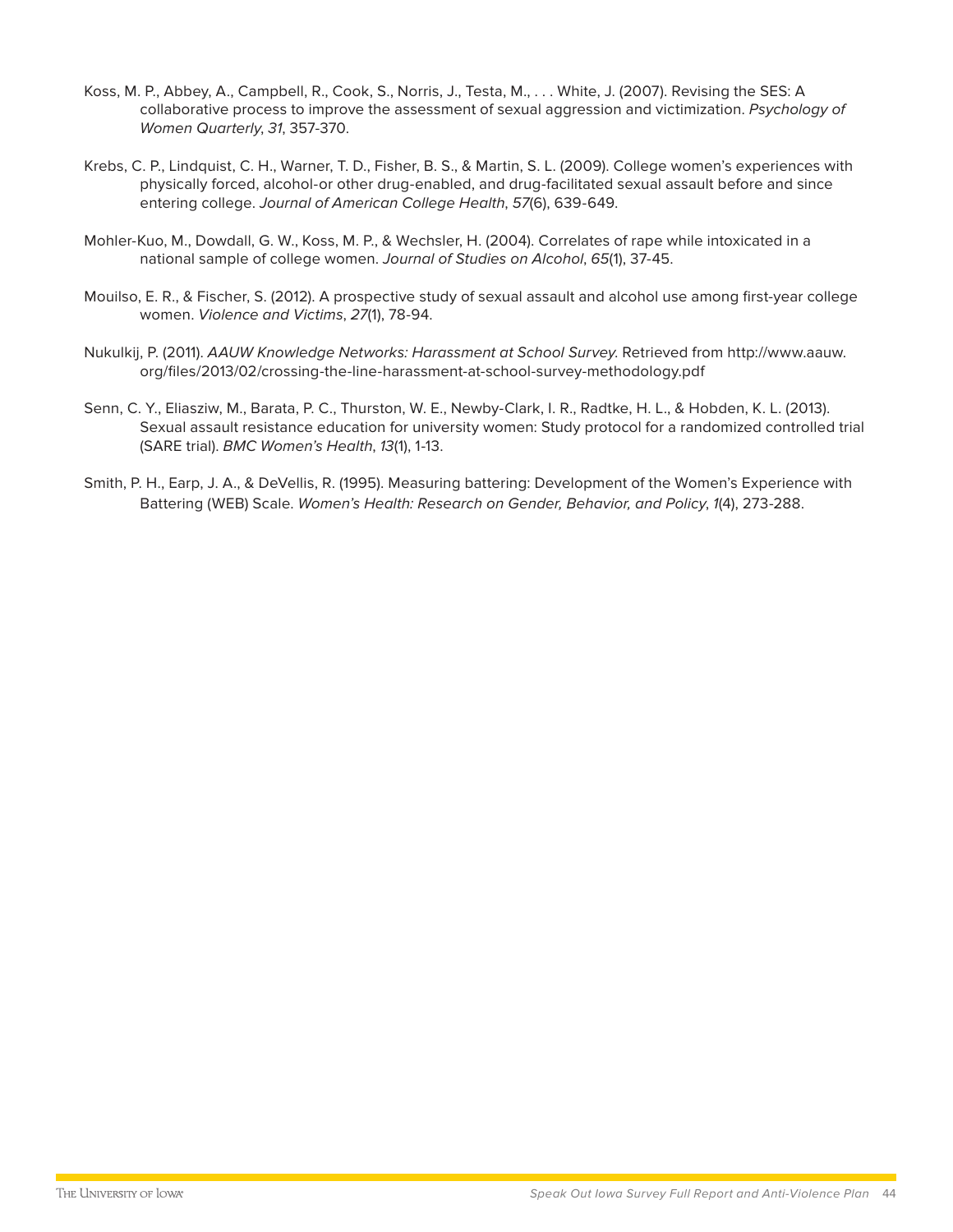Koss, M. P., Abbey, A., Campbell, R., Cook, S., Norris, J., Testa, M., . . . White, J. (2007). Revising the SES: A collaborative process to improve the assessment of sexual aggression and victimization. *Psychology of Women Quarterly*, *31*, 357-370.

Krebs, C. P., Lindquist, C. H., Warner, T. D., Fisher, B. S., & Martin, S. L. (2009). College women's experiences with physically forced, alcohol-or other drug-enabled, and drug-facilitated sexual assault before and since entering college. *Journal of American College Health*, *57*(6), 639-649.

Mohler-Kuo, M., Dowdall, G. W., Koss, M. P., & Wechsler, H. (2004). Correlates of rape while intoxicated in a national sample of college women. *Journal of Studies on Alcohol*, *65*(1), 37-45.

Mouilso, E. R., & Fischer, S. (2012). A prospective study of sexual assault and alcohol use among first-year college women. *Violence and Victims*, *27*(1), 78-94.

Nukulkij, P. (2011). *AAUW Knowledge Networks: Harassment at School Survey*. Retrieved from http://www.aauw.org/files/2013/02/crossing-the-line-harassment-at-school-survey-methodology.pdf

Senn, C. Y., Eliasziw, M., Barata, P. C., Thurston, W. E., Newby-Clark, I. R., Radtke, H. L., & Hobden, K. L. (2013). Sexual assault resistance education for university women: Study protocol for a randomized controlled trial (SARE trial). *BMC Women's Health*, *13*(1), 1-13.

Smith, P. H., Earp, J. A., & DeVellis, R. (1995). Measuring battering: Development of the Women's Experience with Battering (WEB) Scale. *Women's Health: Research on Gender, Behavior, and Policy*, *1*(4), 273-288.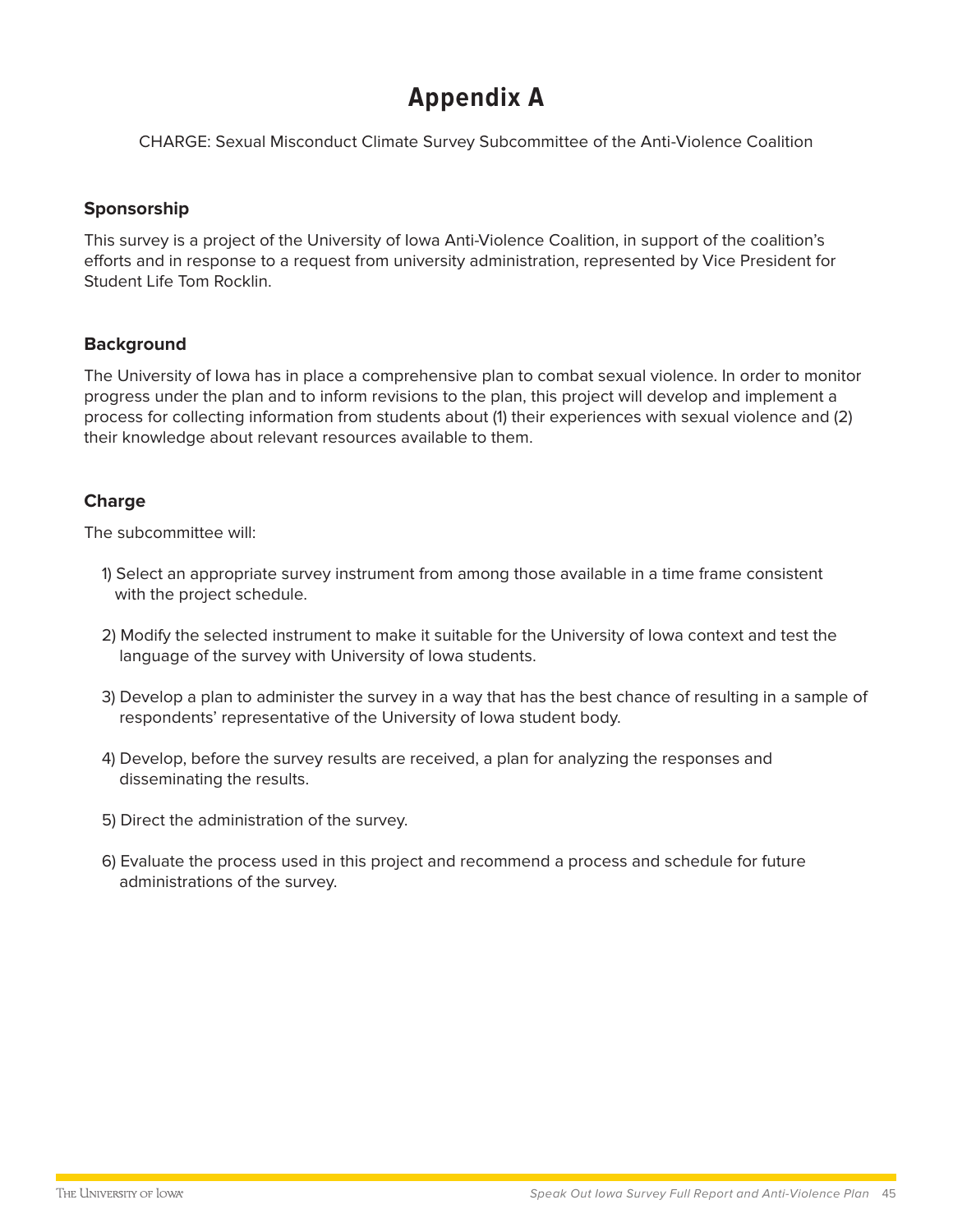# Appendix A

CHARGE: Sexual Misconduct Climate Survey Subcommittee of the Anti-Violence Coalition

### Sponsorship

This survey is a project of the University of Iowa Anti-Violence Coalition, in support of the coalition's efforts and in response to a request from university administration, represented by Vice President for Student Life Tom Rocklin.

### Background

The University of Iowa has in place a comprehensive plan to combat sexual violence. In order to monitor progress under the plan and to inform revisions to the plan, this project will develop and implement a process for collecting information from students about (1) their experiences with sexual violence and (2) their knowledge about relevant resources available to them.

### Charge

The subcommittee will:

1) Select an appropriate survey instrument from among those available in a time frame consistent with the project schedule.

2) Modify the selected instrument to make it suitable for the University of Iowa context and test the language of the survey with University of Iowa students.

3) Develop a plan to administer the survey in a way that has the best chance of resulting in a sample of respondents' representative of the University of Iowa student body.

4) Develop, before the survey results are received, a plan for analyzing the responses and disseminating the results.

5) Direct the administration of the survey.

6) Evaluate the process used in this project and recommend a process and schedule for future administrations of the survey.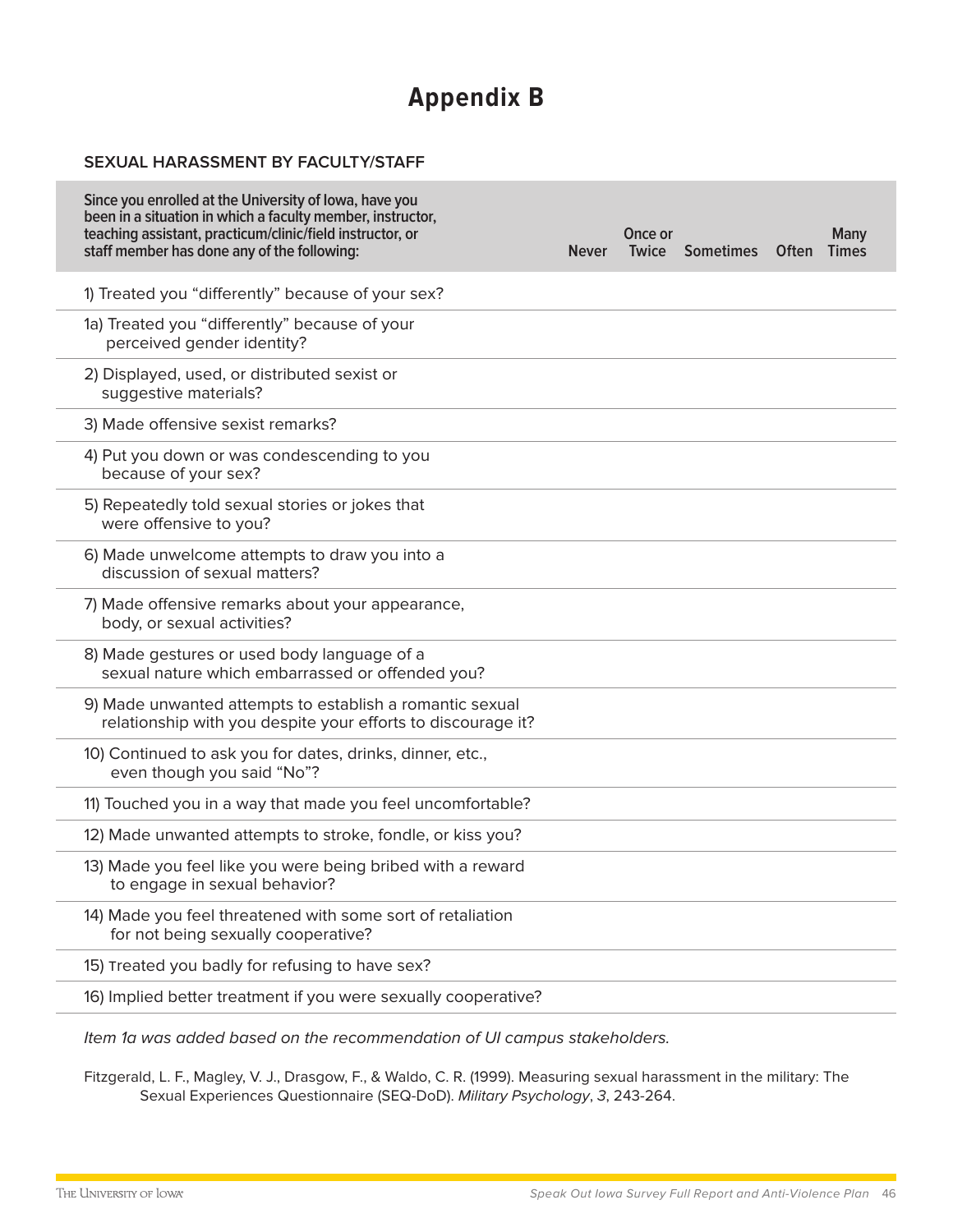# Appendix B

### SEXUAL HARASSMENT BY FACULTY/STAFF

| Since you enrolled at the University of Iowa, have you been in a situation in which a faculty member, instructor, teaching assistant, practicum/clinic/field instructor, or staff member has done any of the following: | Never | Once or Twice | Sometimes | Often | Many Times |
|---|---|---|---|---|---|
| 1) Treated you "differently" because of your sex? | | | | | |
| 1a) Treated you "differently" because of your perceived gender identity? | | | | | |
| 2) Displayed, used, or distributed sexist or suggestive materials? | | | | | |
| 3) Made offensive sexist remarks? | | | | | |
| 4) Put you down or was condescending to you because of your sex? | | | | | |
| 5) Repeatedly told sexual stories or jokes that were offensive to you? | | | | | |
| 6) Made unwelcome attempts to draw you into a discussion of sexual matters? | | | | | |
| 7) Made offensive remarks about your appearance, body, or sexual activities? | | | | | |
| 8) Made gestures or used body language of a sexual nature which embarrassed or offended you? | | | | | |
| 9) Made unwanted attempts to establish a romantic sexual relationship with you despite your efforts to discourage it? | | | | | |
| 10) Continued to ask you for dates, drinks, dinner, etc., even though you said "No"? | | | | | |
| 11) Touched you in a way that made you feel uncomfortable? | | | | | |
| 12) Made unwanted attempts to stroke, fondle, or kiss you? | | | | | |
| 13) Made you feel like you were being bribed with a reward to engage in sexual behavior? | | | | | |
| 14) Made you feel threatened with some sort of retaliation for not being sexually cooperative? | | | | | |
| 15) Treated you badly for refusing to have sex? | | | | | |
| 16) Implied better treatment if you were sexually cooperative? | | | | | |

*Item 1a was added based on the recommendation of UI campus stakeholders.*

Fitzgerald, L. F., Magley, V. J., Drasgow, F., & Waldo, C. R. (1999). Measuring sexual harassment in the military: The Sexual Experiences Questionnaire (SEQ-DoD). *Military Psychology*, *3*, 243-264.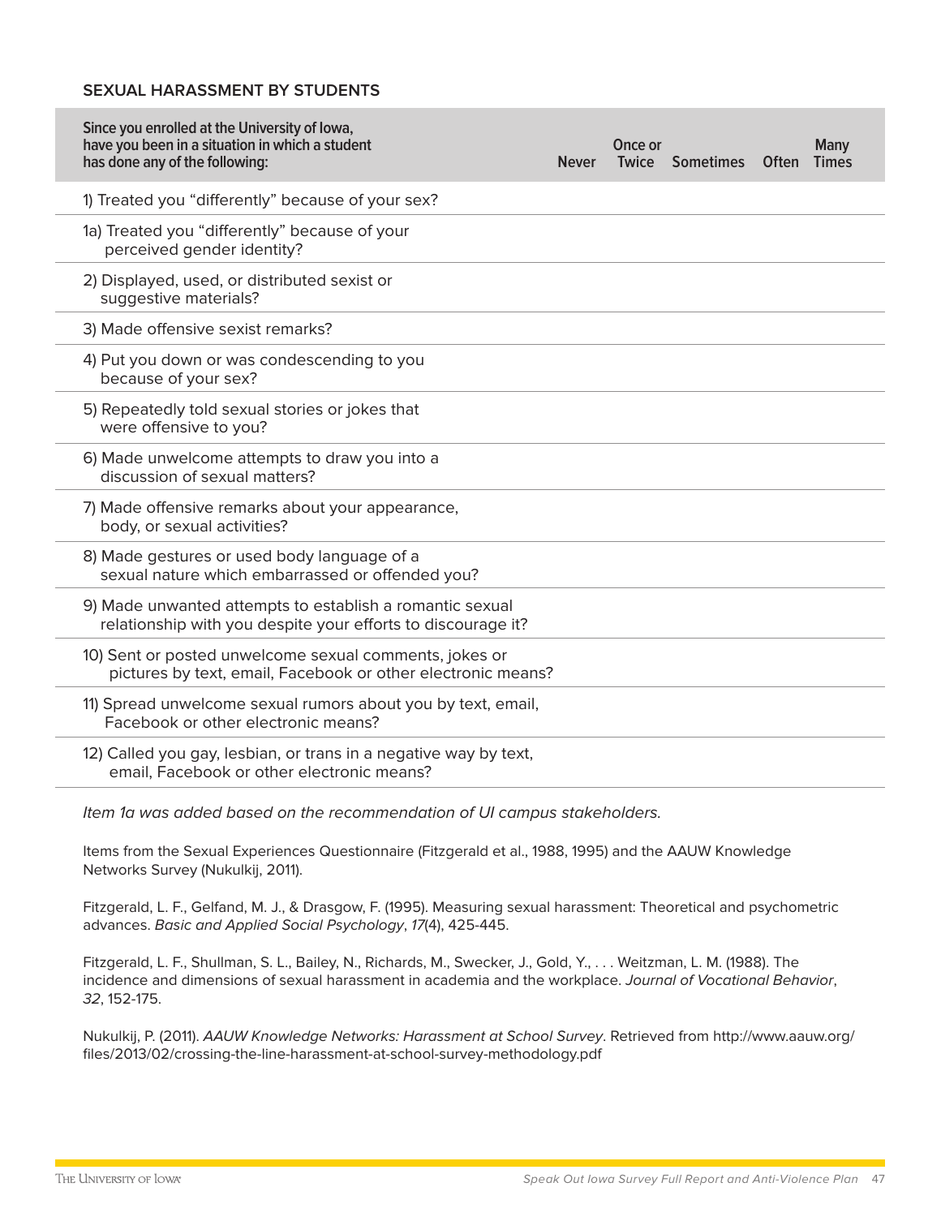### SEXUAL HARASSMENT BY STUDENTS

| Since you enrolled at the University of Iowa, have you been in a situation in which a student has done any of the following: | Never | Once or Twice | Sometimes | Often | Many Times |
|---|---|---|---|---|---|
| 1) Treated you "differently" because of your sex? | | | | | |
| 1a) Treated you "differently" because of your perceived gender identity? | | | | | |
| 2) Displayed, used, or distributed sexist or suggestive materials? | | | | | |
| 3) Made offensive sexist remarks? | | | | | |
| 4) Put you down or was condescending to you because of your sex? | | | | | |
| 5) Repeatedly told sexual stories or jokes that were offensive to you? | | | | | |
| 6) Made unwelcome attempts to draw you into a discussion of sexual matters? | | | | | |
| 7) Made offensive remarks about your appearance, body, or sexual activities? | | | | | |
| 8) Made gestures or used body language of a sexual nature which embarrassed or offended you? | | | | | |
| 9) Made unwanted attempts to establish a romantic sexual relationship with you despite your efforts to discourage it? | | | | | |
| 10) Sent or posted unwelcome sexual comments, jokes or pictures by text, email, Facebook or other electronic means? | | | | | |
| 11) Spread unwelcome sexual rumors about you by text, email, Facebook or other electronic means? | | | | | |
| 12) Called you gay, lesbian, or trans in a negative way by text, email, Facebook or other electronic means? | | | | | |

*Item 1a was added based on the recommendation of UI campus stakeholders.*

Items from the Sexual Experiences Questionnaire (Fitzgerald et al., 1988, 1995) and the AAUW Knowledge Networks Survey (Nukulkij, 2011).

Fitzgerald, L. F., Gelfand, M. J., & Drasgow, F. (1995). Measuring sexual harassment: Theoretical and psychometric advances. *Basic and Applied Social Psychology*, *17*(4), 425-445.

Fitzgerald, L. F., Shullman, S. L., Bailey, N., Richards, M., Swecker, J., Gold, Y., . . . Weitzman, L. M. (1988). The incidence and dimensions of sexual harassment in academia and the workplace. *Journal of Vocational Behavior*, *32*, 152-175.

Nukulkij, P. (2011). *AAUW Knowledge Networks: Harassment at School Survey*. Retrieved from http://www.aauw.org/files/2013/02/crossing-the-line-harassment-at-school-survey-methodology.pdf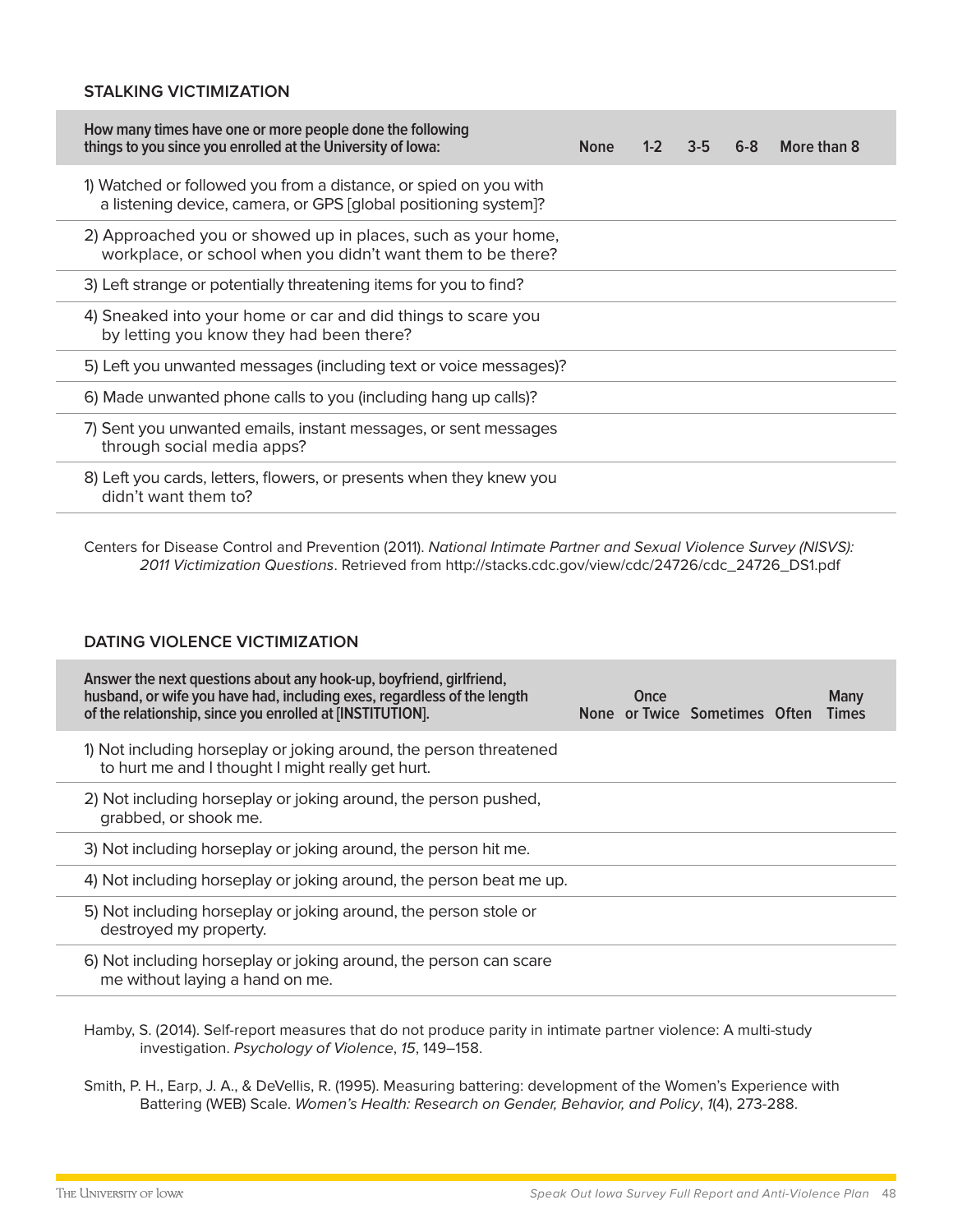### STALKING VICTIMIZATION

| How many times have one or more people done the following things to you since you enrolled at the University of Iowa: | None | 1-2 | 3-5 | 6-8 | More than 8 |
|---|---|---|---|---|---|
| 1) Watched or followed you from a distance, or spied on you with a listening device, camera, or GPS [global positioning system]? | | | | | |
| 2) Approached you or showed up in places, such as your home, workplace, or school when you didn't want them to be there? | | | | | |
| 3) Left strange or potentially threatening items for you to find? | | | | | |
| 4) Sneaked into your home or car and did things to scare you by letting you know they had been there? | | | | | |
| 5) Left you unwanted messages (including text or voice messages)? | | | | | |
| 6) Made unwanted phone calls to you (including hang up calls)? | | | | | |
| 7) Sent you unwanted emails, instant messages, or sent messages through social media apps? | | | | | |
| 8) Left you cards, letters, flowers, or presents when they knew you didn't want them to? | | | | | |

Centers for Disease Control and Prevention (2011). *National Intimate Partner and Sexual Violence Survey (NISVS): 2011 Victimization Questions*. Retrieved from http://stacks.cdc.gov/view/cdc/24726/cdc_24726_DS1.pdf

### DATING VIOLENCE VICTIMIZATION

| Answer the next questions about any hook-up, boyfriend, girlfriend, husband, or wife you have had, including exes, regardless of the length of the relationship, since you enrolled at [INSTITUTION]. | None | Once or Twice | Sometimes | Often | Many Times |
|---|---|---|---|---|---|
| 1) Not including horseplay or joking around, the person threatened to hurt me and I thought I might really get hurt. | | | | | |
| 2) Not including horseplay or joking around, the person pushed, grabbed, or shook me. | | | | | |
| 3) Not including horseplay or joking around, the person hit me. | | | | | |
| 4) Not including horseplay or joking around, the person beat me up. | | | | | |
| 5) Not including horseplay or joking around, the person stole or destroyed my property. | | | | | |
| 6) Not including horseplay or joking around, the person can scare me without laying a hand on me. | | | | | |

Hamby, S. (2014). Self-report measures that do not produce parity in intimate partner violence: A multi-study investigation. *Psychology of Violence*, *15*, 149–158.

Smith, P. H., Earp, J. A., & DeVellis, R. (1995). Measuring battering: development of the Women's Experience with Battering (WEB) Scale. *Women's Health: Research on Gender, Behavior, and Policy*, *1*(4), 273-288.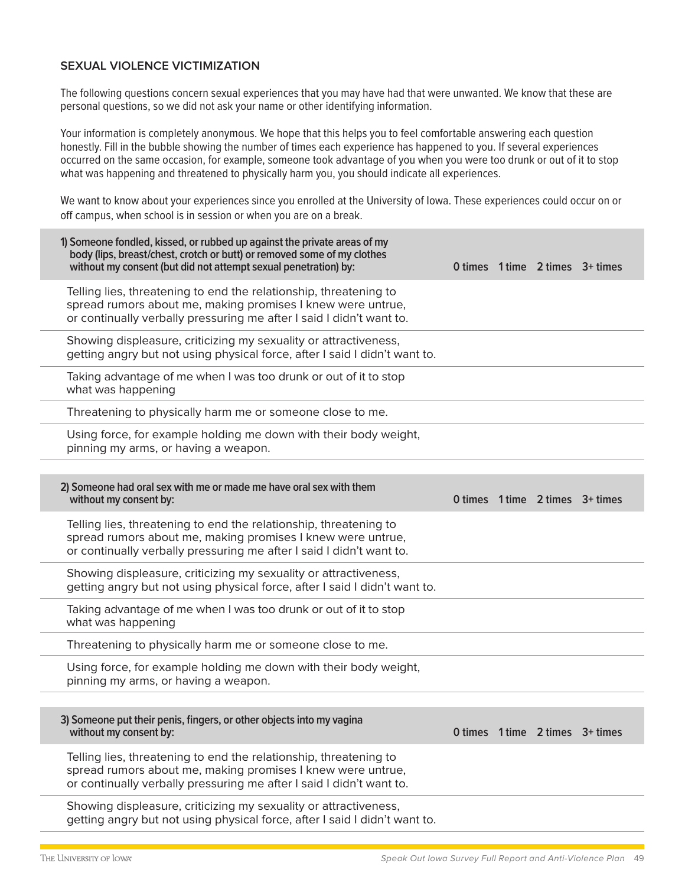### SEXUAL VIOLENCE VICTIMIZATION

The following questions concern sexual experiences that you may have had that were unwanted. We know that these are personal questions, so we did not ask your name or other identifying information.

Your information is completely anonymous. We hope that this helps you to feel comfortable answering each question honestly. Fill in the bubble showing the number of times each experience has happened to you. If several experiences occurred on the same occasion, for example, someone took advantage of you when you were too drunk or out of it to stop what was happening and threatened to physically harm you, you should indicate all experiences.

We want to know about your experiences since you enrolled at the University of Iowa. These experiences could occur on or off campus, when school is in session or when you are on a break.

| 1) Someone fondled, kissed, or rubbed up against the private areas of my body (lips, breast/chest, crotch or butt) or removed some of my clothes without my consent (but did not attempt sexual penetration) by: | 0 times | 1 time | 2 times | 3+ times |
|---|---|---|---|---|
| Telling lies, threatening to end the relationship, threatening to spread rumors about me, making promises I knew were untrue, or continually verbally pressuring me after I said I didn't want to. | | | | |
| Showing displeasure, criticizing my sexuality or attractiveness, getting angry but not using physical force, after I said I didn't want to. | | | | |
| Taking advantage of me when I was too drunk or out of it to stop what was happening | | | | |
| Threatening to physically harm me or someone close to me. | | | | |
| Using force, for example holding me down with their body weight, pinning my arms, or having a weapon. | | | | |

| 2) Someone had oral sex with me or made me have oral sex with them without my consent by: | 0 times | 1 time | 2 times | 3+ times |
|---|---|---|---|---|
| Telling lies, threatening to end the relationship, threatening to spread rumors about me, making promises I knew were untrue, or continually verbally pressuring me after I said I didn't want to. | | | | |
| Showing displeasure, criticizing my sexuality or attractiveness, getting angry but not using physical force, after I said I didn't want to. | | | | |
| Taking advantage of me when I was too drunk or out of it to stop what was happening | | | | |
| Threatening to physically harm me or someone close to me. | | | | |
| Using force, for example holding me down with their body weight, pinning my arms, or having a weapon. | | | | |

| 3) Someone put their penis, fingers, or other objects into my vagina without my consent by: | 0 times | 1 time | 2 times | 3+ times |
|---|---|---|---|---|
| Telling lies, threatening to end the relationship, threatening to spread rumors about me, making promises I knew were untrue, or continually verbally pressuring me after I said I didn't want to. | | | | |
| Showing displeasure, criticizing my sexuality or attractiveness, getting angry but not using physical force, after I said I didn't want to. | | | | |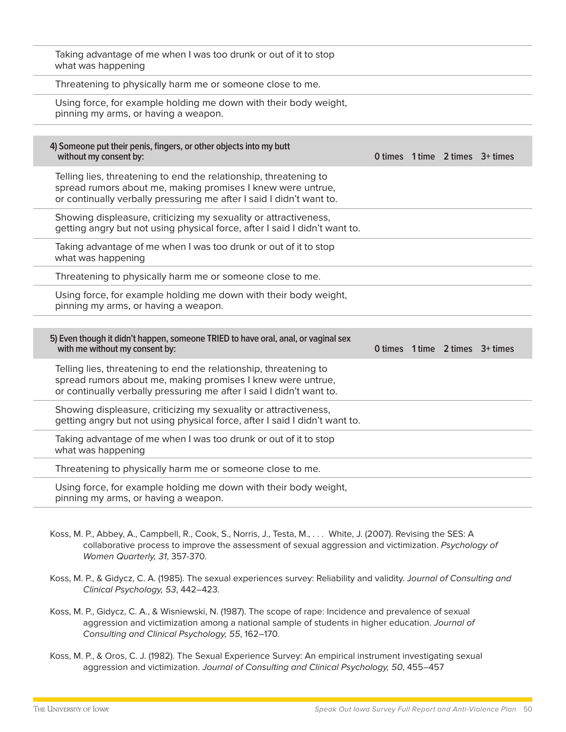| | | | | |
|---|---|---|---|---|
| Taking advantage of me when I was too drunk or out of it to stop what was happening | | | | |
| Threatening to physically harm me or someone close to me. | | | | |
| Using force, for example holding me down with their body weight, pinning my arms, or having a weapon. | | | | |

| **4) Someone put their penis, fingers, or other objects into my butt without my consent by:** | **0 times** | **1 time** | **2 times** | **3+ times** |
|---|---|---|---|---|
| Telling lies, threatening to end the relationship, threatening to spread rumors about me, making promises I knew were untrue, or continually verbally pressuring me after I said I didn't want to. | | | | |
| Showing displeasure, criticizing my sexuality or attractiveness, getting angry but not using physical force, after I said I didn't want to. | | | | |
| Taking advantage of me when I was too drunk or out of it to stop what was happening | | | | |
| Threatening to physically harm me or someone close to me. | | | | |
| Using force, for example holding me down with their body weight, pinning my arms, or having a weapon. | | | | |

| **5) Even though it didn't happen, someone TRIED to have oral, anal, or vaginal sex with me without my consent by:** | **0 times** | **1 time** | **2 times** | **3+ times** |
|---|---|---|---|---|
| Telling lies, threatening to end the relationship, threatening to spread rumors about me, making promises I knew were untrue, or continually verbally pressuring me after I said I didn't want to. | | | | |
| Showing displeasure, criticizing my sexuality or attractiveness, getting angry but not using physical force, after I said I didn't want to. | | | | |
| Taking advantage of me when I was too drunk or out of it to stop what was happening | | | | |
| Threatening to physically harm me or someone close to me. | | | | |
| Using force, for example holding me down with their body weight, pinning my arms, or having a weapon. | | | | |

Koss, M. P., Abbey, A., Campbell, R., Cook, S., Norris, J., Testa, M., . . . White, J. (2007). Revising the SES: A collaborative process to improve the assessment of sexual aggression and victimization. *Psychology of Women Quarterly, 31*, 357-370.

Koss, M. P., & Gidycz, C. A. (1985). The sexual experiences survey: Reliability and validity. *Journal of Consulting and Clinical Psychology, 53*, 442–423.

Koss, M. P., Gidycz, C. A., & Wisniewski, N. (1987). The scope of rape: Incidence and prevalence of sexual aggression and victimization among a national sample of students in higher education. *Journal of Consulting and Clinical Psychology, 55*, 162–170.

Koss, M. P., & Oros, C. J. (1982). The Sexual Experience Survey: An empirical instrument investigating sexual aggression and victimization. *Journal of Consulting and Clinical Psychology, 50*, 455–457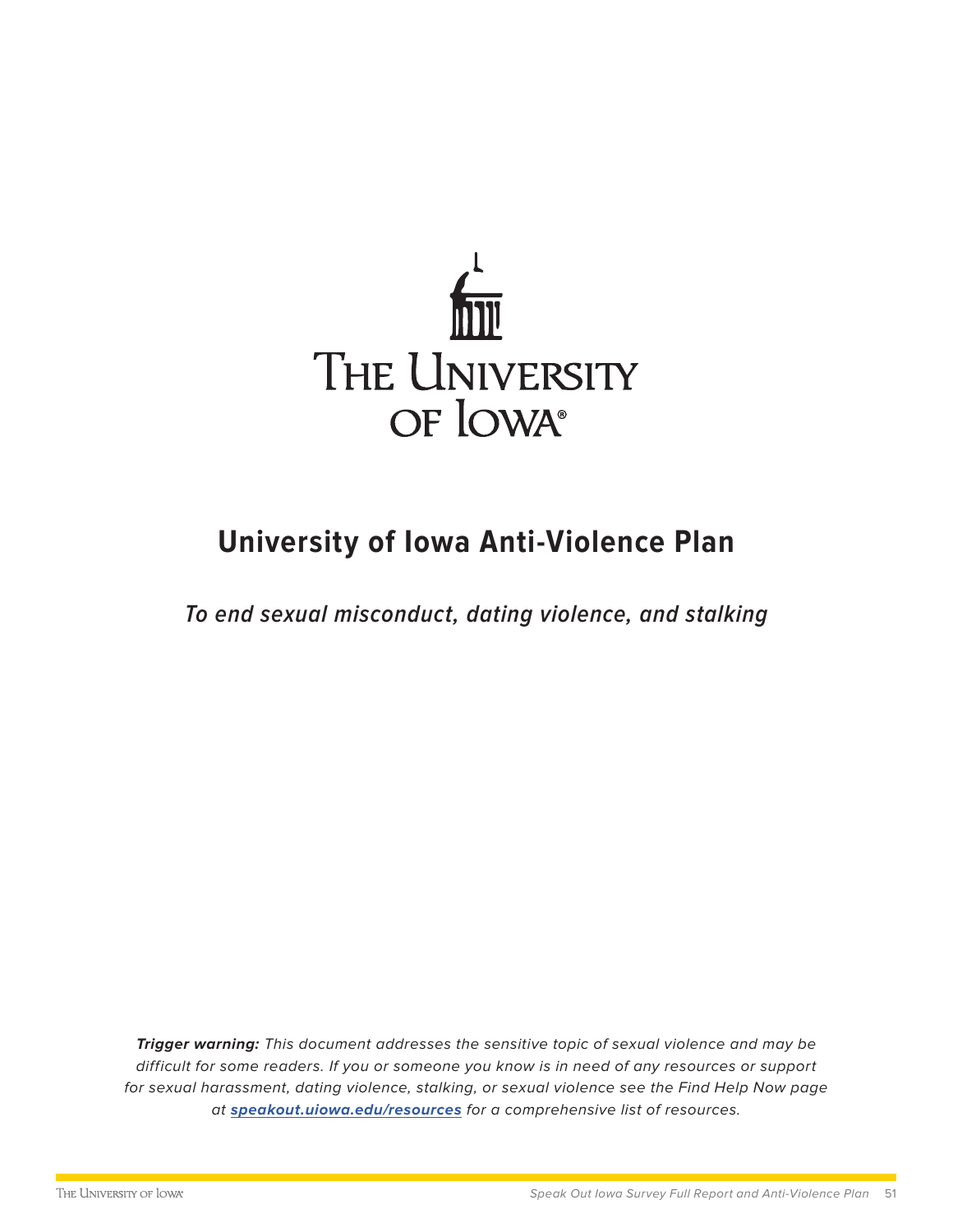# University of Iowa Anti-Violence Plan

*To end sexual misconduct, dating violence, and stalking*

***Trigger warning:*** *This document addresses the sensitive topic of sexual violence and may be difficult for some readers. If you or someone you know is in need of any resources or support for sexual harassment, dating violence, stalking, or sexual violence see the Find Help Now page at* ***speakout.uiowa.edu/resources*** *for a comprehensive list of resources.*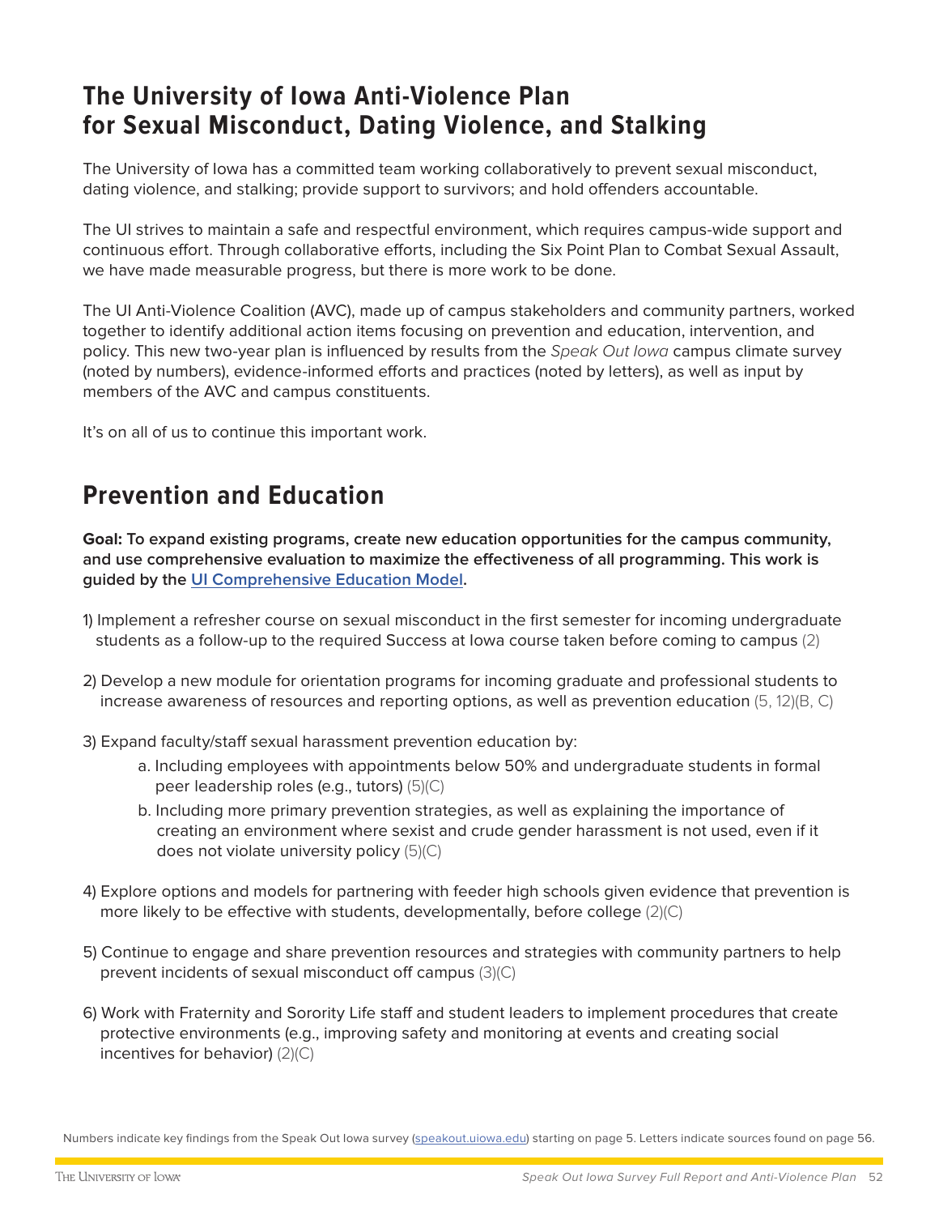# The University of Iowa Anti-Violence Plan for Sexual Misconduct, Dating Violence, and Stalking

The University of Iowa has a committed team working collaboratively to prevent sexual misconduct, dating violence, and stalking; provide support to survivors; and hold offenders accountable.

The UI strives to maintain a safe and respectful environment, which requires campus-wide support and continuous effort. Through collaborative efforts, including the Six Point Plan to Combat Sexual Assault, we have made measurable progress, but there is more work to be done.

The UI Anti-Violence Coalition (AVC), made up of campus stakeholders and community partners, worked together to identify additional action items focusing on prevention and education, intervention, and policy. This new two-year plan is influenced by results from the *Speak Out Iowa* campus climate survey (noted by numbers), evidence-informed efforts and practices (noted by letters), as well as input by members of the AVC and campus constituents.

It's on all of us to continue this important work.

## Prevention and Education

**Goal: To expand existing programs, create new education opportunities for the campus community, and use comprehensive evaluation to maximize the effectiveness of all programming. This work is guided by the UI Comprehensive Education Model.**

1) Implement a refresher course on sexual misconduct in the first semester for incoming undergraduate students as a follow-up to the required Success at Iowa course taken before coming to campus (2)

2) Develop a new module for orientation programs for incoming graduate and professional students to increase awareness of resources and reporting options, as well as prevention education (5, 12)(B, C)

3) Expand faculty/staff sexual harassment prevention education by:
   a. Including employees with appointments below 50% and undergraduate students in formal peer leadership roles (e.g., tutors) (5)(C)
   b. Including more primary prevention strategies, as well as explaining the importance of creating an environment where sexist and crude gender harassment is not used, even if it does not violate university policy (5)(C)

4) Explore options and models for partnering with feeder high schools given evidence that prevention is more likely to be effective with students, developmentally, before college (2)(C)

5) Continue to engage and share prevention resources and strategies with community partners to help prevent incidents of sexual misconduct off campus (3)(C)

6) Work with Fraternity and Sorority Life staff and student leaders to implement procedures that create protective environments (e.g., improving safety and monitoring at events and creating social incentives for behavior) (2)(C)

Numbers indicate key findings from the Speak Out Iowa survey (speakout.uiowa.edu) starting on page 5. Letters indicate sources found on page 56.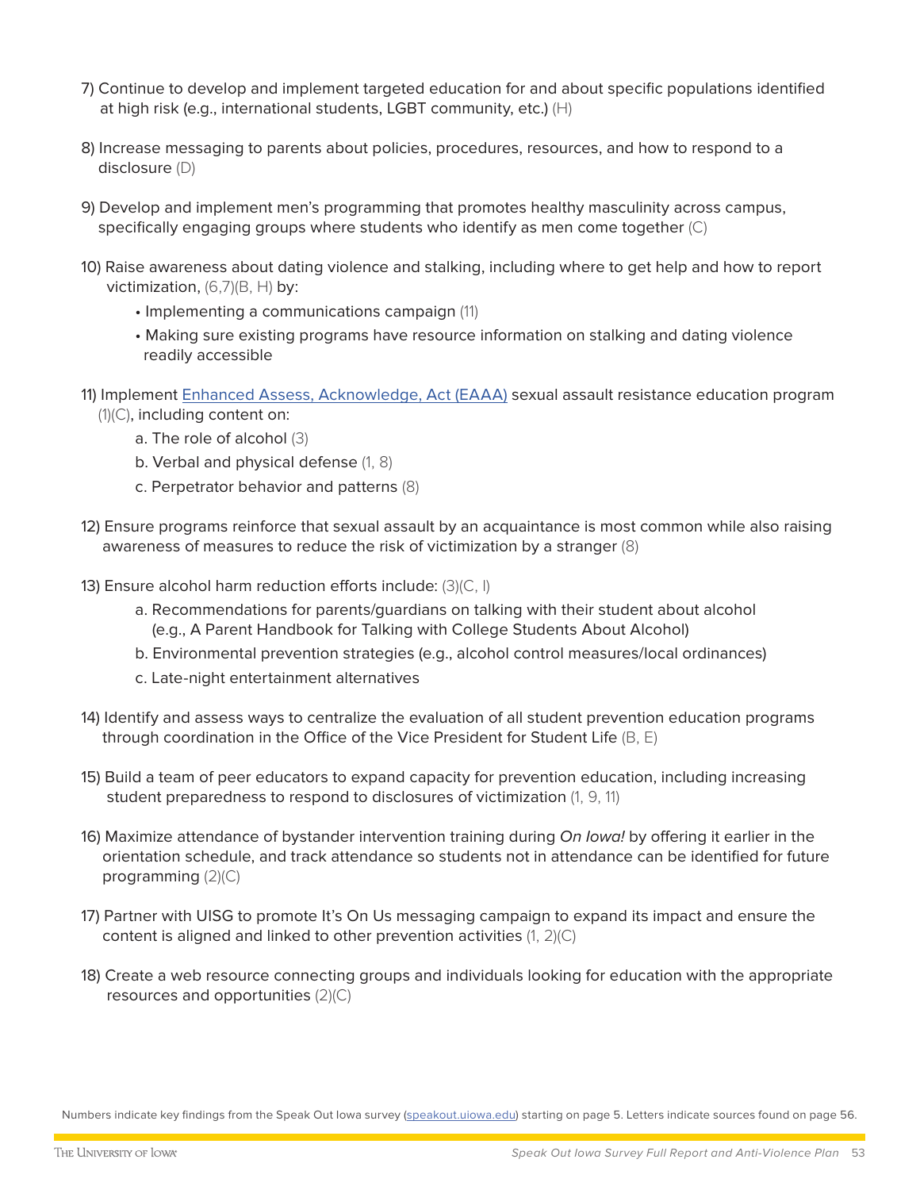7) Continue to develop and implement targeted education for and about specific populations identified at high risk (e.g., international students, LGBT community, etc.) (H)

8) Increase messaging to parents about policies, procedures, resources, and how to respond to a disclosure (D)

9) Develop and implement men's programming that promotes healthy masculinity across campus, specifically engaging groups where students who identify as men come together (C)

10) Raise awareness about dating violence and stalking, including where to get help and how to report victimization, (6,7)(B, H) by:

    - Implementing a communications campaign (11)
    - Making sure existing programs have resource information on stalking and dating violence readily accessible

11) Implement [Enhanced Assess, Acknowledge, Act (EAAA)]() sexual assault resistance education program (1)(C), including content on:

    a. The role of alcohol (3)

    b. Verbal and physical defense (1, 8)

    c. Perpetrator behavior and patterns (8)

12) Ensure programs reinforce that sexual assault by an acquaintance is most common while also raising awareness of measures to reduce the risk of victimization by a stranger (8)

13) Ensure alcohol harm reduction efforts include: (3)(C, I)

    a. Recommendations for parents/guardians on talking with their student about alcohol (e.g., A Parent Handbook for Talking with College Students About Alcohol)

    b. Environmental prevention strategies (e.g., alcohol control measures/local ordinances)

    c. Late-night entertainment alternatives

14) Identify and assess ways to centralize the evaluation of all student prevention education programs through coordination in the Office of the Vice President for Student Life (B, E)

15) Build a team of peer educators to expand capacity for prevention education, including increasing student preparedness to respond to disclosures of victimization (1, 9, 11)

16) Maximize attendance of bystander intervention training during *On Iowa!* by offering it earlier in the orientation schedule, and track attendance so students not in attendance can be identified for future programming (2)(C)

17) Partner with UISG to promote It's On Us messaging campaign to expand its impact and ensure the content is aligned and linked to other prevention activities (1, 2)(C)

18) Create a web resource connecting groups and individuals looking for education with the appropriate resources and opportunities (2)(C)

Numbers indicate key findings from the Speak Out Iowa survey (speakout.uiowa.edu) starting on page 5. Letters indicate sources found on page 56.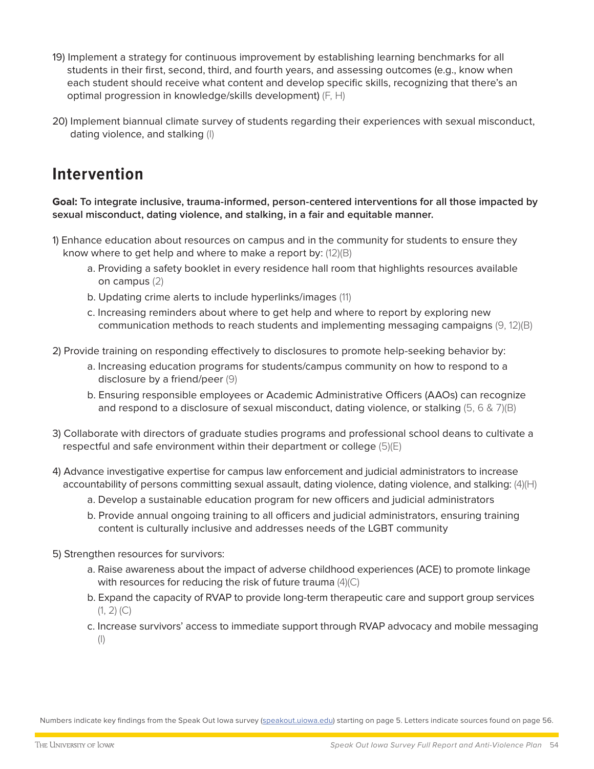19) Implement a strategy for continuous improvement by establishing learning benchmarks for all students in their first, second, third, and fourth years, and assessing outcomes (e.g., know when each student should receive what content and develop specific skills, recognizing that there's an optimal progression in knowledge/skills development) (F, H)

20) Implement biannual climate survey of students regarding their experiences with sexual misconduct, dating violence, and stalking (I)

## Intervention

**Goal: To integrate inclusive, trauma-informed, person-centered interventions for all those impacted by sexual misconduct, dating violence, and stalking, in a fair and equitable manner.**

1) Enhance education about resources on campus and in the community for students to ensure they know where to get help and where to make a report by: (12)(B)
    - a. Providing a safety booklet in every residence hall room that highlights resources available on campus (2)
    - b. Updating crime alerts to include hyperlinks/images (11)
    - c. Increasing reminders about where to get help and where to report by exploring new communication methods to reach students and implementing messaging campaigns (9, 12)(B)

2) Provide training on responding effectively to disclosures to promote help-seeking behavior by:
    - a. Increasing education programs for students/campus community on how to respond to a disclosure by a friend/peer (9)
    - b. Ensuring responsible employees or Academic Administrative Officers (AAOs) can recognize and respond to a disclosure of sexual misconduct, dating violence, or stalking (5, 6 & 7)(B)

3) Collaborate with directors of graduate studies programs and professional school deans to cultivate a respectful and safe environment within their department or college (5)(E)

4) Advance investigative expertise for campus law enforcement and judicial administrators to increase accountability of persons committing sexual assault, dating violence, dating violence, and stalking: (4)(H)
    - a. Develop a sustainable education program for new officers and judicial administrators
    - b. Provide annual ongoing training to all officers and judicial administrators, ensuring training content is culturally inclusive and addresses needs of the LGBT community

5) Strengthen resources for survivors:
    - a. Raise awareness about the impact of adverse childhood experiences (ACE) to promote linkage with resources for reducing the risk of future trauma (4)(C)
    - b. Expand the capacity of RVAP to provide long-term therapeutic care and support group services (1, 2) (C)
    - c. Increase survivors' access to immediate support through RVAP advocacy and mobile messaging (I)

Numbers indicate key findings from the Speak Out Iowa survey (speakout.uiowa.edu) starting on page 5. Letters indicate sources found on page 56.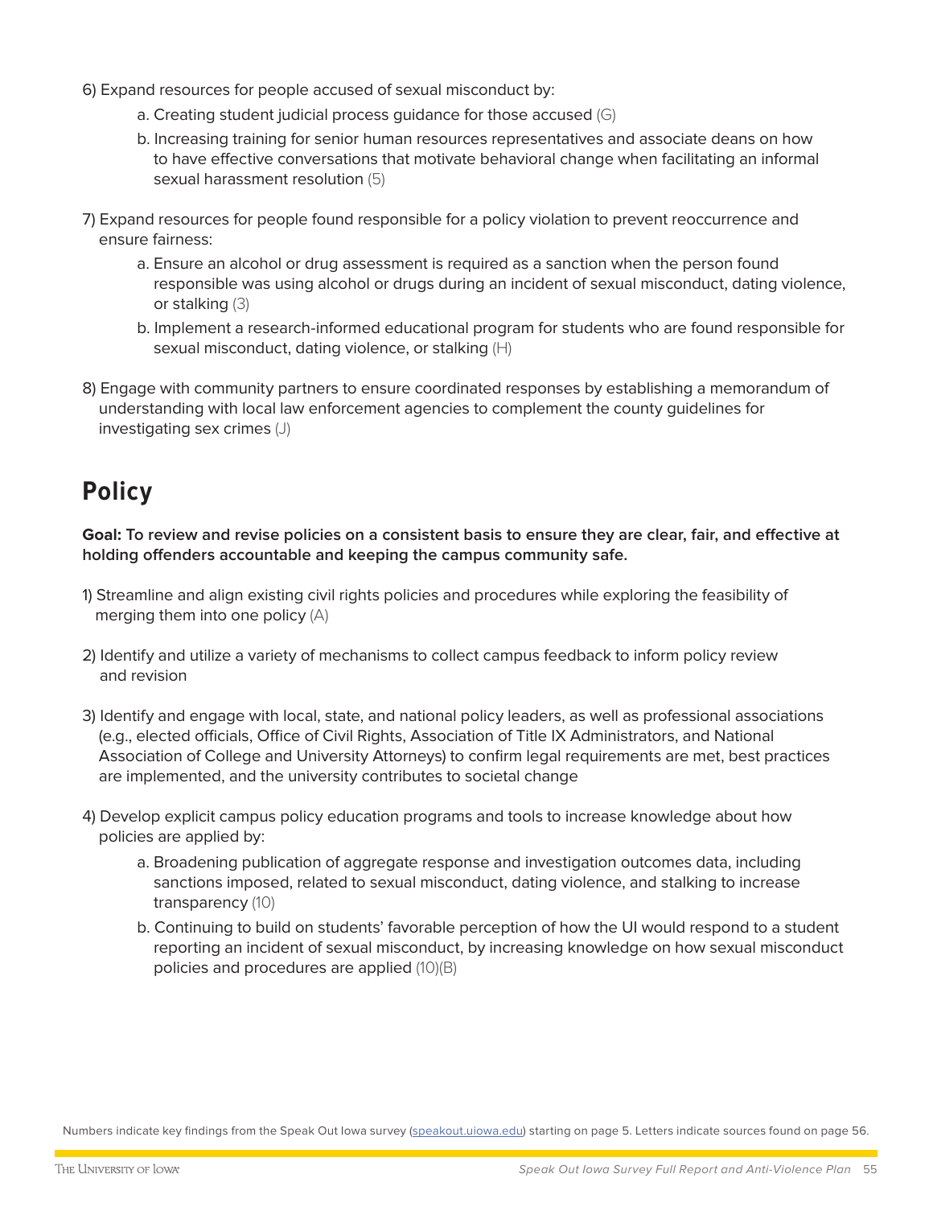6) Expand resources for people accused of sexual misconduct by:

   a. Creating student judicial process guidance for those accused (G)

   b. Increasing training for senior human resources representatives and associate deans on how to have effective conversations that motivate behavioral change when facilitating an informal sexual harassment resolution (5)

7) Expand resources for people found responsible for a policy violation to prevent reoccurrence and ensure fairness:

   a. Ensure an alcohol or drug assessment is required as a sanction when the person found responsible was using alcohol or drugs during an incident of sexual misconduct, dating violence, or stalking (3)

   b. Implement a research-informed educational program for students who are found responsible for sexual misconduct, dating violence, or stalking (H)

8) Engage with community partners to ensure coordinated responses by establishing a memorandum of understanding with local law enforcement agencies to complement the county guidelines for investigating sex crimes (J)

## Policy

**Goal: To review and revise policies on a consistent basis to ensure they are clear, fair, and effective at holding offenders accountable and keeping the campus community safe.**

1) Streamline and align existing civil rights policies and procedures while exploring the feasibility of merging them into one policy (A)

2) Identify and utilize a variety of mechanisms to collect campus feedback to inform policy review and revision

3) Identify and engage with local, state, and national policy leaders, as well as professional associations (e.g., elected officials, Office of Civil Rights, Association of Title IX Administrators, and National Association of College and University Attorneys) to confirm legal requirements are met, best practices are implemented, and the university contributes to societal change

4) Develop explicit campus policy education programs and tools to increase knowledge about how policies are applied by:

   a. Broadening publication of aggregate response and investigation outcomes data, including sanctions imposed, related to sexual misconduct, dating violence, and stalking to increase transparency (10)

   b. Continuing to build on students' favorable perception of how the UI would respond to a student reporting an incident of sexual misconduct, by increasing knowledge on how sexual misconduct policies and procedures are applied (10)(B)

Numbers indicate key findings from the Speak Out Iowa survey (speakout.uiowa.edu) starting on page 5. Letters indicate sources found on page 56.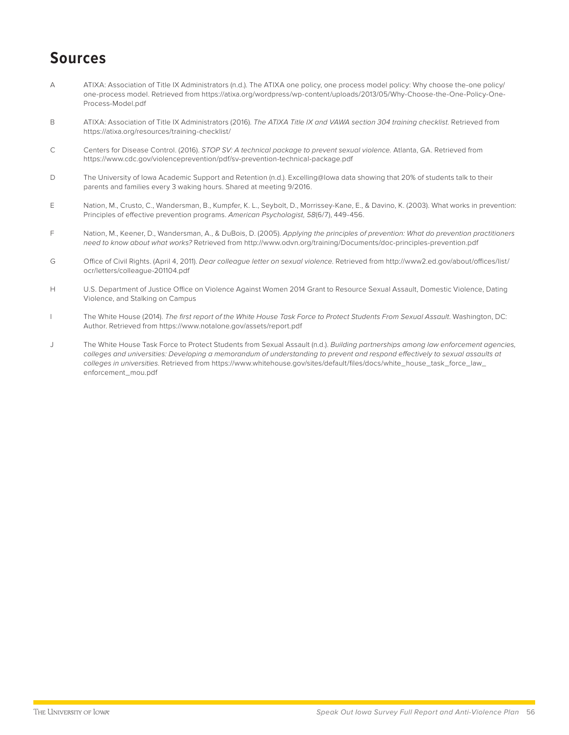# Sources

A ATIXA: Association of Title IX Administrators (n.d.). The ATIXA one policy, one process model policy: Why choose the-one policy/one-process model. Retrieved from https://atixa.org/wordpress/wp-content/uploads/2013/05/Why-Choose-the-One-Policy-One-Process-Model.pdf

B ATIXA: Association of Title IX Administrators (2016). *The ATIXA Title IX and VAWA section 304 training checklist.* Retrieved from https://atixa.org/resources/training-checklist/

C Centers for Disease Control. (2016). *STOP SV: A technical package to prevent sexual violence.* Atlanta, GA. Retrieved from https://www.cdc.gov/violenceprevention/pdf/sv-prevention-technical-package.pdf

D The University of Iowa Academic Support and Retention (n.d.). Excelling@Iowa data showing that 20% of students talk to their parents and families every 3 waking hours. Shared at meeting 9/2016.

E Nation, M., Crusto, C., Wandersman, B., Kumpfer, K. L., Seybolt, D., Morrissey-Kane, E., & Davino, K. (2003). What works in prevention: Principles of effective prevention programs. *American Psychologist, 58*(6/7), 449-456.

F Nation, M., Keener, D., Wandersman, A., & DuBois, D. (2005). *Applying the principles of prevention: What do prevention practitioners need to know about what works?* Retrieved from http://www.odvn.org/training/Documents/doc-principles-prevention.pdf

G Office of Civil Rights. (April 4, 2011). *Dear colleague letter on sexual violence.* Retrieved from http://www2.ed.gov/about/offices/list/ocr/letters/colleague-201104.pdf

H U.S. Department of Justice Office on Violence Against Women 2014 Grant to Resource Sexual Assault, Domestic Violence, Dating Violence, and Stalking on Campus

I The White House (2014). *The first report of the White House Task Force to Protect Students From Sexual Assault.* Washington, DC: Author. Retrieved from https://www.notalone.gov/assets/report.pdf

J The White House Task Force to Protect Students from Sexual Assault (n.d.). *Building partnerships among law enforcement agencies, colleges and universities: Developing a memorandum of understanding to prevent and respond effectively to sexual assaults at colleges in universities.* Retrieved from https://www.whitehouse.gov/sites/default/files/docs/white_house_task_force_law_enforcement_mou.pdf